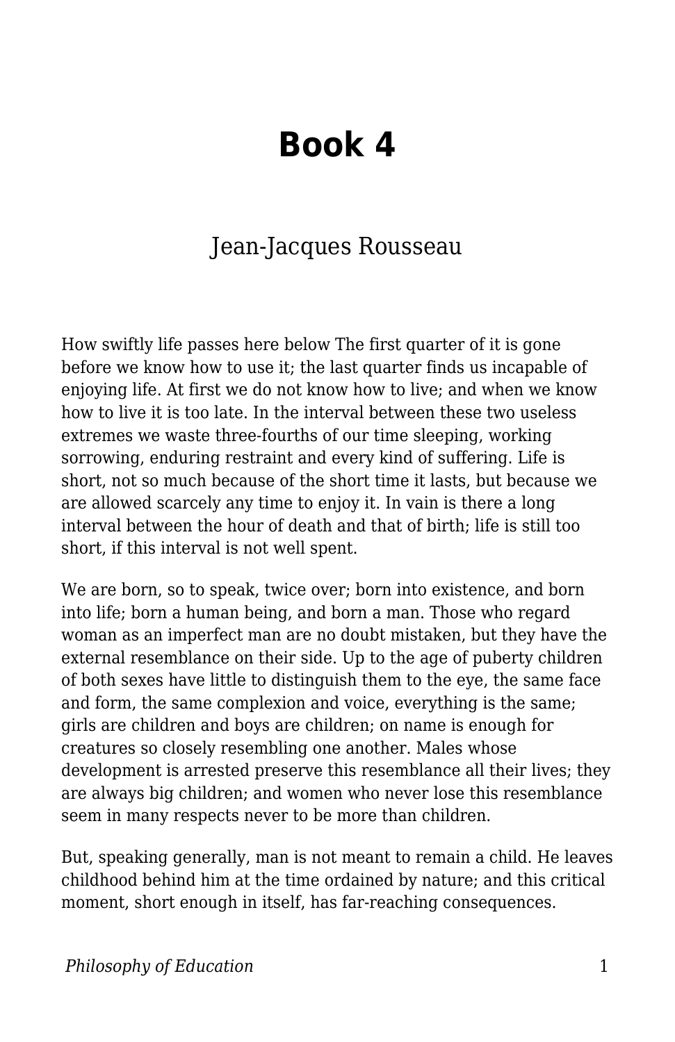# Book 4

Jean-Jacques Rousseau

How swiftly life passes here below The first quarter of it is gone before we know how to use it; the last quarter finds us incapable of enjoying life. At first we do not know how to live; and when we know how to live it is too late. In the interval between these two useless extremes we waste three-fourths of our time sleeping, working sorrowing, enduring restraint and every kind of suffering. Life is short, not so much because of the short time it lasts, but because we are allowed scarcely any time to enjoy it. In vain is there a long interval between the hour of death and that of birth; life is still too short, if this interval is not well spent.

We are born, so to speak, twice over; born into existence, and born into life; born a human being, and born a man. Those who regard woman as an imperfect man are no doubt mistaken, but they have the external resemblance on their side. Up to the age of puberty children of both sexes have little to distinguish them to the eye, the same face and form, the same complexion and voice, everything is the same; girls are children and boys are children; on name is enough for creatures so closely resembling one another. Males whose development is arrested preserve this resemblance all their lives; they are always big children; and women who never lose this resemblance seem in many respects never to be more than children.

But, speaking generally, man is not meant to remain a child. He leaves childhood behind him at the time ordained by nature; and this critical moment, short enough in itself, has far-reaching consequences.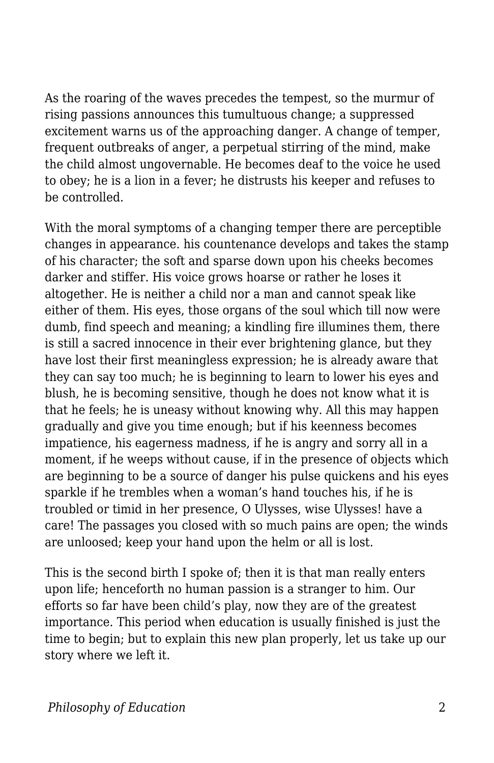As the roaring of the waves precedes the tempest, so the murmur of rising passions announces this tumultuous change; a suppressed excitement warns us of the approaching danger. A change of temper, frequent outbreaks of anger, a perpetual stirring of the mind, make the child almost ungovernable. He becomes deaf to the voice he used to obey; he is a lion in a fever; he distrusts his keeper and refuses to be controlled.

With the moral symptoms of a changing temper there are perceptible changes in appearance. his countenance develops and takes the stamp of his character; the soft and sparse down upon his cheeks becomes darker and stiffer. His voice grows hoarse or rather he loses it altogether. He is neither a child nor a man and cannot speak like either of them. His eyes, those organs of the soul which till now were dumb, find speech and meaning; a kindling fire illumines them, there is still a sacred innocence in their ever brightening glance, but they have lost their first meaningless expression; he is already aware that they can say too much; he is beginning to learn to lower his eyes and blush, he is becoming sensitive, though he does not know what it is that he feels; he is uneasy without knowing why. All this may happen gradually and give you time enough; but if his keenness becomes impatience, his eagerness madness, if he is angry and sorry all in a moment, if he weeps without cause, if in the presence of objects which are beginning to be a source of danger his pulse quickens and his eyes sparkle if he trembles when a woman's hand touches his, if he is troubled or timid in her presence, O Ulysses, wise Ulysses! have a care! The passages you closed with so much pains are open; the winds are unloosed; keep your hand upon the helm or all is lost.

This is the second birth I spoke of; then it is that man really enters upon life; henceforth no human passion is a stranger to him. Our efforts so far have been child's play, now they are of the greatest importance. This period when education is usually finished is just the time to begin; but to explain this new plan properly, let us take up our story where we left it.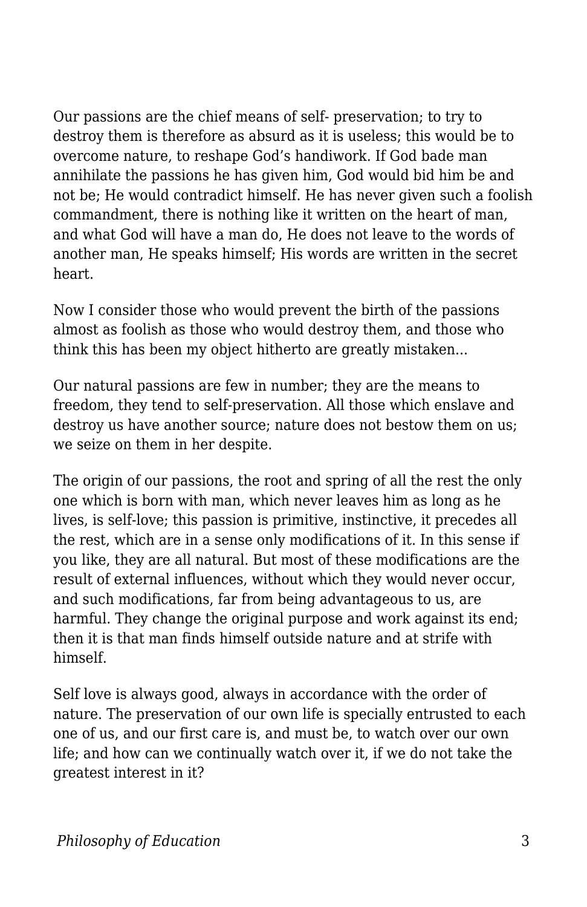Our passions are the chief means of self- preservation; to try to destroy them is therefore as absurd as it is useless; this would be to overcome nature, to reshape God's handiwork. If God bade man annihilate the passions he has given him, God would bid him be and not be; He would contradict himself. He has never given such a foolish commandment, there is nothing like it written on the heart of man, and what God will have a man do, He does not leave to the words of another man, He speaks himself; His words are written in the secret heart.

Now I consider those who would prevent the birth of the passions almost as foolish as those who would destroy them, and those who think this has been my object hitherto are greatly mistaken...

Our natural passions are few in number; they are the means to freedom, they tend to self-preservation. All those which enslave and destroy us have another source; nature does not bestow them on us; we seize on them in her despite.

The origin of our passions, the root and spring of all the rest the only one which is born with man, which never leaves him as long as he lives, is self-love; this passion is primitive, instinctive, it precedes all the rest, which are in a sense only modifications of it. In this sense if you like, they are all natural. But most of these modifications are the result of external influences, without which they would never occur, and such modifications, far from being advantageous to us, are harmful. They change the original purpose and work against its end; then it is that man finds himself outside nature and at strife with himself.

Self love is always good, always in accordance with the order of nature. The preservation of our own life is specially entrusted to each one of us, and our first care is, and must be, to watch over our own life; and how can we continually watch over it, if we do not take the greatest interest in it?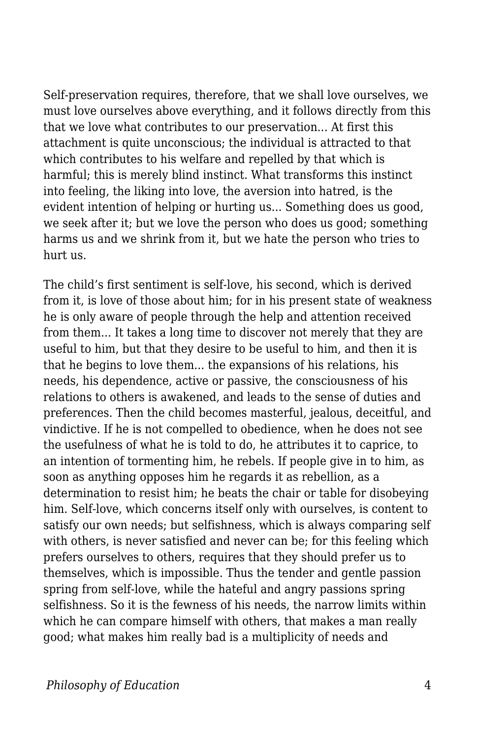Self-preservation requires, therefore, that we shall love ourselves, we must love ourselves above everything, and it follows directly from this that we love what contributes to our preservation… At first this attachment is quite unconscious; the individual is attracted to that which contributes to his welfare and repelled by that which is harmful; this is merely blind instinct. What transforms this instinct into feeling, the liking into love, the aversion into hatred, is the evident intention of helping or hurting us… Something does us good, we seek after it; but we love the person who does us good; something harms us and we shrink from it, but we hate the person who tries to hurt us.

The child's first sentiment is self-love, his second, which is derived from it, is love of those about him; for in his present state of weakness he is only aware of people through the help and attention received from them… It takes a long time to discover not merely that they are useful to him, but that they desire to be useful to him, and then it is that he begins to love them… the expansions of his relations, his needs, his dependence, active or passive, the consciousness of his relations to others is awakened, and leads to the sense of duties and preferences. Then the child becomes masterful, jealous, deceitful, and vindictive. If he is not compelled to obedience, when he does not see the usefulness of what he is told to do, he attributes it to caprice, to an intention of tormenting him, he rebels. If people give in to him, as soon as anything opposes him he regards it as rebellion, as a determination to resist him; he beats the chair or table for disobeying him. Self-love, which concerns itself only with ourselves, is content to satisfy our own needs; but selfishness, which is always comparing self with others, is never satisfied and never can be; for this feeling which prefers ourselves to others, requires that they should prefer us to themselves, which is impossible. Thus the tender and gentle passion spring from self-love, while the hateful and angry passions spring selfishness. So it is the fewness of his needs, the narrow limits within which he can compare himself with others, that makes a man really good; what makes him really bad is a multiplicity of needs and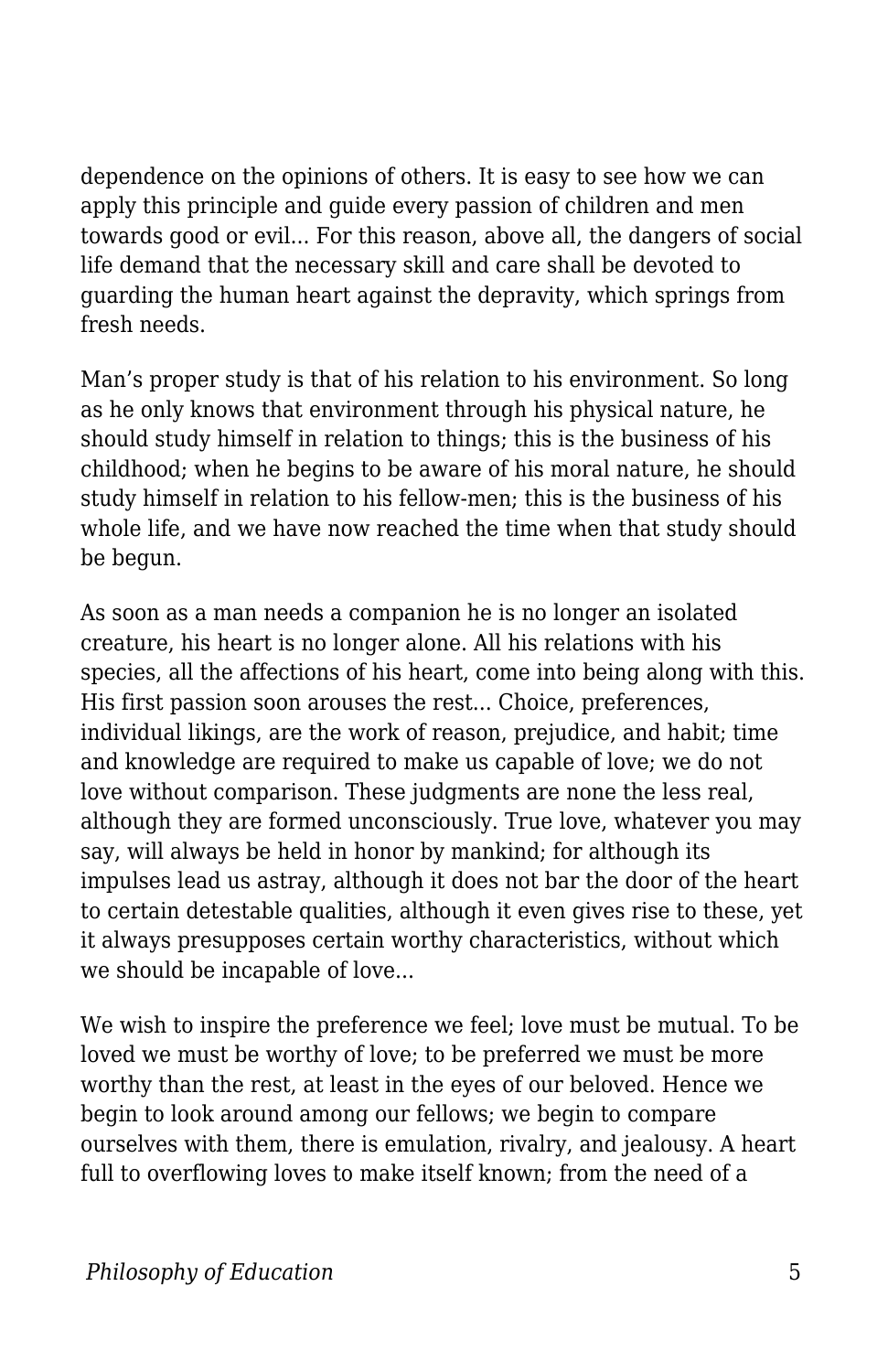dependence on the opinions of others. It is easy to see how we can apply this principle and guide every passion of children and men towards good or evil... For this reason, above all, the dangers of social life demand that the necessary skill and care shall be devoted to guarding the human heart against the depravity, which springs from fresh needs.

Man's proper study is that of his relation to his environment. So long as he only knows that environment through his physical nature, he should study himself in relation to things; this is the business of his childhood; when he begins to be aware of his moral nature, he should study himself in relation to his fellow-men; this is the business of his whole life, and we have now reached the time when that study should be begun.

As soon as a man needs a companion he is no longer an isolated creature, his heart is no longer alone. All his relations with his species, all the affections of his heart, come into being along with this. His first passion soon arouses the rest... Choice, preferences, individual likings, are the work of reason, prejudice, and habit; time and knowledge are required to make us capable of love; we do not love without comparison. These judgments are none the less real, although they are formed unconsciously. True love, whatever you may say, will always be held in honor by mankind; for although its impulses lead us astray, although it does not bar the door of the heart to certain detestable qualities, although it even gives rise to these, yet it always presupposes certain worthy characteristics, without which we should be incapable of love...

We wish to inspire the preference we feel; love must be mutual. To be loved we must be worthy of love; to be preferred we must be more worthy than the rest, at least in the eyes of our beloved. Hence we begin to look around among our fellows; we begin to compare ourselves with them, there is emulation, rivalry, and jealousy. A heart full to overflowing loves to make itself known; from the need of a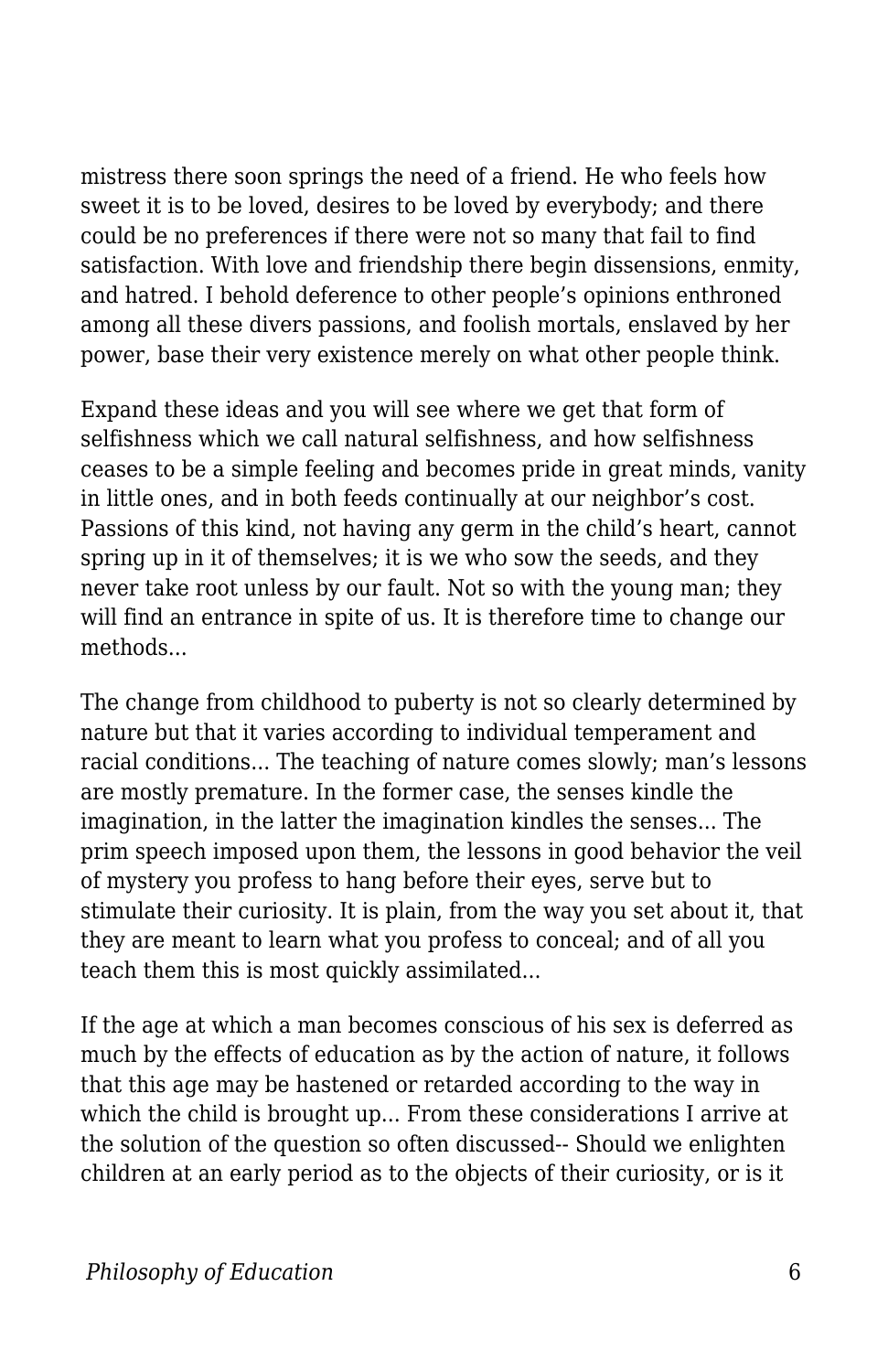mistress there soon springs the need of a friend. He who feels how sweet it is to be loved, desires to be loved by everybody; and there could be no preferences if there were not so many that fail to find satisfaction. With love and friendship there begin dissensions, enmity, and hatred. I behold deference to other people's opinions enthroned among all these divers passions, and foolish mortals, enslaved by her power, base their very existence merely on what other people think.

Expand these ideas and you will see where we get that form of selfishness which we call natural selfishness, and how selfishness ceases to be a simple feeling and becomes pride in great minds, vanity in little ones, and in both feeds continually at our neighbor's cost. Passions of this kind, not having any germ in the child's heart, cannot spring up in it of themselves; it is we who sow the seeds, and they never take root unless by our fault. Not so with the young man; they will find an entrance in spite of us. It is therefore time to change our methods...

The change from childhood to puberty is not so clearly determined by nature but that it varies according to individual temperament and racial conditions... The teaching of nature comes slowly; man's lessons are mostly premature. In the former case, the senses kindle the imagination, in the latter the imagination kindles the senses... The prim speech imposed upon them, the lessons in good behavior the veil of mystery you profess to hang before their eyes, serve but to stimulate their curiosity. It is plain, from the way you set about it, that they are meant to learn what you profess to conceal; and of all you teach them this is most quickly assimilated...

If the age at which a man becomes conscious of his sex is deferred as much by the effects of education as by the action of nature, it follows that this age may be hastened or retarded according to the way in which the child is brought up... From these considerations I arrive at the solution of the question so often discussed-- Should we enlighten children at an early period as to the objects of their curiosity, or is it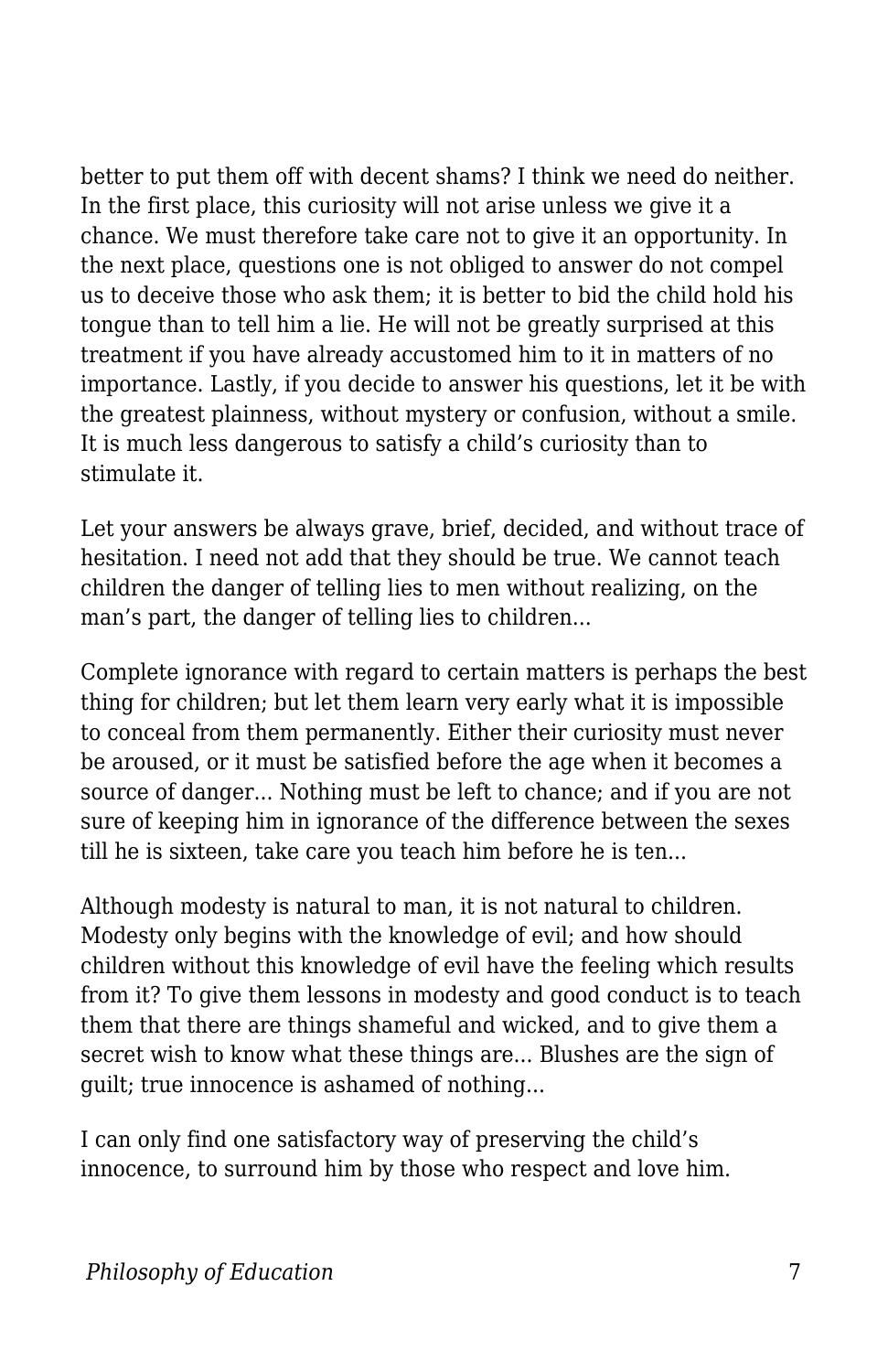better to put them off with decent shams? I think we need do neither. In the first place, this curiosity will not arise unless we give it a chance. We must therefore take care not to give it an opportunity. In the next place, questions one is not obliged to answer do not compel us to deceive those who ask them; it is better to bid the child hold his tongue than to tell him a lie. He will not be greatly surprised at this treatment if you have already accustomed him to it in matters of no importance. Lastly, if you decide to answer his questions, let it be with the greatest plainness, without mystery or confusion, without a smile. It is much less dangerous to satisfy a child's curiosity than to stimulate it.

Let your answers be always grave, brief, decided, and without trace of hesitation. I need not add that they should be true. We cannot teach children the danger of telling lies to men without realizing, on the man's part, the danger of telling lies to children...

Complete ignorance with regard to certain matters is perhaps the best thing for children; but let them learn very early what it is impossible to conceal from them permanently. Either their curiosity must never be aroused, or it must be satisfied before the age when it becomes a source of danger... Nothing must be left to chance; and if you are not sure of keeping him in ignorance of the difference between the sexes till he is sixteen, take care you teach him before he is ten...

Although modesty is natural to man, it is not natural to children. Modesty only begins with the knowledge of evil; and how should children without this knowledge of evil have the feeling which results from it? To give them lessons in modesty and good conduct is to teach them that there are things shameful and wicked, and to give them a secret wish to know what these things are... Blushes are the sign of guilt; true innocence is ashamed of nothing...

I can only find one satisfactory way of preserving the child's innocence, to surround him by those who respect and love him.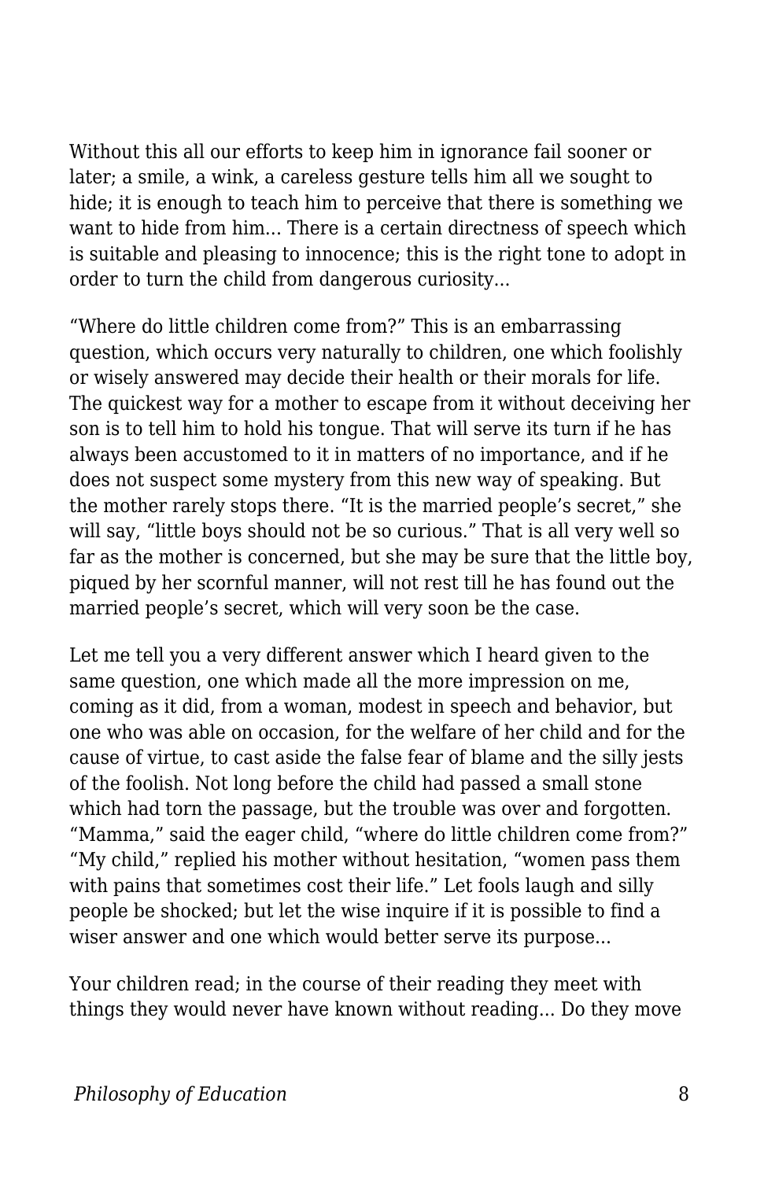Without this all our efforts to keep him in ignorance fail sooner or later; a smile, a wink, a careless gesture tells him all we sought to hide; it is enough to teach him to perceive that there is something we want to hide from him... There is a certain directness of speech which is suitable and pleasing to innocence; this is the right tone to adopt in order to turn the child from dangerous curiosity...

“Where do little children come from?” This is an embarrassing question, which occurs very naturally to children, one which foolishly or wisely answered may decide their health or their morals for life. The quickest way for a mother to escape from it without deceiving her son is to tell him to hold his tongue. That will serve its turn if he has always been accustomed to it in matters of no importance, and if he does not suspect some mystery from this new way of speaking. But the mother rarely stops there. “It is the married people’s secret,” she will say, “little boys should not be so curious.” That is all very well so far as the mother is concerned, but she may be sure that the little boy, piqued by her scornful manner, will not rest till he has found out the married people’s secret, which will very soon be the case.

Let me tell you a very different answer which I heard given to the same question, one which made all the more impression on me, coming as it did, from a woman, modest in speech and behavior, but one who was able on occasion, for the welfare of her child and for the cause of virtue, to cast aside the false fear of blame and the silly jests of the foolish. Not long before the child had passed a small stone which had torn the passage, but the trouble was over and forgotten. “Mamma,” said the eager child, “where do little children come from?” “My child,” replied his mother without hesitation, “women pass them with pains that sometimes cost their life.” Let fools laugh and silly people be shocked; but let the wise inquire if it is possible to find a wiser answer and one which would better serve its purpose...

Your children read; in the course of their reading they meet with things they would never have known without reading... Do they move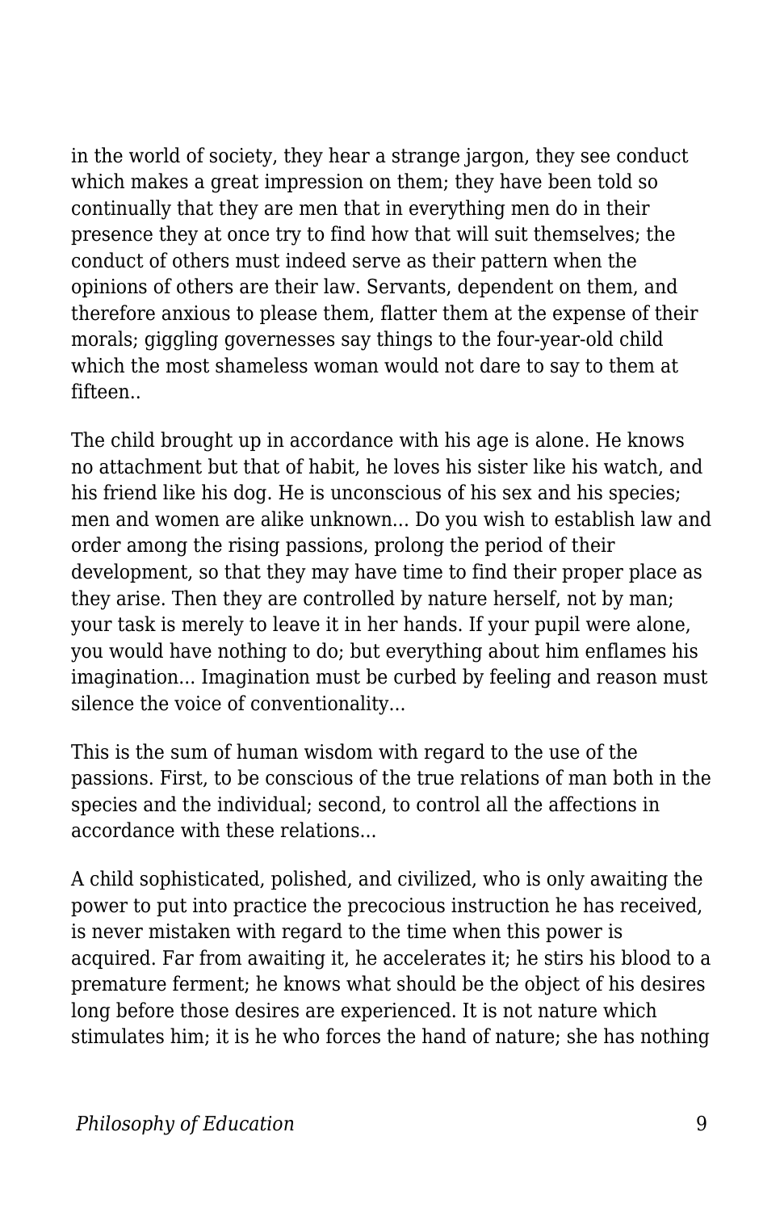in the world of society, they hear a strange jargon, they see conduct which makes a great impression on them; they have been told so continually that they are men that in everything men do in their presence they at once try to find how that will suit themselves; the conduct of others must indeed serve as their pattern when the opinions of others are their law. Servants, dependent on them, and therefore anxious to please them, flatter them at the expense of their morals; giggling governesses say things to the four-year-old child which the most shameless woman would not dare to say to them at fifteen..

The child brought up in accordance with his age is alone. He knows no attachment but that of habit, he loves his sister like his watch, and his friend like his dog. He is unconscious of his sex and his species; men and women are alike unknown... Do you wish to establish law and order among the rising passions, prolong the period of their development, so that they may have time to find their proper place as they arise. Then they are controlled by nature herself, not by man; your task is merely to leave it in her hands. If your pupil were alone, you would have nothing to do; but everything about him enflames his imagination... Imagination must be curbed by feeling and reason must silence the voice of conventionality...

This is the sum of human wisdom with regard to the use of the passions. First, to be conscious of the true relations of man both in the species and the individual; second, to control all the affections in accordance with these relations...

A child sophisticated, polished, and civilized, who is only awaiting the power to put into practice the precocious instruction he has received, is never mistaken with regard to the time when this power is acquired. Far from awaiting it, he accelerates it; he stirs his blood to a premature ferment; he knows what should be the object of his desires long before those desires are experienced. It is not nature which stimulates him; it is he who forces the hand of nature; she has nothing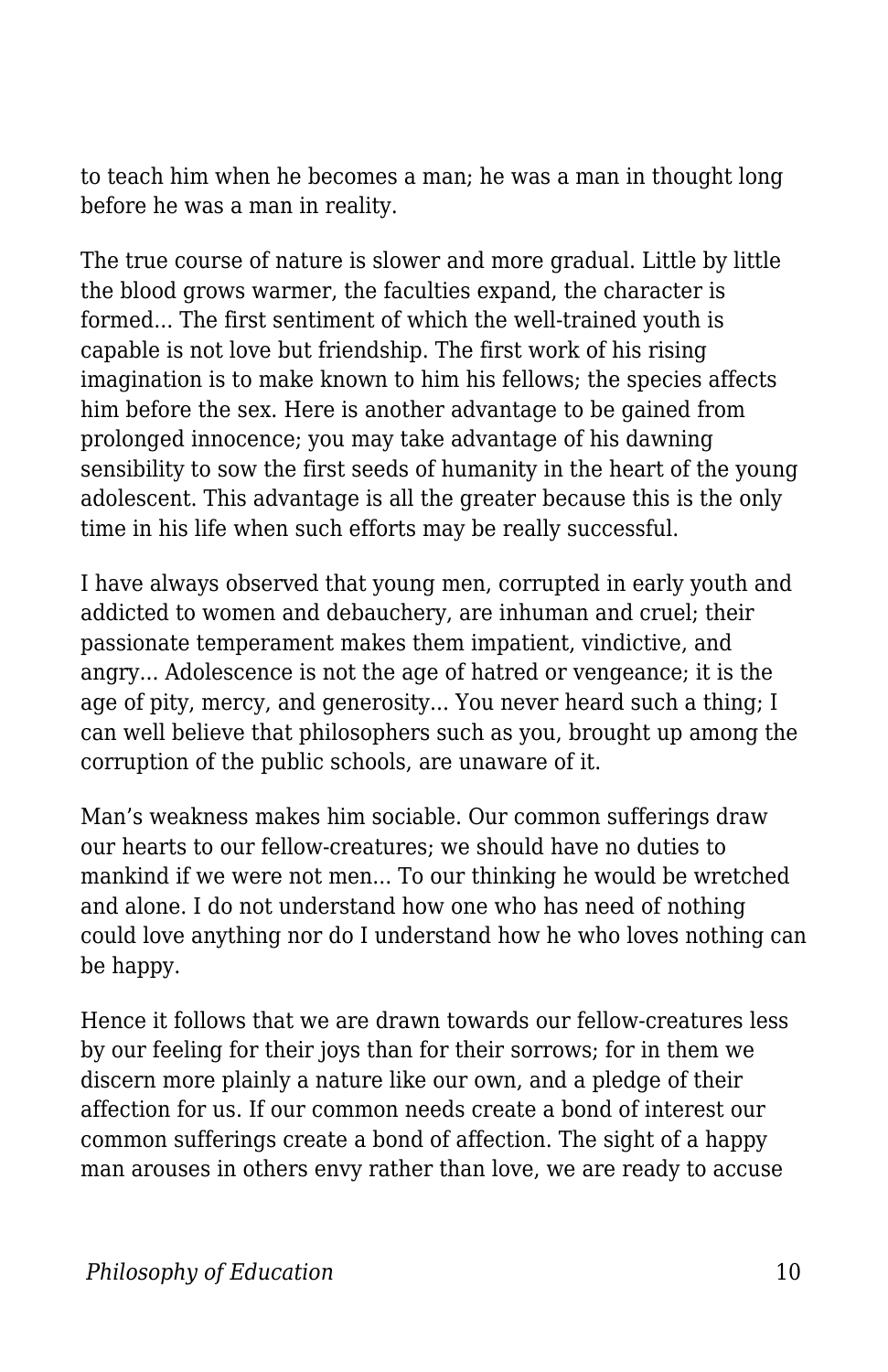to teach him when he becomes a man; he was a man in thought long before he was a man in reality.

The true course of nature is slower and more gradual. Little by little the blood grows warmer, the faculties expand, the character is formed... The first sentiment of which the well-trained youth is capable is not love but friendship. The first work of his rising imagination is to make known to him his fellows; the species affects him before the sex. Here is another advantage to be gained from prolonged innocence; you may take advantage of his dawning sensibility to sow the first seeds of humanity in the heart of the young adolescent. This advantage is all the greater because this is the only time in his life when such efforts may be really successful.

I have always observed that young men, corrupted in early youth and addicted to women and debauchery, are inhuman and cruel; their passionate temperament makes them impatient, vindictive, and angry... Adolescence is not the age of hatred or vengeance; it is the age of pity, mercy, and generosity... You never heard such a thing; I can well believe that philosophers such as you, brought up among the corruption of the public schools, are unaware of it.

Man's weakness makes him sociable. Our common sufferings draw our hearts to our fellow-creatures; we should have no duties to mankind if we were not men... To our thinking he would be wretched and alone. I do not understand how one who has need of nothing could love anything nor do I understand how he who loves nothing can be happy.

Hence it follows that we are drawn towards our fellow-creatures less by our feeling for their joys than for their sorrows; for in them we discern more plainly a nature like our own, and a pledge of their affection for us. If our common needs create a bond of interest our common sufferings create a bond of affection. The sight of a happy man arouses in others envy rather than love, we are ready to accuse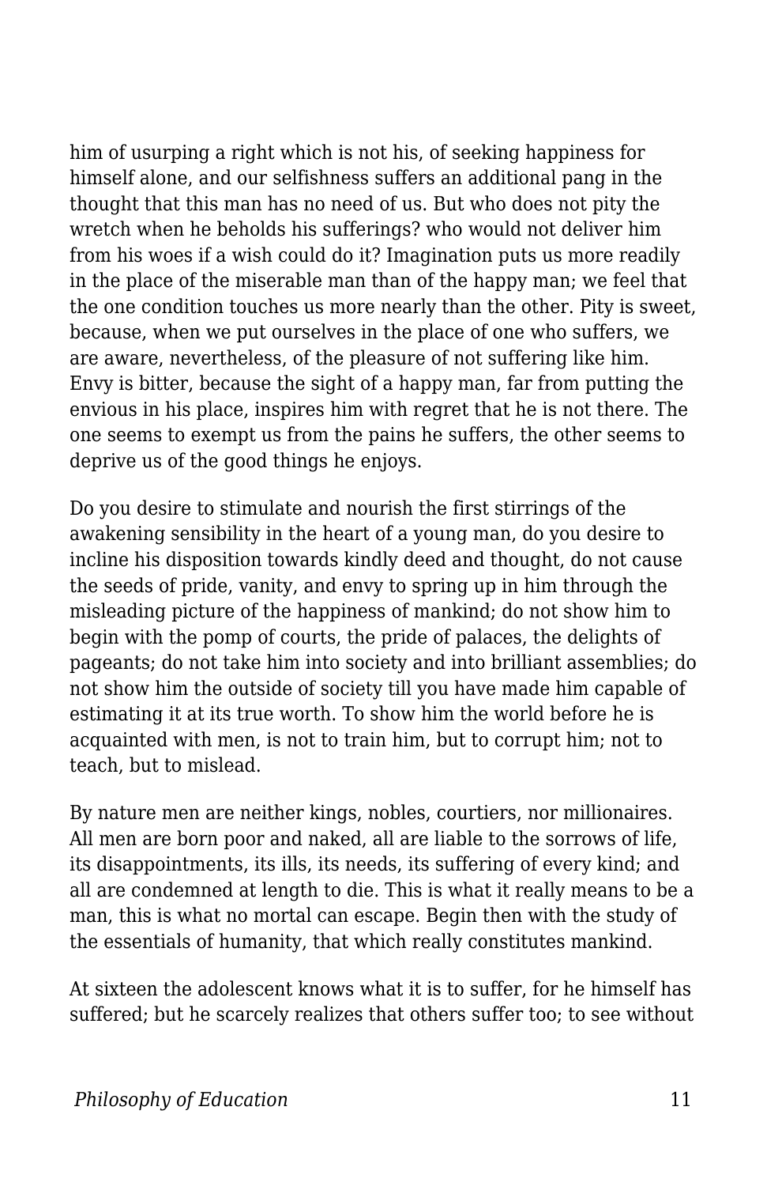him of usurping a right which is not his, of seeking happiness for himself alone, and our selfishness suffers an additional pang in the thought that this man has no need of us. But who does not pity the wretch when he beholds his sufferings? who would not deliver him from his woes if a wish could do it? Imagination puts us more readily in the place of the miserable man than of the happy man; we feel that the one condition touches us more nearly than the other. Pity is sweet, because, when we put ourselves in the place of one who suffers, we are aware, nevertheless, of the pleasure of not suffering like him. Envy is bitter, because the sight of a happy man, far from putting the envious in his place, inspires him with regret that he is not there. The one seems to exempt us from the pains he suffers, the other seems to deprive us of the good things he enjoys.

Do you desire to stimulate and nourish the first stirrings of the awakening sensibility in the heart of a young man, do you desire to incline his disposition towards kindly deed and thought, do not cause the seeds of pride, vanity, and envy to spring up in him through the misleading picture of the happiness of mankind; do not show him to begin with the pomp of courts, the pride of palaces, the delights of pageants; do not take him into society and into brilliant assemblies; do not show him the outside of society till you have made him capable of estimating it at its true worth. To show him the world before he is acquainted with men, is not to train him, but to corrupt him; not to teach, but to mislead.

By nature men are neither kings, nobles, courtiers, nor millionaires. All men are born poor and naked, all are liable to the sorrows of life, its disappointments, its ills, its needs, its suffering of every kind; and all are condemned at length to die. This is what it really means to be a man, this is what no mortal can escape. Begin then with the study of the essentials of humanity, that which really constitutes mankind.

At sixteen the adolescent knows what it is to suffer, for he himself has suffered; but he scarcely realizes that others suffer too; to see without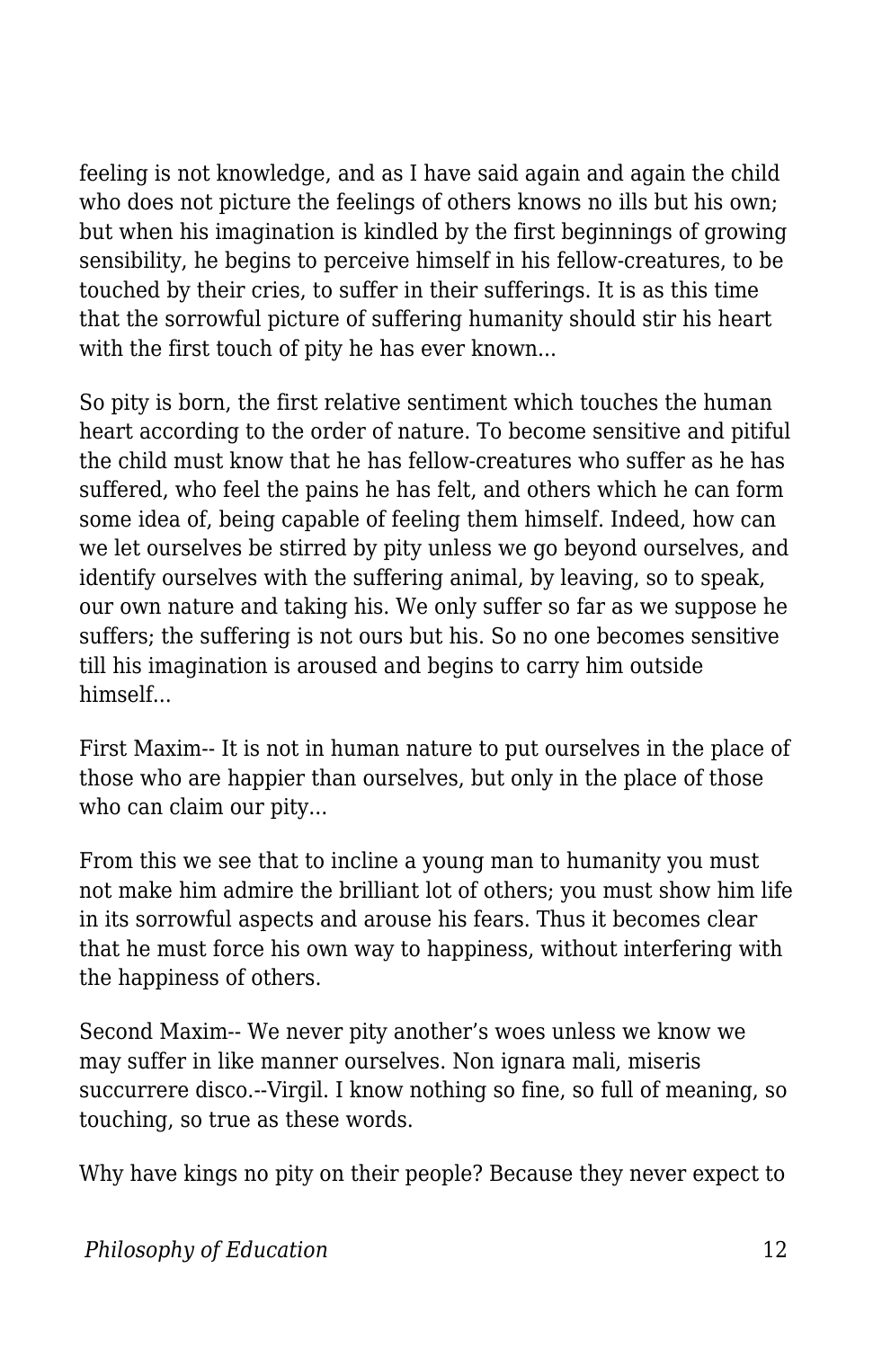feeling is not knowledge, and as I have said again and again the child who does not picture the feelings of others knows no ills but his own; but when his imagination is kindled by the first beginnings of growing sensibility, he begins to perceive himself in his fellow-creatures, to be touched by their cries, to suffer in their sufferings. It is as this time that the sorrowful picture of suffering humanity should stir his heart with the first touch of pity he has ever known...

So pity is born, the first relative sentiment which touches the human heart according to the order of nature. To become sensitive and pitiful the child must know that he has fellow-creatures who suffer as he has suffered, who feel the pains he has felt, and others which he can form some idea of, being capable of feeling them himself. Indeed, how can we let ourselves be stirred by pity unless we go beyond ourselves, and identify ourselves with the suffering animal, by leaving, so to speak, our own nature and taking his. We only suffer so far as we suppose he suffers; the suffering is not ours but his. So no one becomes sensitive till his imagination is aroused and begins to carry him outside himself...

First Maxim-- It is not in human nature to put ourselves in the place of those who are happier than ourselves, but only in the place of those who can claim our pity...

From this we see that to incline a young man to humanity you must not make him admire the brilliant lot of others; you must show him life in its sorrowful aspects and arouse his fears. Thus it becomes clear that he must force his own way to happiness, without interfering with the happiness of others.

Second Maxim-- We never pity another's woes unless we know we may suffer in like manner ourselves. Non ignara mali, miseris succurrere disco.--Virgil. I know nothing so fine, so full of meaning, so touching, so true as these words.

Why have kings no pity on their people? Because they never expect to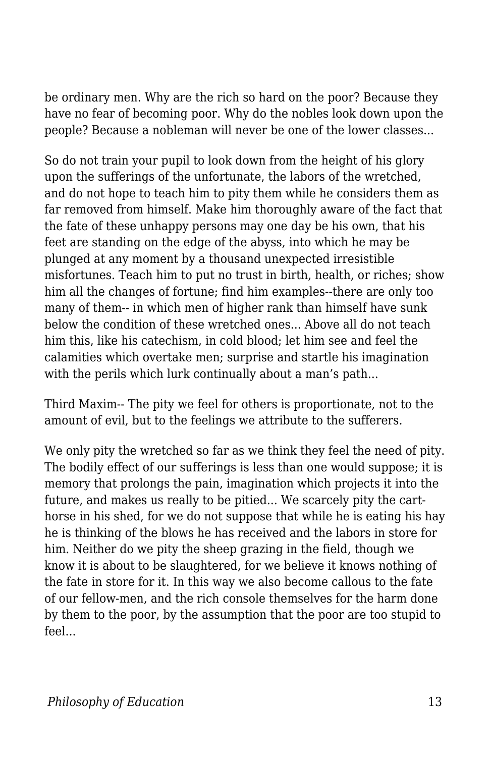be ordinary men. Why are the rich so hard on the poor? Because they have no fear of becoming poor. Why do the nobles look down upon the people? Because a nobleman will never be one of the lower classes...

So do not train your pupil to look down from the height of his glory upon the sufferings of the unfortunate, the labors of the wretched, and do not hope to teach him to pity them while he considers them as far removed from himself. Make him thoroughly aware of the fact that the fate of these unhappy persons may one day be his own, that his feet are standing on the edge of the abyss, into which he may be plunged at any moment by a thousand unexpected irresistible misfortunes. Teach him to put no trust in birth, health, or riches; show him all the changes of fortune; find him examples--there are only too many of them-- in which men of higher rank than himself have sunk below the condition of these wretched ones... Above all do not teach him this, like his catechism, in cold blood; let him see and feel the calamities which overtake men; surprise and startle his imagination with the perils which lurk continually about a man's path...

Third Maxim-- The pity we feel for others is proportionate, not to the amount of evil, but to the feelings we attribute to the sufferers.

We only pity the wretched so far as we think they feel the need of pity. The bodily effect of our sufferings is less than one would suppose; it is memory that prolongs the pain, imagination which projects it into the future, and makes us really to be pitied... We scarcely pity the cart-horse in his shed, for we do not suppose that while he is eating his hay he is thinking of the blows he has received and the labors in store for him. Neither do we pity the sheep grazing in the field, though we know it is about to be slaughtered, for we believe it knows nothing of the fate in store for it. In this way we also become callous to the fate of our fellow-men, and the rich console themselves for the harm done by them to the poor, by the assumption that the poor are too stupid to feel...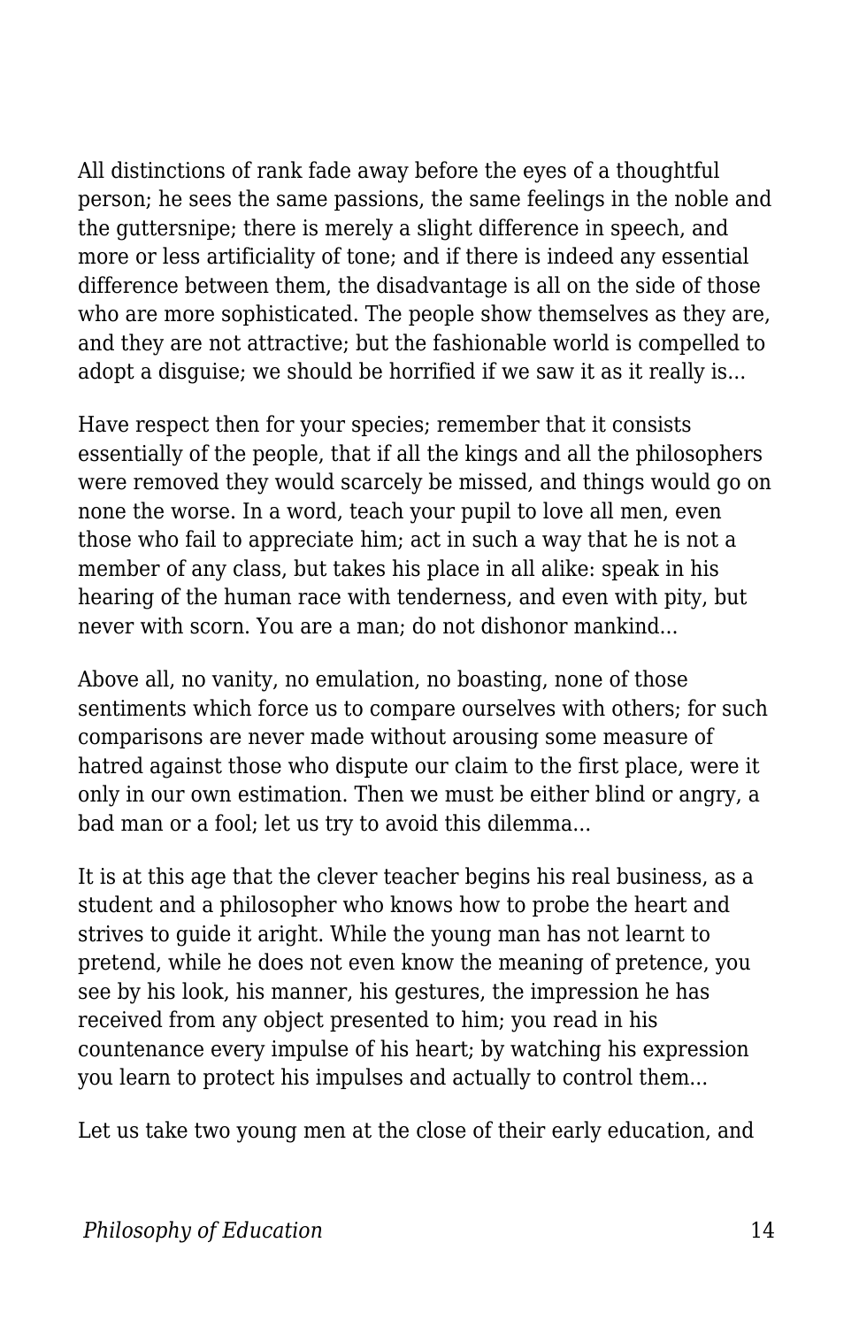All distinctions of rank fade away before the eyes of a thoughtful person; he sees the same passions, the same feelings in the noble and the guttersnipe; there is merely a slight difference in speech, and more or less artificiality of tone; and if there is indeed any essential difference between them, the disadvantage is all on the side of those who are more sophisticated. The people show themselves as they are, and they are not attractive; but the fashionable world is compelled to adopt a disguise; we should be horrified if we saw it as it really is...

Have respect then for your species; remember that it consists essentially of the people, that if all the kings and all the philosophers were removed they would scarcely be missed, and things would go on none the worse. In a word, teach your pupil to love all men, even those who fail to appreciate him; act in such a way that he is not a member of any class, but takes his place in all alike: speak in his hearing of the human race with tenderness, and even with pity, but never with scorn. You are a man; do not dishonor mankind...

Above all, no vanity, no emulation, no boasting, none of those sentiments which force us to compare ourselves with others; for such comparisons are never made without arousing some measure of hatred against those who dispute our claim to the first place, were it only in our own estimation. Then we must be either blind or angry, a bad man or a fool; let us try to avoid this dilemma...

It is at this age that the clever teacher begins his real business, as a student and a philosopher who knows how to probe the heart and strives to guide it aright. While the young man has not learnt to pretend, while he does not even know the meaning of pretence, you see by his look, his manner, his gestures, the impression he has received from any object presented to him; you read in his countenance every impulse of his heart; by watching his expression you learn to protect his impulses and actually to control them...

Let us take two young men at the close of their early education, and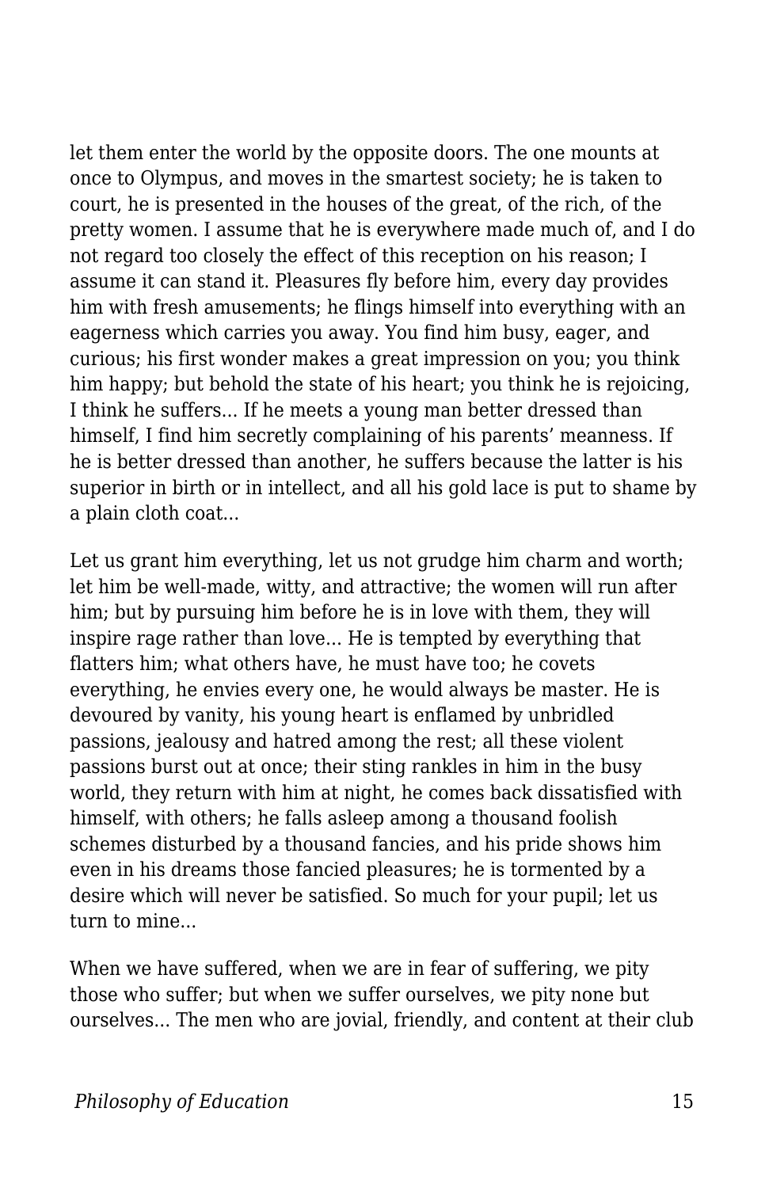let them enter the world by the opposite doors. The one mounts at once to Olympus, and moves in the smartest society; he is taken to court, he is presented in the houses of the great, of the rich, of the pretty women. I assume that he is everywhere made much of, and I do not regard too closely the effect of this reception on his reason; I assume it can stand it. Pleasures fly before him, every day provides him with fresh amusements; he flings himself into everything with an eagerness which carries you away. You find him busy, eager, and curious; his first wonder makes a great impression on you; you think him happy; but behold the state of his heart; you think he is rejoicing, I think he suffers... If he meets a young man better dressed than himself, I find him secretly complaining of his parents' meanness. If he is better dressed than another, he suffers because the latter is his superior in birth or in intellect, and all his gold lace is put to shame by a plain cloth coat...

Let us grant him everything, let us not grudge him charm and worth; let him be well-made, witty, and attractive; the women will run after him; but by pursuing him before he is in love with them, they will inspire rage rather than love... He is tempted by everything that flatters him; what others have, he must have too; he covets everything, he envies every one, he would always be master. He is devoured by vanity, his young heart is enflamed by unbridled passions, jealousy and hatred among the rest; all these violent passions burst out at once; their sting rankles in him in the busy world, they return with him at night, he comes back dissatisfied with himself, with others; he falls asleep among a thousand foolish schemes disturbed by a thousand fancies, and his pride shows him even in his dreams those fancied pleasures; he is tormented by a desire which will never be satisfied. So much for your pupil; let us turn to mine...

When we have suffered, when we are in fear of suffering, we pity those who suffer; but when we suffer ourselves, we pity none but ourselves... The men who are jovial, friendly, and content at their club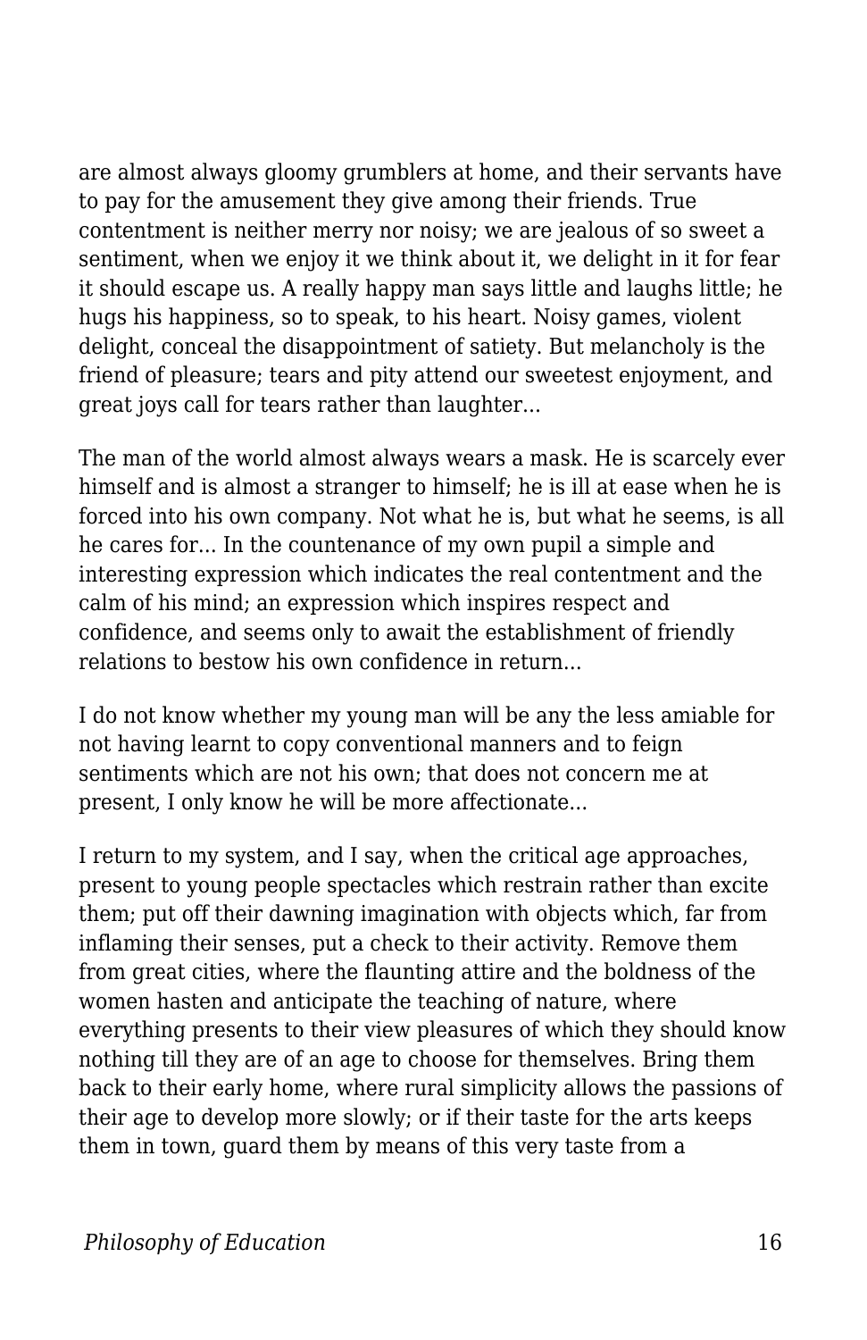are almost always gloomy grumblers at home, and their servants have to pay for the amusement they give among their friends. True contentment is neither merry nor noisy; we are jealous of so sweet a sentiment, when we enjoy it we think about it, we delight in it for fear it should escape us. A really happy man says little and laughs little; he hugs his happiness, so to speak, to his heart. Noisy games, violent delight, conceal the disappointment of satiety. But melancholy is the friend of pleasure; tears and pity attend our sweetest enjoyment, and great joys call for tears rather than laughter...

The man of the world almost always wears a mask. He is scarcely ever himself and is almost a stranger to himself; he is ill at ease when he is forced into his own company. Not what he is, but what he seems, is all he cares for... In the countenance of my own pupil a simple and interesting expression which indicates the real contentment and the calm of his mind; an expression which inspires respect and confidence, and seems only to await the establishment of friendly relations to bestow his own confidence in return...

I do not know whether my young man will be any the less amiable for not having learnt to copy conventional manners and to feign sentiments which are not his own; that does not concern me at present, I only know he will be more affectionate...

I return to my system, and I say, when the critical age approaches, present to young people spectacles which restrain rather than excite them; put off their dawning imagination with objects which, far from inflaming their senses, put a check to their activity. Remove them from great cities, where the flaunting attire and the boldness of the women hasten and anticipate the teaching of nature, where everything presents to their view pleasures of which they should know nothing till they are of an age to choose for themselves. Bring them back to their early home, where rural simplicity allows the passions of their age to develop more slowly; or if their taste for the arts keeps them in town, guard them by means of this very taste from a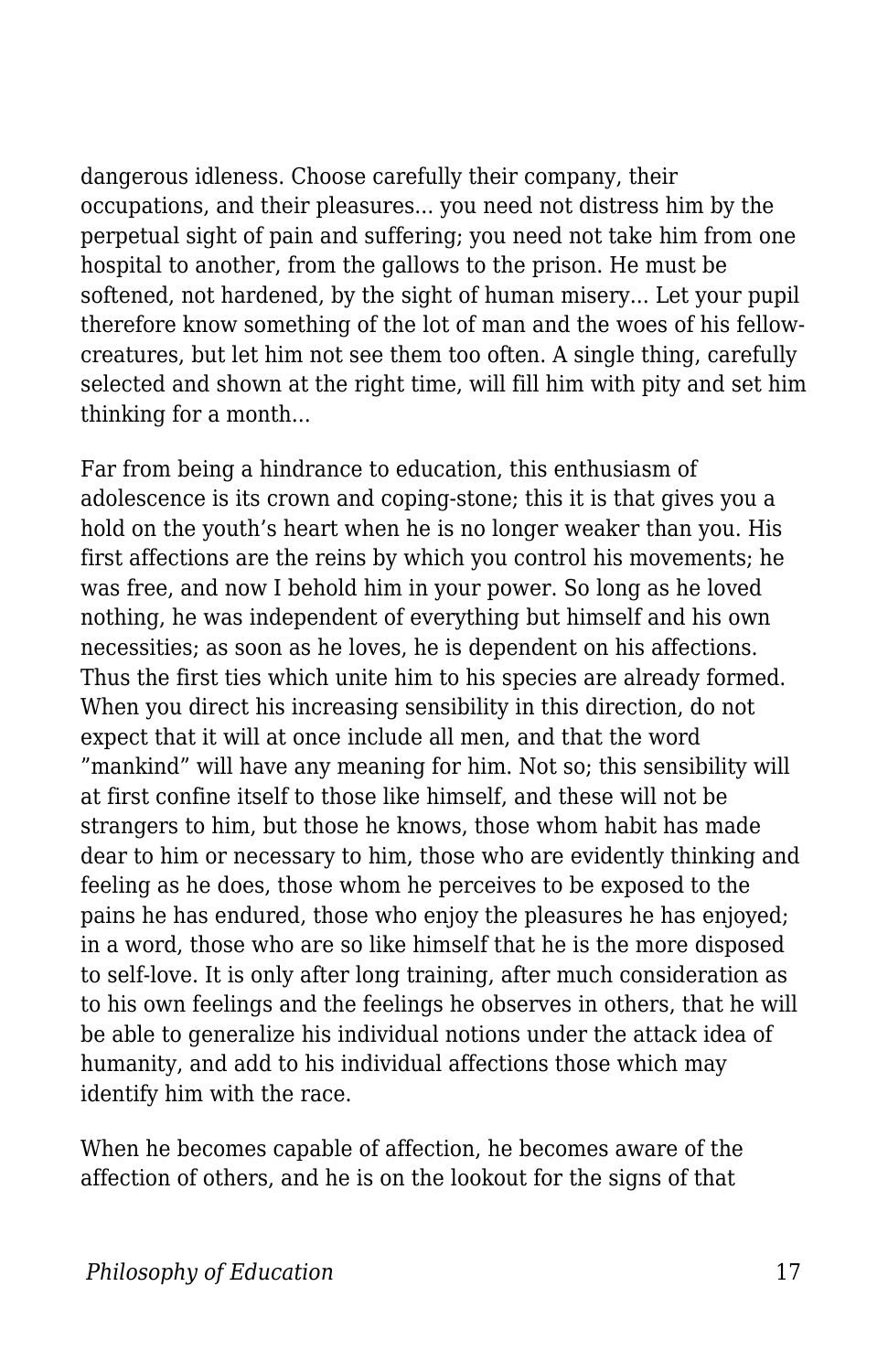dangerous idleness. Choose carefully their company, their occupations, and their pleasures... you need not distress him by the perpetual sight of pain and suffering; you need not take him from one hospital to another, from the gallows to the prison. He must be softened, not hardened, by the sight of human misery... Let your pupil therefore know something of the lot of man and the woes of his fellow-creatures, but let him not see them too often. A single thing, carefully selected and shown at the right time, will fill him with pity and set him thinking for a month...

Far from being a hindrance to education, this enthusiasm of adolescence is its crown and coping-stone; this it is that gives you a hold on the youth's heart when he is no longer weaker than you. His first affections are the reins by which you control his movements; he was free, and now I behold him in your power. So long as he loved nothing, he was independent of everything but himself and his own necessities; as soon as he loves, he is dependent on his affections. Thus the first ties which unite him to his species are already formed. When you direct his increasing sensibility in this direction, do not expect that it will at once include all men, and that the word "mankind" will have any meaning for him. Not so; this sensibility will at first confine itself to those like himself, and these will not be strangers to him, but those he knows, those whom habit has made dear to him or necessary to him, those who are evidently thinking and feeling as he does, those whom he perceives to be exposed to the pains he has endured, those who enjoy the pleasures he has enjoyed; in a word, those who are so like himself that he is the more disposed to self-love. It is only after long training, after much consideration as to his own feelings and the feelings he observes in others, that he will be able to generalize his individual notions under the attack idea of humanity, and add to his individual affections those which may identify him with the race.

When he becomes capable of affection, he becomes aware of the affection of others, and he is on the lookout for the signs of that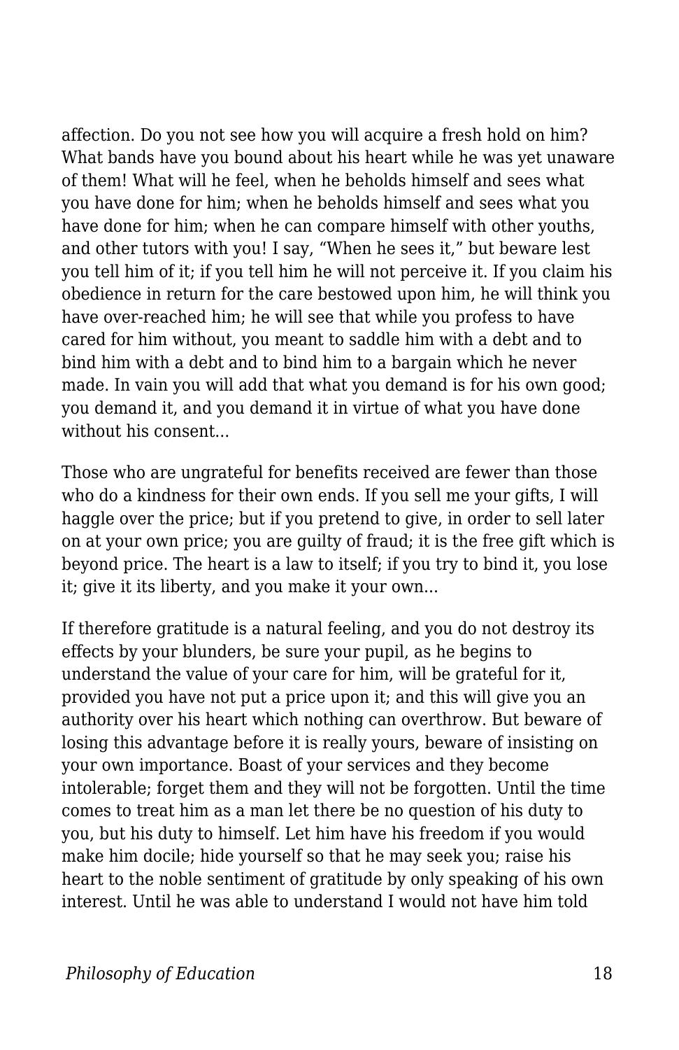affection. Do you not see how you will acquire a fresh hold on him? What bands have you bound about his heart while he was yet unaware of them! What will he feel, when he beholds himself and sees what you have done for him; when he beholds himself and sees what you have done for him; when he can compare himself with other youths, and other tutors with you! I say, "When he sees it," but beware lest you tell him of it; if you tell him he will not perceive it. If you claim his obedience in return for the care bestowed upon him, he will think you have over-reached him; he will see that while you profess to have cared for him without, you meant to saddle him with a debt and to bind him with a debt and to bind him to a bargain which he never made. In vain you will add that what you demand is for his own good; you demand it, and you demand it in virtue of what you have done without his consent...

Those who are ungrateful for benefits received are fewer than those who do a kindness for their own ends. If you sell me your gifts, I will haggle over the price; but if you pretend to give, in order to sell later on at your own price; you are guilty of fraud; it is the free gift which is beyond price. The heart is a law to itself; if you try to bind it, you lose it; give it its liberty, and you make it your own...

If therefore gratitude is a natural feeling, and you do not destroy its effects by your blunders, be sure your pupil, as he begins to understand the value of your care for him, will be grateful for it, provided you have not put a price upon it; and this will give you an authority over his heart which nothing can overthrow. But beware of losing this advantage before it is really yours, beware of insisting on your own importance. Boast of your services and they become intolerable; forget them and they will not be forgotten. Until the time comes to treat him as a man let there be no question of his duty to you, but his duty to himself. Let him have his freedom if you would make him docile; hide yourself so that he may seek you; raise his heart to the noble sentiment of gratitude by only speaking of his own interest. Until he was able to understand I would not have him told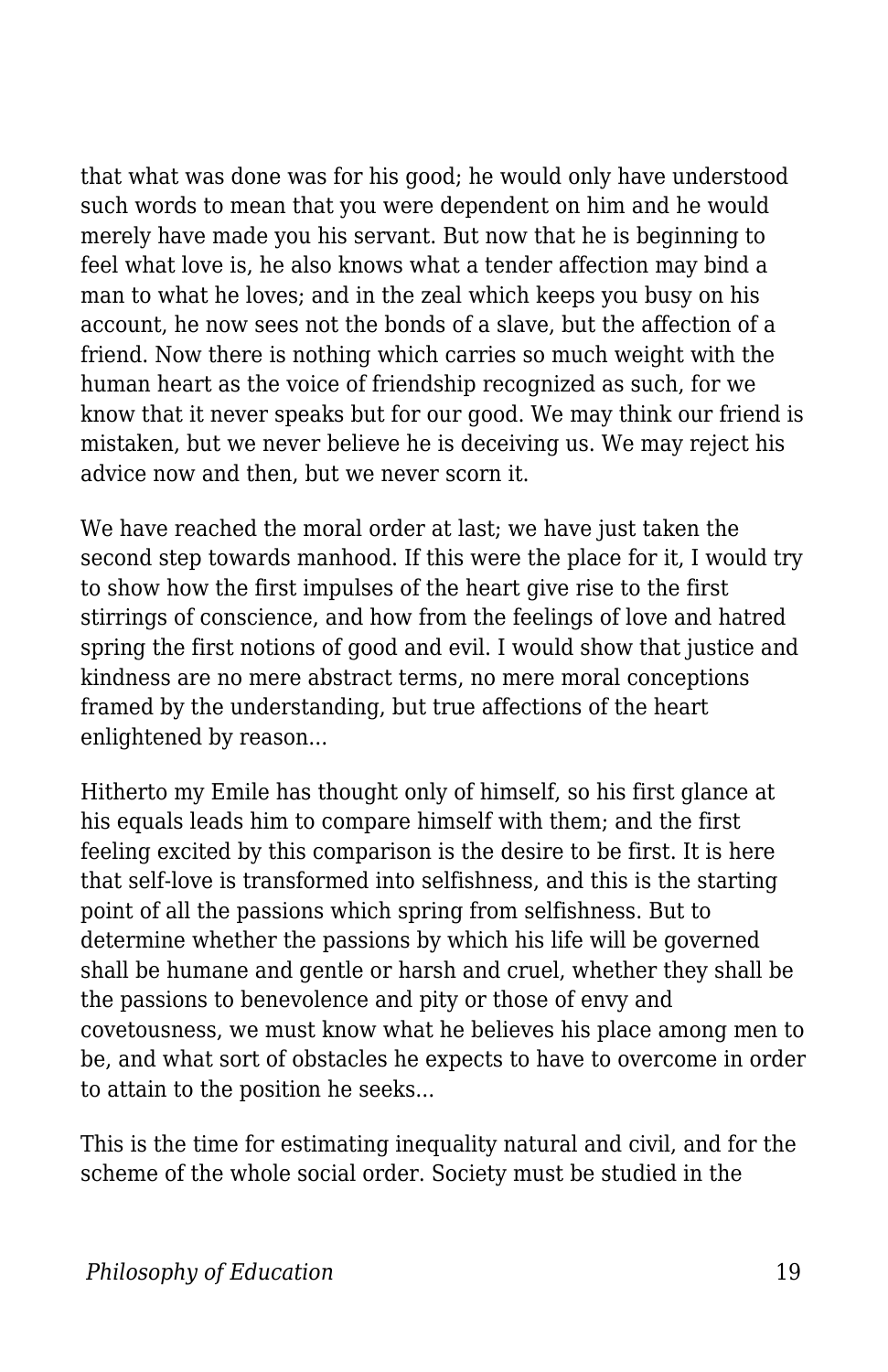that what was done was for his good; he would only have understood such words to mean that you were dependent on him and he would merely have made you his servant. But now that he is beginning to feel what love is, he also knows what a tender affection may bind a man to what he loves; and in the zeal which keeps you busy on his account, he now sees not the bonds of a slave, but the affection of a friend. Now there is nothing which carries so much weight with the human heart as the voice of friendship recognized as such, for we know that it never speaks but for our good. We may think our friend is mistaken, but we never believe he is deceiving us. We may reject his advice now and then, but we never scorn it.

We have reached the moral order at last; we have just taken the second step towards manhood. If this were the place for it, I would try to show how the first impulses of the heart give rise to the first stirrings of conscience, and how from the feelings of love and hatred spring the first notions of good and evil. I would show that justice and kindness are no mere abstract terms, no mere moral conceptions framed by the understanding, but true affections of the heart enlightened by reason...

Hitherto my Emile has thought only of himself, so his first glance at his equals leads him to compare himself with them; and the first feeling excited by this comparison is the desire to be first. It is here that self-love is transformed into selfishness, and this is the starting point of all the passions which spring from selfishness. But to determine whether the passions by which his life will be governed shall be humane and gentle or harsh and cruel, whether they shall be the passions to benevolence and pity or those of envy and covetousness, we must know what he believes his place among men to be, and what sort of obstacles he expects to have to overcome in order to attain to the position he seeks...

This is the time for estimating inequality natural and civil, and for the scheme of the whole social order. Society must be studied in the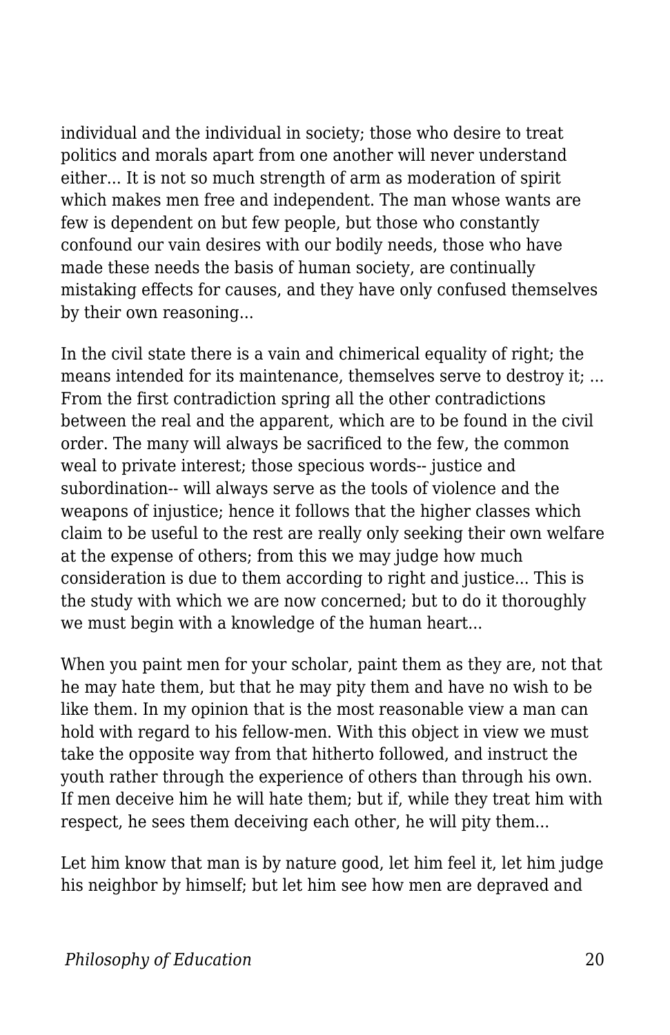individual and the individual in society; those who desire to treat politics and morals apart from one another will never understand either... It is not so much strength of arm as moderation of spirit which makes men free and independent. The man whose wants are few is dependent on but few people, but those who constantly confound our vain desires with our bodily needs, those who have made these needs the basis of human society, are continually mistaking effects for causes, and they have only confused themselves by their own reasoning...

In the civil state there is a vain and chimerical equality of right; the means intended for its maintenance, themselves serve to destroy it; ... From the first contradiction spring all the other contradictions between the real and the apparent, which are to be found in the civil order. The many will always be sacrificed to the few, the common weal to private interest; those specious words-- justice and subordination-- will always serve as the tools of violence and the weapons of injustice; hence it follows that the higher classes which claim to be useful to the rest are really only seeking their own welfare at the expense of others; from this we may judge how much consideration is due to them according to right and justice... This is the study with which we are now concerned; but to do it thoroughly we must begin with a knowledge of the human heart...

When you paint men for your scholar, paint them as they are, not that he may hate them, but that he may pity them and have no wish to be like them. In my opinion that is the most reasonable view a man can hold with regard to his fellow-men. With this object in view we must take the opposite way from that hitherto followed, and instruct the youth rather through the experience of others than through his own. If men deceive him he will hate them; but if, while they treat him with respect, he sees them deceiving each other, he will pity them...

Let him know that man is by nature good, let him feel it, let him judge his neighbor by himself; but let him see how men are depraved and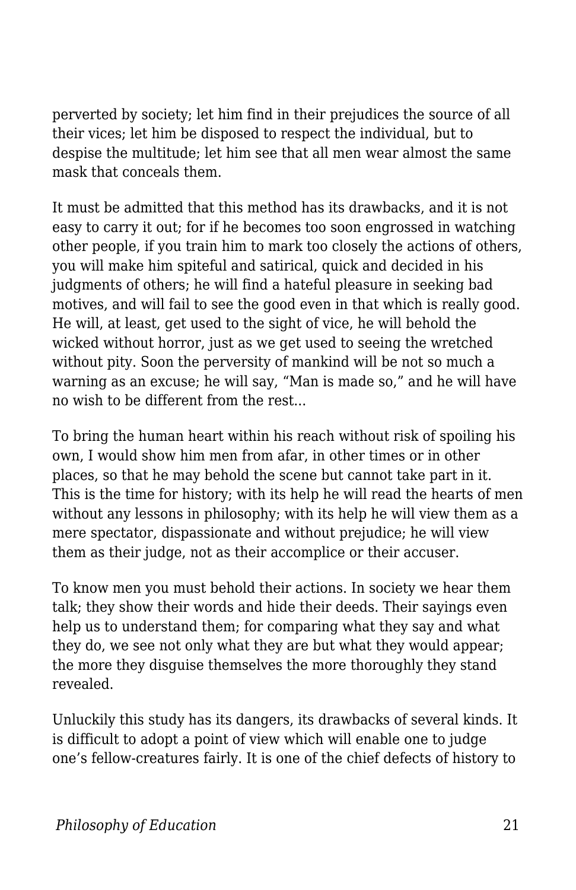perverted by society; let him find in their prejudices the source of all their vices; let him be disposed to respect the individual, but to despise the multitude; let him see that all men wear almost the same mask that conceals them.

It must be admitted that this method has its drawbacks, and it is not easy to carry it out; for if he becomes too soon engrossed in watching other people, if you train him to mark too closely the actions of others, you will make him spiteful and satirical, quick and decided in his judgments of others; he will find a hateful pleasure in seeking bad motives, and will fail to see the good even in that which is really good. He will, at least, get used to the sight of vice, he will behold the wicked without horror, just as we get used to seeing the wretched without pity. Soon the perversity of mankind will be not so much a warning as an excuse; he will say, "Man is made so," and he will have no wish to be different from the rest...

To bring the human heart within his reach without risk of spoiling his own, I would show him men from afar, in other times or in other places, so that he may behold the scene but cannot take part in it. This is the time for history; with its help he will read the hearts of men without any lessons in philosophy; with its help he will view them as a mere spectator, dispassionate and without prejudice; he will view them as their judge, not as their accomplice or their accuser.

To know men you must behold their actions. In society we hear them talk; they show their words and hide their deeds. Their sayings even help us to understand them; for comparing what they say and what they do, we see not only what they are but what they would appear; the more they disguise themselves the more thoroughly they stand revealed.

Unluckily this study has its dangers, its drawbacks of several kinds. It is difficult to adopt a point of view which will enable one to judge one's fellow-creatures fairly. It is one of the chief defects of history to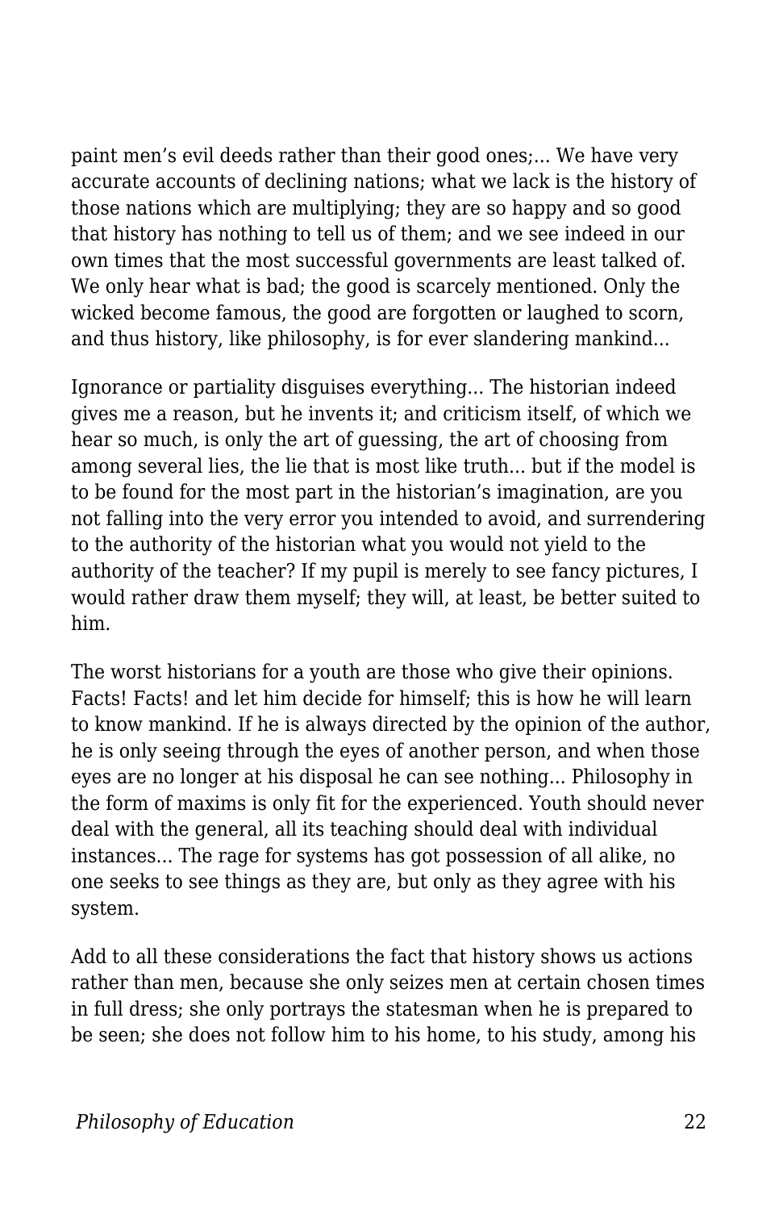paint men’s evil deeds rather than their good ones;... We have very accurate accounts of declining nations; what we lack is the history of those nations which are multiplying; they are so happy and so good that history has nothing to tell us of them; and we see indeed in our own times that the most successful governments are least talked of. We only hear what is bad; the good is scarcely mentioned. Only the wicked become famous, the good are forgotten or laughed to scorn, and thus history, like philosophy, is for ever slandering mankind...

Ignorance or partiality disguises everything... The historian indeed gives me a reason, but he invents it; and criticism itself, of which we hear so much, is only the art of guessing, the art of choosing from among several lies, the lie that is most like truth... but if the model is to be found for the most part in the historian’s imagination, are you not falling into the very error you intended to avoid, and surrendering to the authority of the historian what you would not yield to the authority of the teacher? If my pupil is merely to see fancy pictures, I would rather draw them myself; they will, at least, be better suited to him.

The worst historians for a youth are those who give their opinions. Facts! Facts! and let him decide for himself; this is how he will learn to know mankind. If he is always directed by the opinion of the author, he is only seeing through the eyes of another person, and when those eyes are no longer at his disposal he can see nothing... Philosophy in the form of maxims is only fit for the experienced. Youth should never deal with the general, all its teaching should deal with individual instances... The rage for systems has got possession of all alike, no one seeks to see things as they are, but only as they agree with his system.

Add to all these considerations the fact that history shows us actions rather than men, because she only seizes men at certain chosen times in full dress; she only portrays the statesman when he is prepared to be seen; she does not follow him to his home, to his study, among his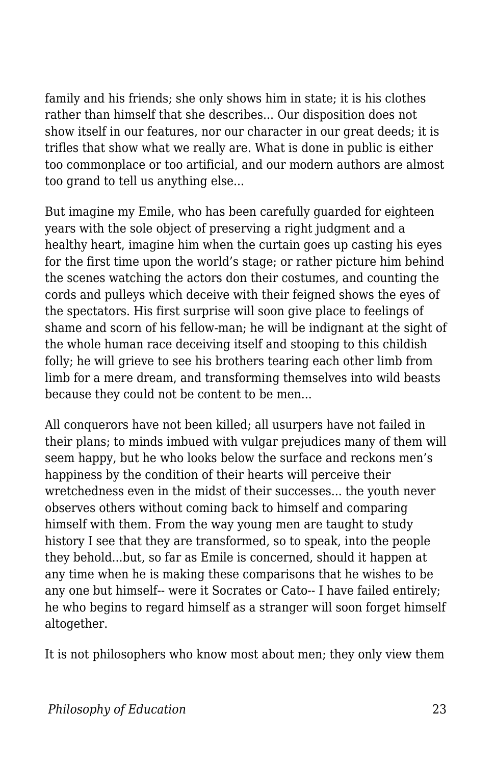family and his friends; she only shows him in state; it is his clothes rather than himself that she describes... Our disposition does not show itself in our features, nor our character in our great deeds; it is trifles that show what we really are. What is done in public is either too commonplace or too artificial, and our modern authors are almost too grand to tell us anything else...

But imagine my Emile, who has been carefully guarded for eighteen years with the sole object of preserving a right judgment and a healthy heart, imagine him when the curtain goes up casting his eyes for the first time upon the world's stage; or rather picture him behind the scenes watching the actors don their costumes, and counting the cords and pulleys which deceive with their feigned shows the eyes of the spectators. His first surprise will soon give place to feelings of shame and scorn of his fellow-man; he will be indignant at the sight of the whole human race deceiving itself and stooping to this childish folly; he will grieve to see his brothers tearing each other limb from limb for a mere dream, and transforming themselves into wild beasts because they could not be content to be men...

All conquerors have not been killed; all usurpers have not failed in their plans; to minds imbued with vulgar prejudices many of them will seem happy, but he who looks below the surface and reckons men's happiness by the condition of their hearts will perceive their wretchedness even in the midst of their successes... the youth never observes others without coming back to himself and comparing himself with them. From the way young men are taught to study history I see that they are transformed, so to speak, into the people they behold...but, so far as Emile is concerned, should it happen at any time when he is making these comparisons that he wishes to be any one but himself-- were it Socrates or Cato-- I have failed entirely; he who begins to regard himself as a stranger will soon forget himself altogether.

It is not philosophers who know most about men; they only view them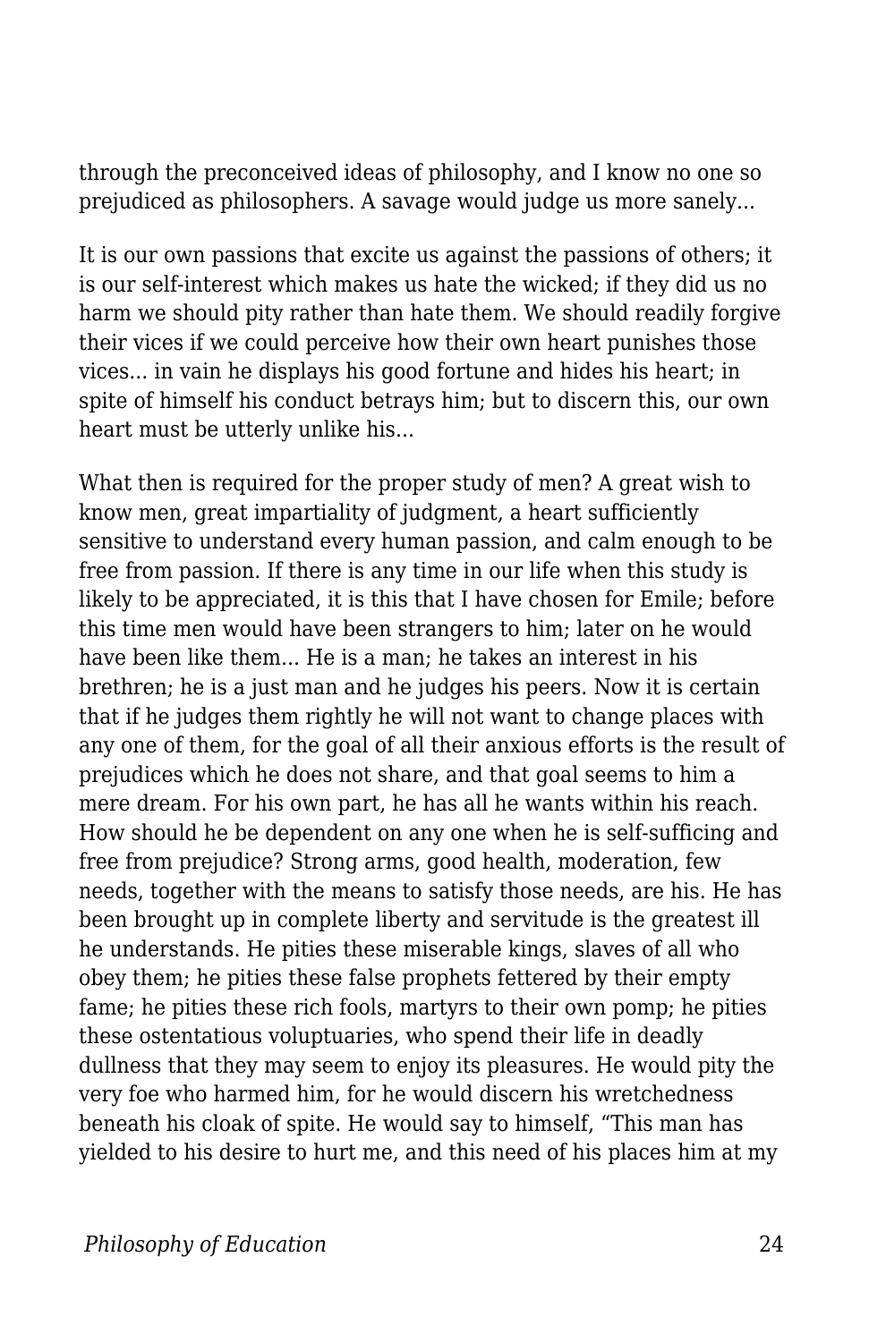through the preconceived ideas of philosophy, and I know no one so prejudiced as philosophers. A savage would judge us more sanely...

It is our own passions that excite us against the passions of others; it is our self-interest which makes us hate the wicked; if they did us no harm we should pity rather than hate them. We should readily forgive their vices if we could perceive how their own heart punishes those vices... in vain he displays his good fortune and hides his heart; in spite of himself his conduct betrays him; but to discern this, our own heart must be utterly unlike his...

What then is required for the proper study of men? A great wish to know men, great impartiality of judgment, a heart sufficiently sensitive to understand every human passion, and calm enough to be free from passion. If there is any time in our life when this study is likely to be appreciated, it is this that I have chosen for Emile; before this time men would have been strangers to him; later on he would have been like them... He is a man; he takes an interest in his brethren; he is a just man and he judges his peers. Now it is certain that if he judges them rightly he will not want to change places with any one of them, for the goal of all their anxious efforts is the result of prejudices which he does not share, and that goal seems to him a mere dream. For his own part, he has all he wants within his reach. How should he be dependent on any one when he is self-sufficing and free from prejudice? Strong arms, good health, moderation, few needs, together with the means to satisfy those needs, are his. He has been brought up in complete liberty and servitude is the greatest ill he understands. He pities these miserable kings, slaves of all who obey them; he pities these false prophets fettered by their empty fame; he pities these rich fools, martyrs to their own pomp; he pities these ostentatious voluptuaries, who spend their life in deadly dullness that they may seem to enjoy its pleasures. He would pity the very foe who harmed him, for he would discern his wretchedness beneath his cloak of spite. He would say to himself, "This man has yielded to his desire to hurt me, and this need of his places him at my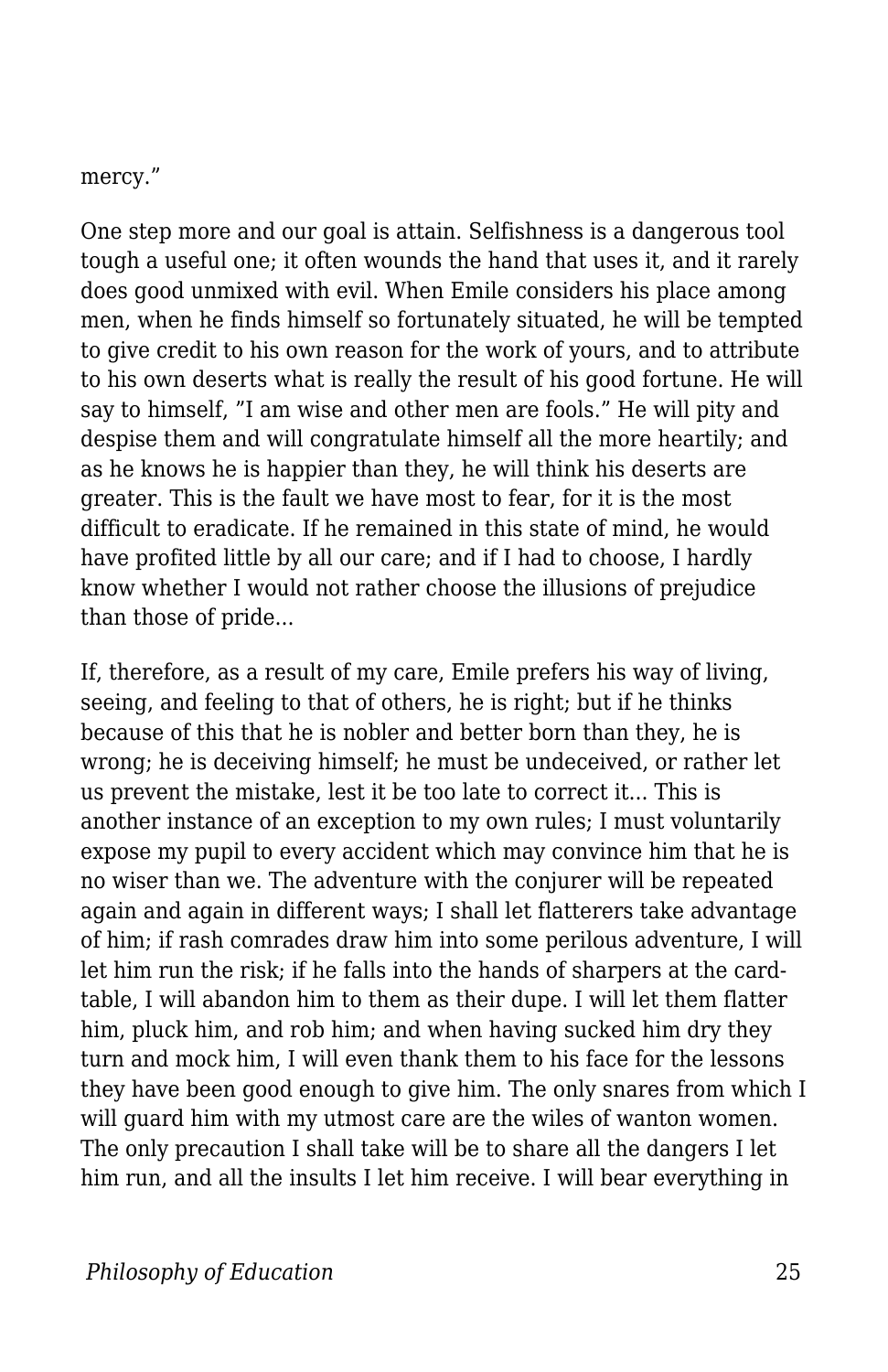mercy."

One step more and our goal is attain. Selfishness is a dangerous tool tough a useful one; it often wounds the hand that uses it, and it rarely does good unmixed with evil. When Emile considers his place among men, when he finds himself so fortunately situated, he will be tempted to give credit to his own reason for the work of yours, and to attribute to his own deserts what is really the result of his good fortune. He will say to himself, "I am wise and other men are fools." He will pity and despise them and will congratulate himself all the more heartily; and as he knows he is happier than they, he will think his deserts are greater. This is the fault we have most to fear, for it is the most difficult to eradicate. If he remained in this state of mind, he would have profited little by all our care; and if I had to choose, I hardly know whether I would not rather choose the illusions of prejudice than those of pride...

If, therefore, as a result of my care, Emile prefers his way of living, seeing, and feeling to that of others, he is right; but if he thinks because of this that he is nobler and better born than they, he is wrong; he is deceiving himself; he must be undeceived, or rather let us prevent the mistake, lest it be too late to correct it... This is another instance of an exception to my own rules; I must voluntarily expose my pupil to every accident which may convince him that he is no wiser than we. The adventure with the conjurer will be repeated again and again in different ways; I shall let flatterers take advantage of him; if rash comrades draw him into some perilous adventure, I will let him run the risk; if he falls into the hands of sharpers at the card-table, I will abandon him to them as their dupe. I will let them flatter him, pluck him, and rob him; and when having sucked him dry they turn and mock him, I will even thank them to his face for the lessons they have been good enough to give him. The only snares from which I will guard him with my utmost care are the wiles of wanton women. The only precaution I shall take will be to share all the dangers I let him run, and all the insults I let him receive. I will bear everything in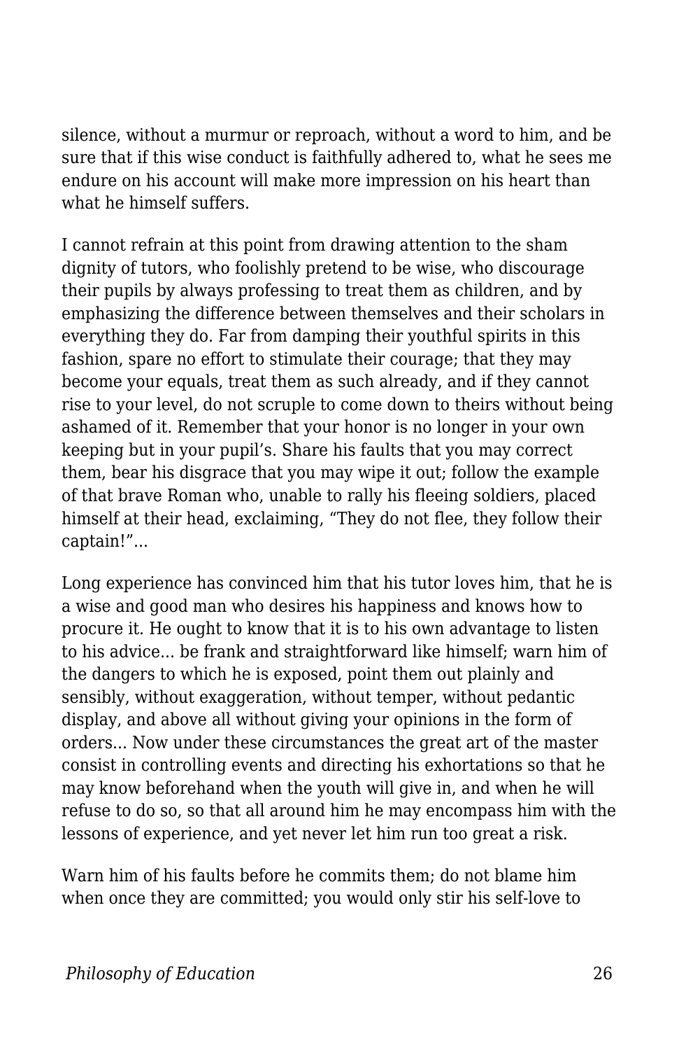silence, without a murmur or reproach, without a word to him, and be sure that if this wise conduct is faithfully adhered to, what he sees me endure on his account will make more impression on his heart than what he himself suffers.

I cannot refrain at this point from drawing attention to the sham dignity of tutors, who foolishly pretend to be wise, who discourage their pupils by always professing to treat them as children, and by emphasizing the difference between themselves and their scholars in everything they do. Far from damping their youthful spirits in this fashion, spare no effort to stimulate their courage; that they may become your equals, treat them as such already, and if they cannot rise to your level, do not scruple to come down to theirs without being ashamed of it. Remember that your honor is no longer in your own keeping but in your pupil's. Share his faults that you may correct them, bear his disgrace that you may wipe it out; follow the example of that brave Roman who, unable to rally his fleeing soldiers, placed himself at their head, exclaiming, "They do not flee, they follow their captain!"...

Long experience has convinced him that his tutor loves him, that he is a wise and good man who desires his happiness and knows how to procure it. He ought to know that it is to his own advantage to listen to his advice... be frank and straightforward like himself; warn him of the dangers to which he is exposed, point them out plainly and sensibly, without exaggeration, without temper, without pedantic display, and above all without giving your opinions in the form of orders... Now under these circumstances the great art of the master consist in controlling events and directing his exhortations so that he may know beforehand when the youth will give in, and when he will refuse to do so, so that all around him he may encompass him with the lessons of experience, and yet never let him run too great a risk.

Warn him of his faults before he commits them; do not blame him when once they are committed; you would only stir his self-love to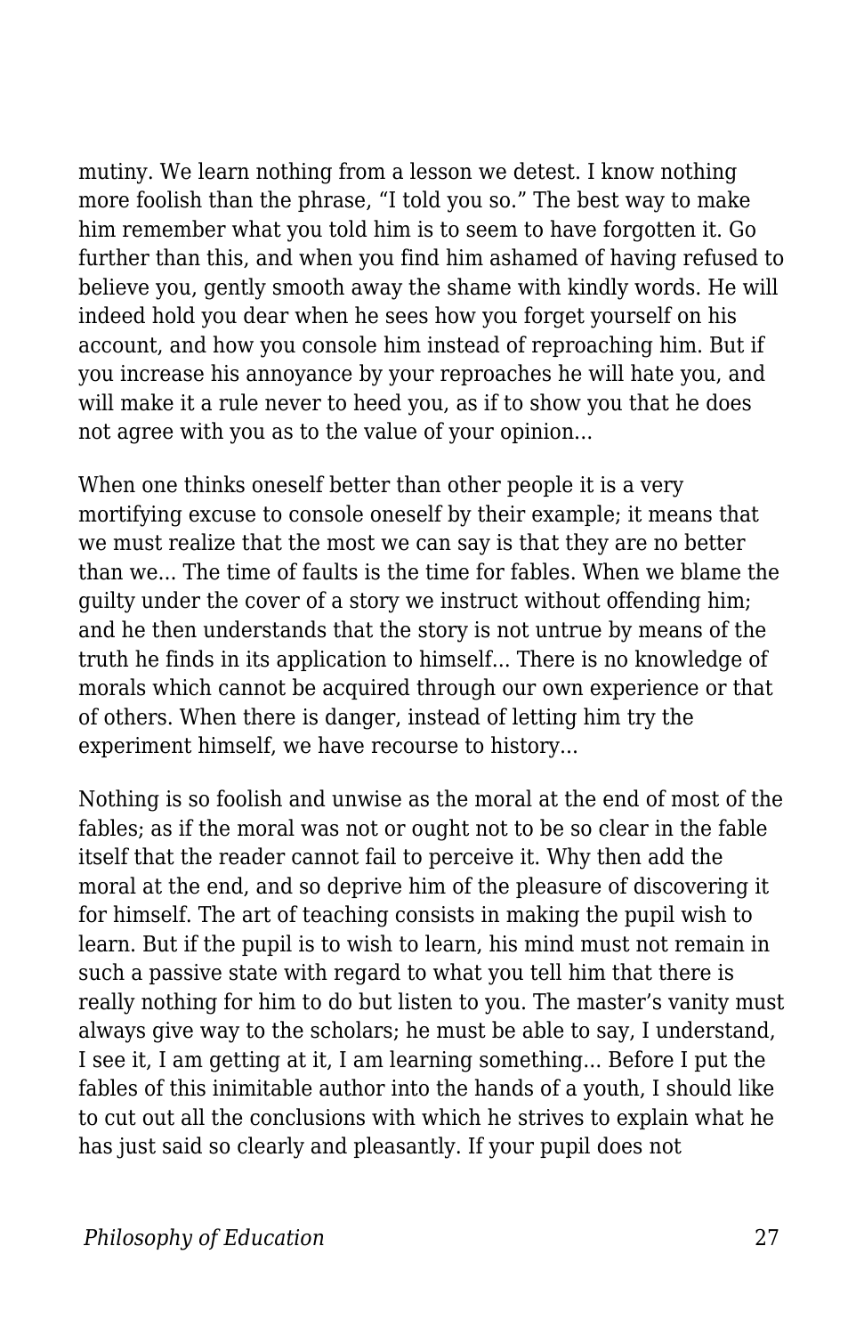mutiny. We learn nothing from a lesson we detest. I know nothing more foolish than the phrase, “I told you so.” The best way to make him remember what you told him is to seem to have forgotten it. Go further than this, and when you find him ashamed of having refused to believe you, gently smooth away the shame with kindly words. He will indeed hold you dear when he sees how you forget yourself on his account, and how you console him instead of reproaching him. But if you increase his annoyance by your reproaches he will hate you, and will make it a rule never to heed you, as if to show you that he does not agree with you as to the value of your opinion…

When one thinks oneself better than other people it is a very mortifying excuse to console oneself by their example; it means that we must realize that the most we can say is that they are no better than we… The time of faults is the time for fables. When we blame the guilty under the cover of a story we instruct without offending him; and he then understands that the story is not untrue by means of the truth he finds in its application to himself… There is no knowledge of morals which cannot be acquired through our own experience or that of others. When there is danger, instead of letting him try the experiment himself, we have recourse to history…

Nothing is so foolish and unwise as the moral at the end of most of the fables; as if the moral was not or ought not to be so clear in the fable itself that the reader cannot fail to perceive it. Why then add the moral at the end, and so deprive him of the pleasure of discovering it for himself. The art of teaching consists in making the pupil wish to learn. But if the pupil is to wish to learn, his mind must not remain in such a passive state with regard to what you tell him that there is really nothing for him to do but listen to you. The master’s vanity must always give way to the scholars; he must be able to say, I understand, I see it, I am getting at it, I am learning something… Before I put the fables of this inimitable author into the hands of a youth, I should like to cut out all the conclusions with which he strives to explain what he has just said so clearly and pleasantly. If your pupil does not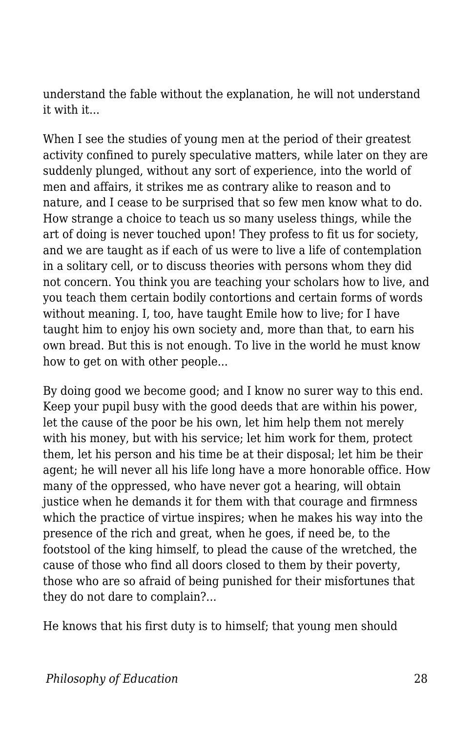understand the fable without the explanation, he will not understand it with it...

When I see the studies of young men at the period of their greatest activity confined to purely speculative matters, while later on they are suddenly plunged, without any sort of experience, into the world of men and affairs, it strikes me as contrary alike to reason and to nature, and I cease to be surprised that so few men know what to do. How strange a choice to teach us so many useless things, while the art of doing is never touched upon! They profess to fit us for society, and we are taught as if each of us were to live a life of contemplation in a solitary cell, or to discuss theories with persons whom they did not concern. You think you are teaching your scholars how to live, and you teach them certain bodily contortions and certain forms of words without meaning. I, too, have taught Emile how to live; for I have taught him to enjoy his own society and, more than that, to earn his own bread. But this is not enough. To live in the world he must know how to get on with other people...

By doing good we become good; and I know no surer way to this end. Keep your pupil busy with the good deeds that are within his power, let the cause of the poor be his own, let him help them not merely with his money, but with his service; let him work for them, protect them, let his person and his time be at their disposal; let him be their agent; he will never all his life long have a more honorable office. How many of the oppressed, who have never got a hearing, will obtain justice when he demands it for them with that courage and firmness which the practice of virtue inspires; when he makes his way into the presence of the rich and great, when he goes, if need be, to the footstool of the king himself, to plead the cause of the wretched, the cause of those who find all doors closed to them by their poverty, those who are so afraid of being punished for their misfortunes that they do not dare to complain?...

He knows that his first duty is to himself; that young men should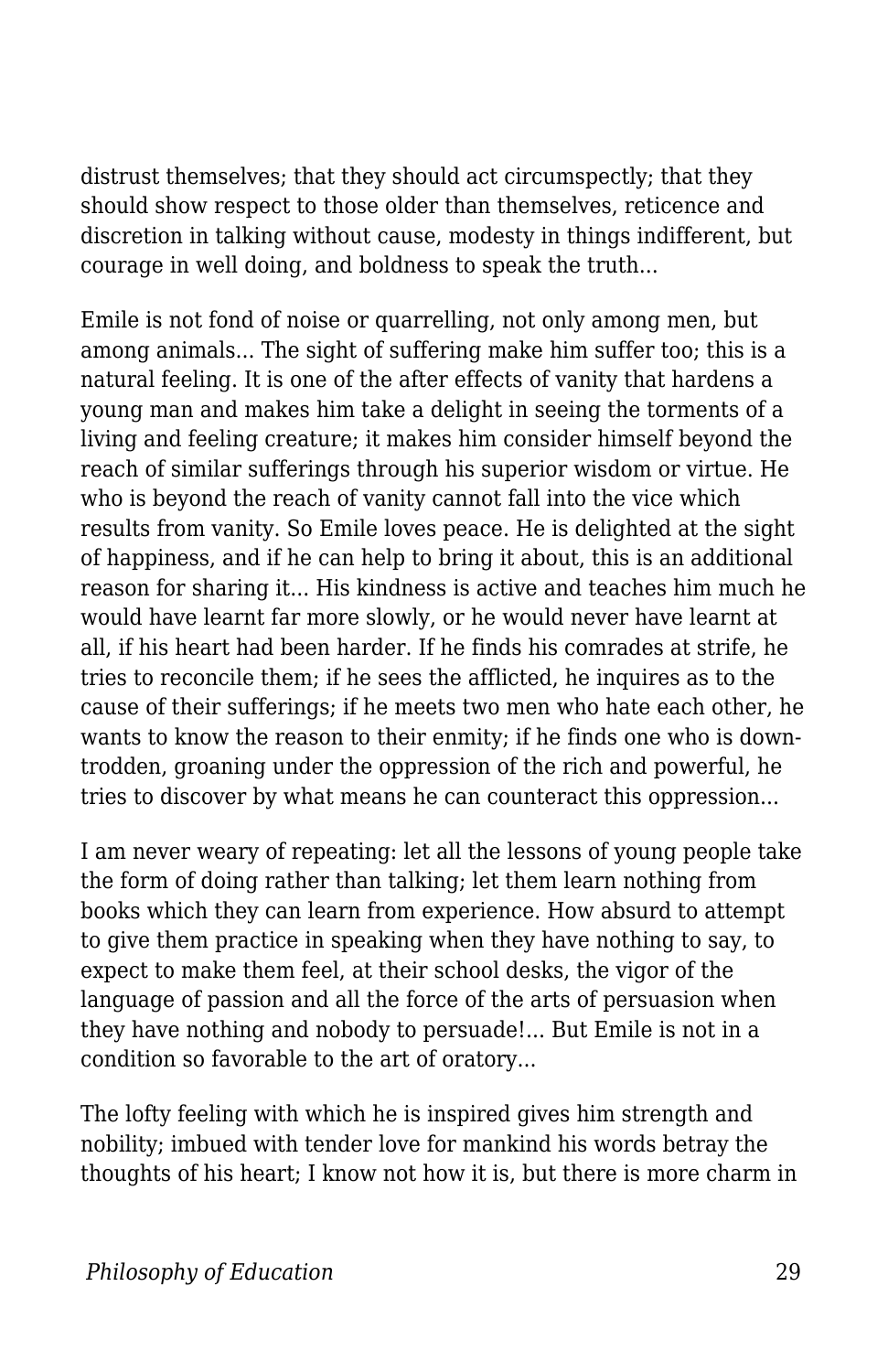distrust themselves; that they should act circumspectly; that they should show respect to those older than themselves, reticence and discretion in talking without cause, modesty in things indifferent, but courage in well doing, and boldness to speak the truth...

Emile is not fond of noise or quarrelling, not only among men, but among animals... The sight of suffering make him suffer too; this is a natural feeling. It is one of the after effects of vanity that hardens a young man and makes him take a delight in seeing the torments of a living and feeling creature; it makes him consider himself beyond the reach of similar sufferings through his superior wisdom or virtue. He who is beyond the reach of vanity cannot fall into the vice which results from vanity. So Emile loves peace. He is delighted at the sight of happiness, and if he can help to bring it about, this is an additional reason for sharing it... His kindness is active and teaches him much he would have learnt far more slowly, or he would never have learnt at all, if his heart had been harder. If he finds his comrades at strife, he tries to reconcile them; if he sees the afflicted, he inquires as to the cause of their sufferings; if he meets two men who hate each other, he wants to know the reason to their enmity; if he finds one who is down-trodden, groaning under the oppression of the rich and powerful, he tries to discover by what means he can counteract this oppression...

I am never weary of repeating: let all the lessons of young people take the form of doing rather than talking; let them learn nothing from books which they can learn from experience. How absurd to attempt to give them practice in speaking when they have nothing to say, to expect to make them feel, at their school desks, the vigor of the language of passion and all the force of the arts of persuasion when they have nothing and nobody to persuade!... But Emile is not in a condition so favorable to the art of oratory...

The lofty feeling with which he is inspired gives him strength and nobility; imbued with tender love for mankind his words betray the thoughts of his heart; I know not how it is, but there is more charm in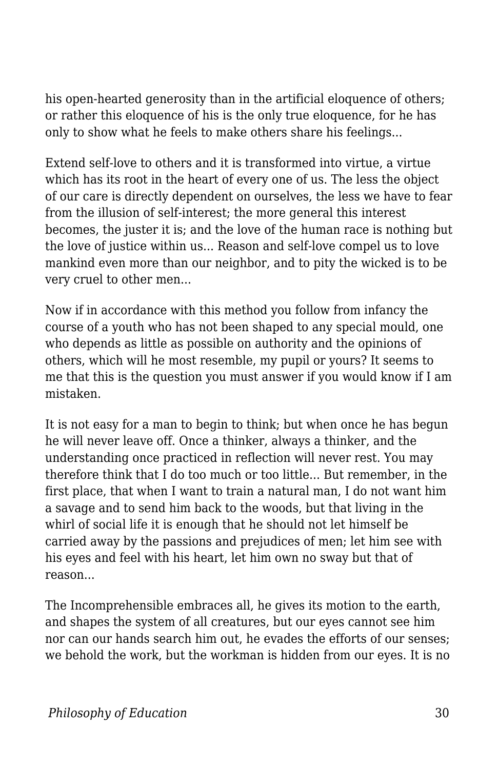his open-hearted generosity than in the artificial eloquence of others; or rather this eloquence of his is the only true eloquence, for he has only to show what he feels to make others share his feelings...

Extend self-love to others and it is transformed into virtue, a virtue which has its root in the heart of every one of us. The less the object of our care is directly dependent on ourselves, the less we have to fear from the illusion of self-interest; the more general this interest becomes, the juster it is; and the love of the human race is nothing but the love of justice within us... Reason and self-love compel us to love mankind even more than our neighbor, and to pity the wicked is to be very cruel to other men...

Now if in accordance with this method you follow from infancy the course of a youth who has not been shaped to any special mould, one who depends as little as possible on authority and the opinions of others, which will he most resemble, my pupil or yours? It seems to me that this is the question you must answer if you would know if I am mistaken.

It is not easy for a man to begin to think; but when once he has begun he will never leave off. Once a thinker, always a thinker, and the understanding once practiced in reflection will never rest. You may therefore think that I do too much or too little... But remember, in the first place, that when I want to train a natural man, I do not want him a savage and to send him back to the woods, but that living in the whirl of social life it is enough that he should not let himself be carried away by the passions and prejudices of men; let him see with his eyes and feel with his heart, let him own no sway but that of reason...

The Incomprehensible embraces all, he gives its motion to the earth, and shapes the system of all creatures, but our eyes cannot see him nor can our hands search him out, he evades the efforts of our senses; we behold the work, but the workman is hidden from our eyes. It is no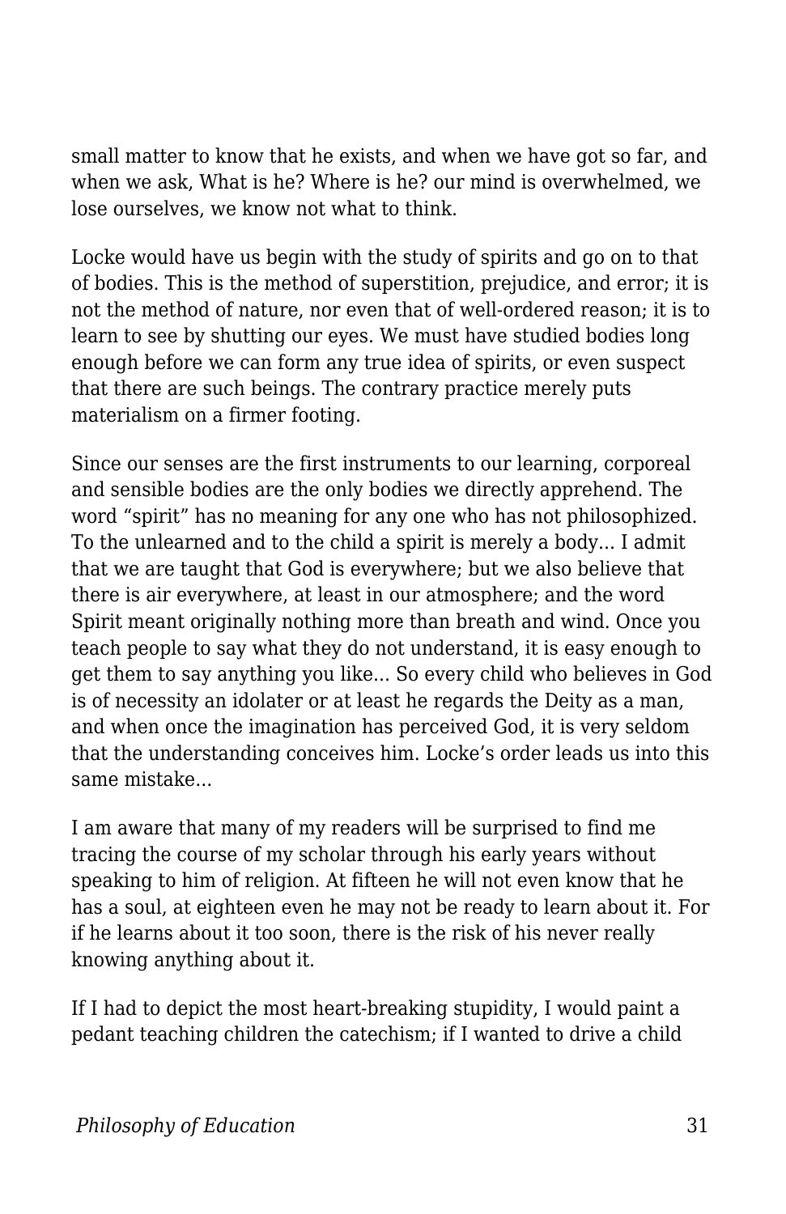small matter to know that he exists, and when we have got so far, and when we ask, What is he? Where is he? our mind is overwhelmed, we lose ourselves, we know not what to think.

Locke would have us begin with the study of spirits and go on to that of bodies. This is the method of superstition, prejudice, and error; it is not the method of nature, nor even that of well-ordered reason; it is to learn to see by shutting our eyes. We must have studied bodies long enough before we can form any true idea of spirits, or even suspect that there are such beings. The contrary practice merely puts materialism on a firmer footing.

Since our senses are the first instruments to our learning, corporeal and sensible bodies are the only bodies we directly apprehend. The word "spirit" has no meaning for any one who has not philosophized. To the unlearned and to the child a spirit is merely a body... I admit that we are taught that God is everywhere; but we also believe that there is air everywhere, at least in our atmosphere; and the word Spirit meant originally nothing more than breath and wind. Once you teach people to say what they do not understand, it is easy enough to get them to say anything you like... So every child who believes in God is of necessity an idolater or at least he regards the Deity as a man, and when once the imagination has perceived God, it is very seldom that the understanding conceives him. Locke's order leads us into this same mistake...

I am aware that many of my readers will be surprised to find me tracing the course of my scholar through his early years without speaking to him of religion. At fifteen he will not even know that he has a soul, at eighteen even he may not be ready to learn about it. For if he learns about it too soon, there is the risk of his never really knowing anything about it.

If I had to depict the most heart-breaking stupidity, I would paint a pedant teaching children the catechism; if I wanted to drive a child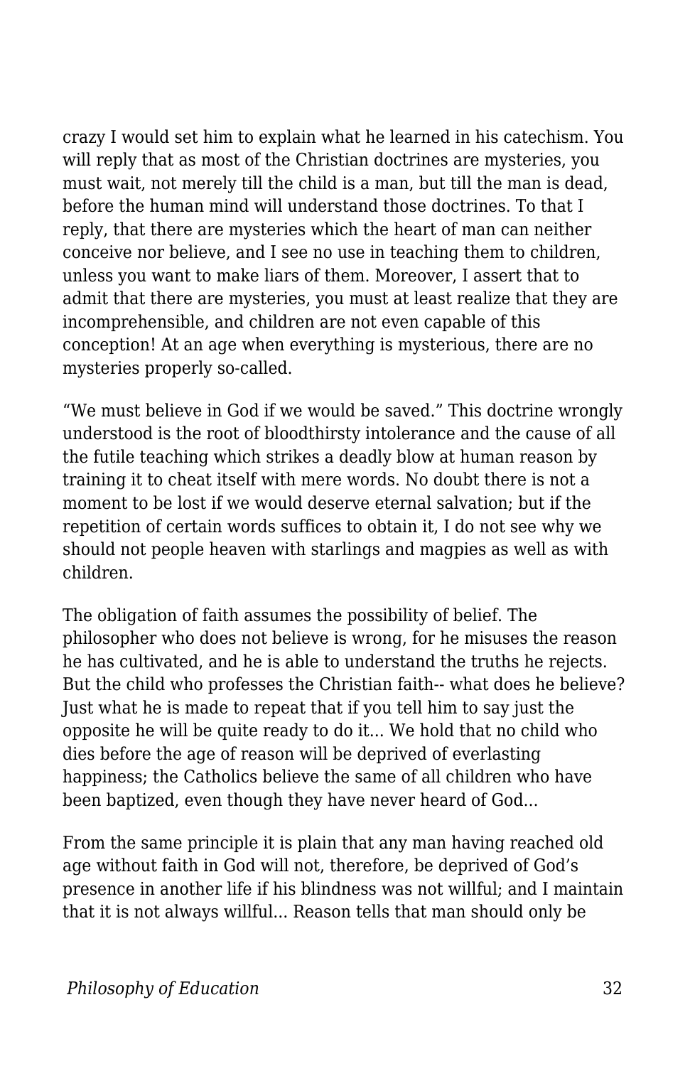crazy I would set him to explain what he learned in his catechism. You will reply that as most of the Christian doctrines are mysteries, you must wait, not merely till the child is a man, but till the man is dead, before the human mind will understand those doctrines. To that I reply, that there are mysteries which the heart of man can neither conceive nor believe, and I see no use in teaching them to children, unless you want to make liars of them. Moreover, I assert that to admit that there are mysteries, you must at least realize that they are incomprehensible, and children are not even capable of this conception! At an age when everything is mysterious, there are no mysteries properly so-called.

"We must believe in God if we would be saved." This doctrine wrongly understood is the root of bloodthirsty intolerance and the cause of all the futile teaching which strikes a deadly blow at human reason by training it to cheat itself with mere words. No doubt there is not a moment to be lost if we would deserve eternal salvation; but if the repetition of certain words suffices to obtain it, I do not see why we should not people heaven with starlings and magpies as well as with children.

The obligation of faith assumes the possibility of belief. The philosopher who does not believe is wrong, for he misuses the reason he has cultivated, and he is able to understand the truths he rejects. But the child who professes the Christian faith-- what does he believe? Just what he is made to repeat that if you tell him to say just the opposite he will be quite ready to do it... We hold that no child who dies before the age of reason will be deprived of everlasting happiness; the Catholics believe the same of all children who have been baptized, even though they have never heard of God...

From the same principle it is plain that any man having reached old age without faith in God will not, therefore, be deprived of God's presence in another life if his blindness was not willful; and I maintain that it is not always willful... Reason tells that man should only be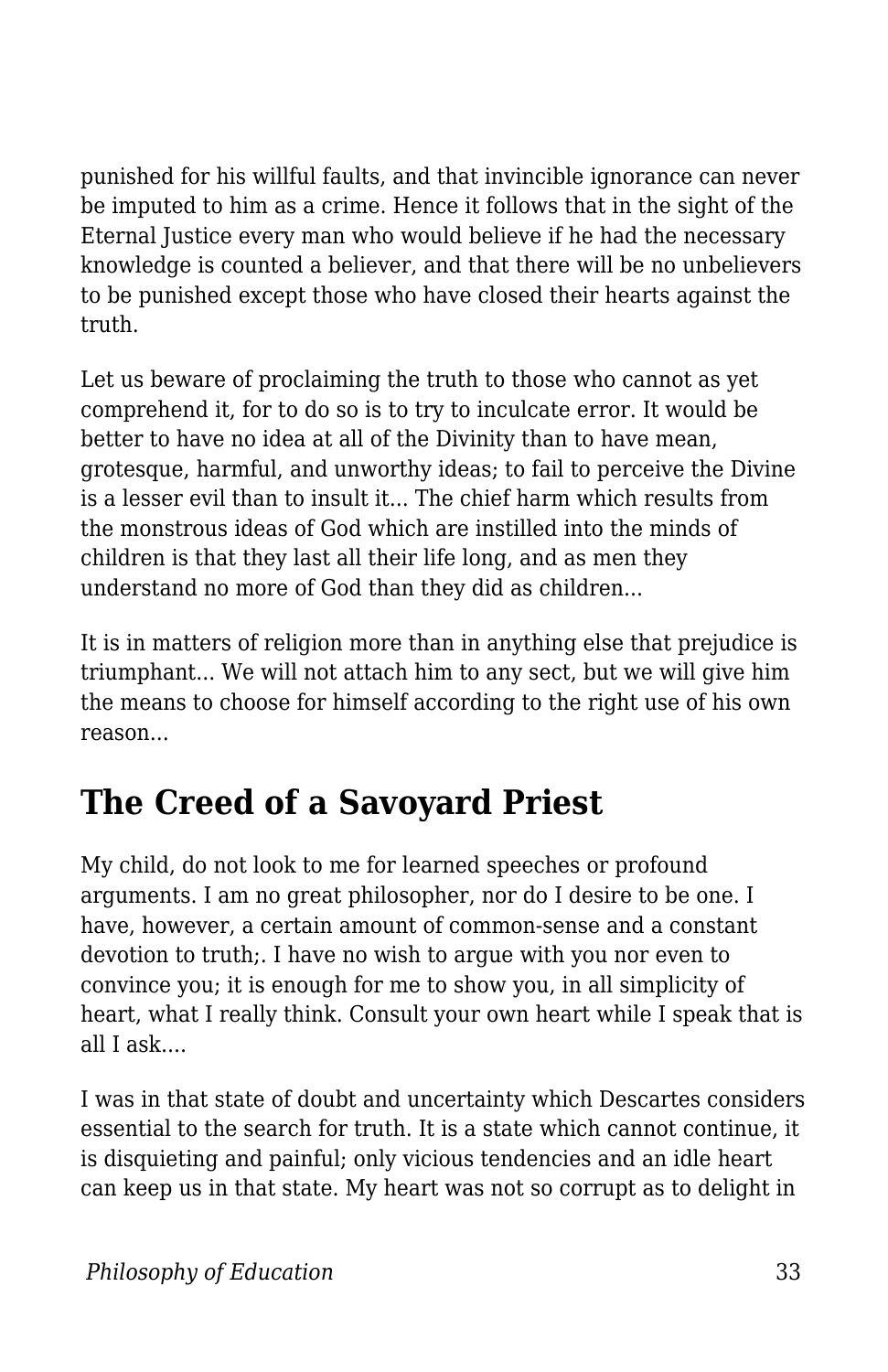punished for his willful faults, and that invincible ignorance can never be imputed to him as a crime. Hence it follows that in the sight of the Eternal Justice every man who would believe if he had the necessary knowledge is counted a believer, and that there will be no unbelievers to be punished except those who have closed their hearts against the truth.

Let us beware of proclaiming the truth to those who cannot as yet comprehend it, for to do so is to try to inculcate error. It would be better to have no idea at all of the Divinity than to have mean, grotesque, harmful, and unworthy ideas; to fail to perceive the Divine is a lesser evil than to insult it... The chief harm which results from the monstrous ideas of God which are instilled into the minds of children is that they last all their life long, and as men they understand no more of God than they did as children...

It is in matters of religion more than in anything else that prejudice is triumphant... We will not attach him to any sect, but we will give him the means to choose for himself according to the right use of his own reason...

## The Creed of a Savoyard Priest

My child, do not look to me for learned speeches or profound arguments. I am no great philosopher, nor do I desire to be one. I have, however, a certain amount of common-sense and a constant devotion to truth;. I have no wish to argue with you nor even to convince you; it is enough for me to show you, in all simplicity of heart, what I really think. Consult your own heart while I speak that is all I ask....

I was in that state of doubt and uncertainty which Descartes considers essential to the search for truth. It is a state which cannot continue, it is disquieting and painful; only vicious tendencies and an idle heart can keep us in that state. My heart was not so corrupt as to delight in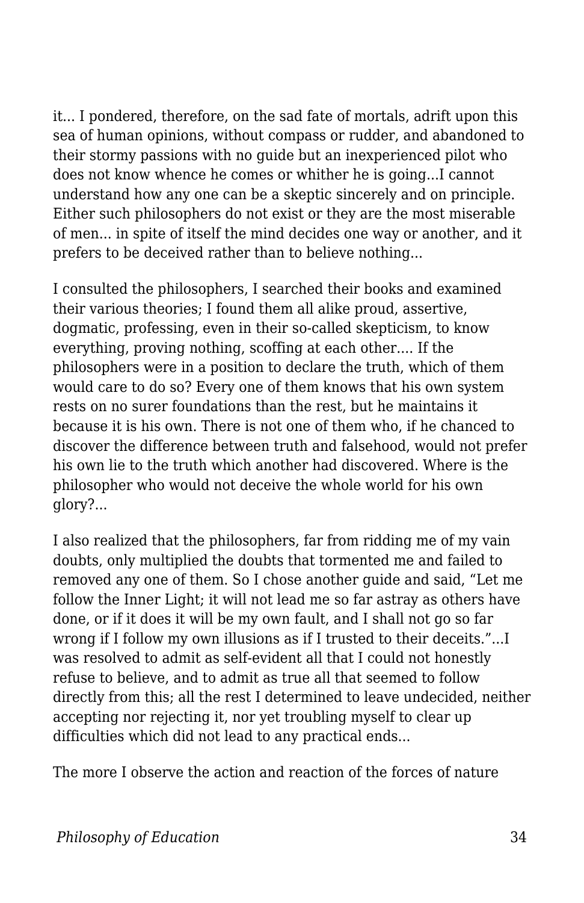it... I pondered, therefore, on the sad fate of mortals, adrift upon this sea of human opinions, without compass or rudder, and abandoned to their stormy passions with no guide but an inexperienced pilot who does not know whence he comes or whither he is going...I cannot understand how any one can be a skeptic sincerely and on principle. Either such philosophers do not exist or they are the most miserable of men... in spite of itself the mind decides one way or another, and it prefers to be deceived rather than to believe nothing...

I consulted the philosophers, I searched their books and examined their various theories; I found them all alike proud, assertive, dogmatic, professing, even in their so-called skepticism, to know everything, proving nothing, scoffing at each other.... If the philosophers were in a position to declare the truth, which of them would care to do so? Every one of them knows that his own system rests on no surer foundations than the rest, but he maintains it because it is his own. There is not one of them who, if he chanced to discover the difference between truth and falsehood, would not prefer his own lie to the truth which another had discovered. Where is the philosopher who would not deceive the whole world for his own glory?...

I also realized that the philosophers, far from ridding me of my vain doubts, only multiplied the doubts that tormented me and failed to removed any one of them. So I chose another guide and said, “Let me follow the Inner Light; it will not lead me so far astray as others have done, or if it does it will be my own fault, and I shall not go so far wrong if I follow my own illusions as if I trusted to their deceits.”...I was resolved to admit as self-evident all that I could not honestly refuse to believe, and to admit as true all that seemed to follow directly from this; all the rest I determined to leave undecided, neither accepting nor rejecting it, nor yet troubling myself to clear up difficulties which did not lead to any practical ends...

The more I observe the action and reaction of the forces of nature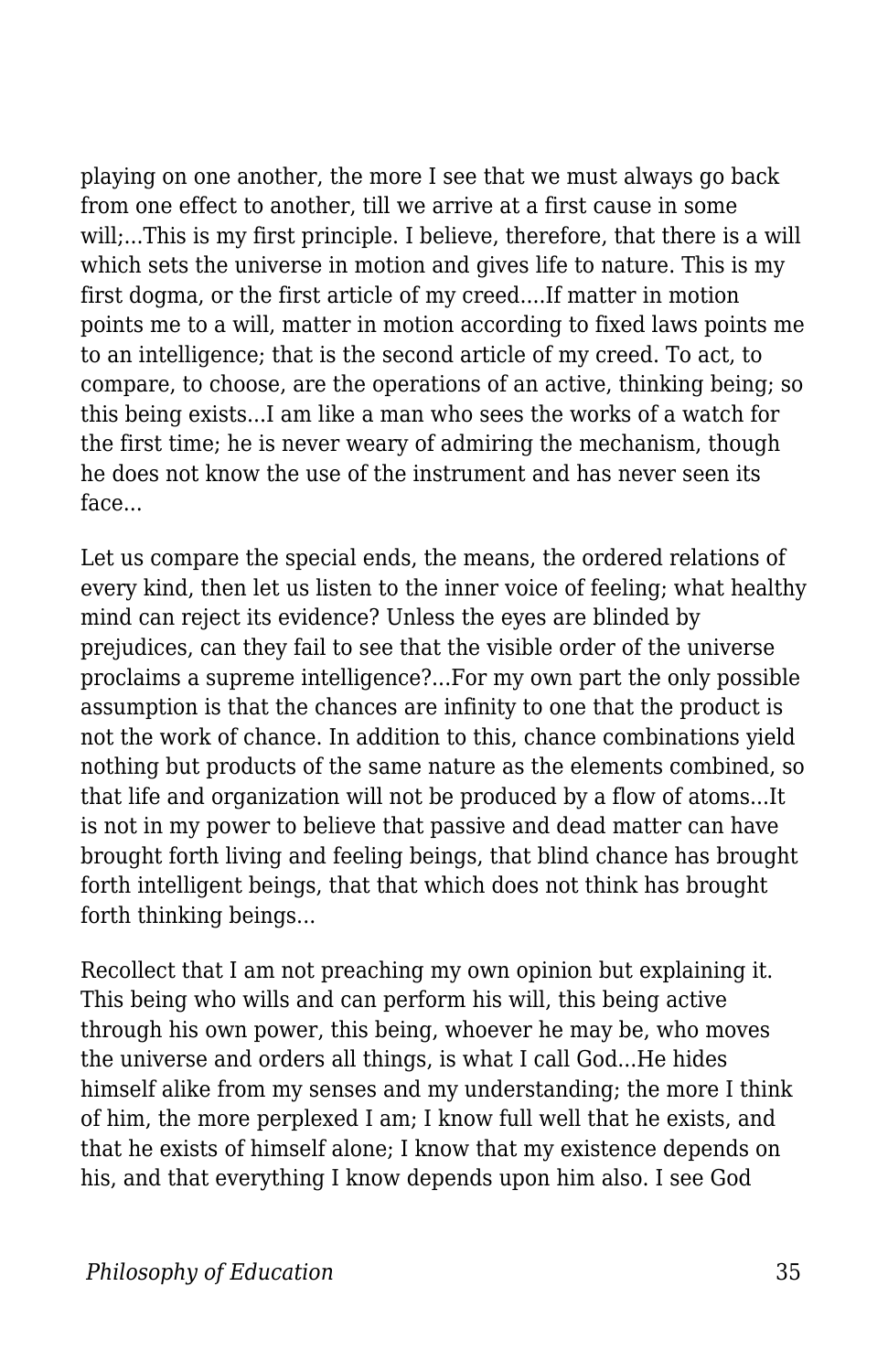playing on one another, the more I see that we must always go back from one effect to another, till we arrive at a first cause in some will;...This is my first principle. I believe, therefore, that there is a will which sets the universe in motion and gives life to nature. This is my first dogma, or the first article of my creed....If matter in motion points me to a will, matter in motion according to fixed laws points me to an intelligence; that is the second article of my creed. To act, to compare, to choose, are the operations of an active, thinking being; so this being exists...I am like a man who sees the works of a watch for the first time; he is never weary of admiring the mechanism, though he does not know the use of the instrument and has never seen its face...

Let us compare the special ends, the means, the ordered relations of every kind, then let us listen to the inner voice of feeling; what healthy mind can reject its evidence? Unless the eyes are blinded by prejudices, can they fail to see that the visible order of the universe proclaims a supreme intelligence?...For my own part the only possible assumption is that the chances are infinity to one that the product is not the work of chance. In addition to this, chance combinations yield nothing but products of the same nature as the elements combined, so that life and organization will not be produced by a flow of atoms...It is not in my power to believe that passive and dead matter can have brought forth living and feeling beings, that blind chance has brought forth intelligent beings, that that which does not think has brought forth thinking beings...

Recollect that I am not preaching my own opinion but explaining it. This being who wills and can perform his will, this being active through his own power, this being, whoever he may be, who moves the universe and orders all things, is what I call God...He hides himself alike from my senses and my understanding; the more I think of him, the more perplexed I am; I know full well that he exists, and that he exists of himself alone; I know that my existence depends on his, and that everything I know depends upon him also. I see God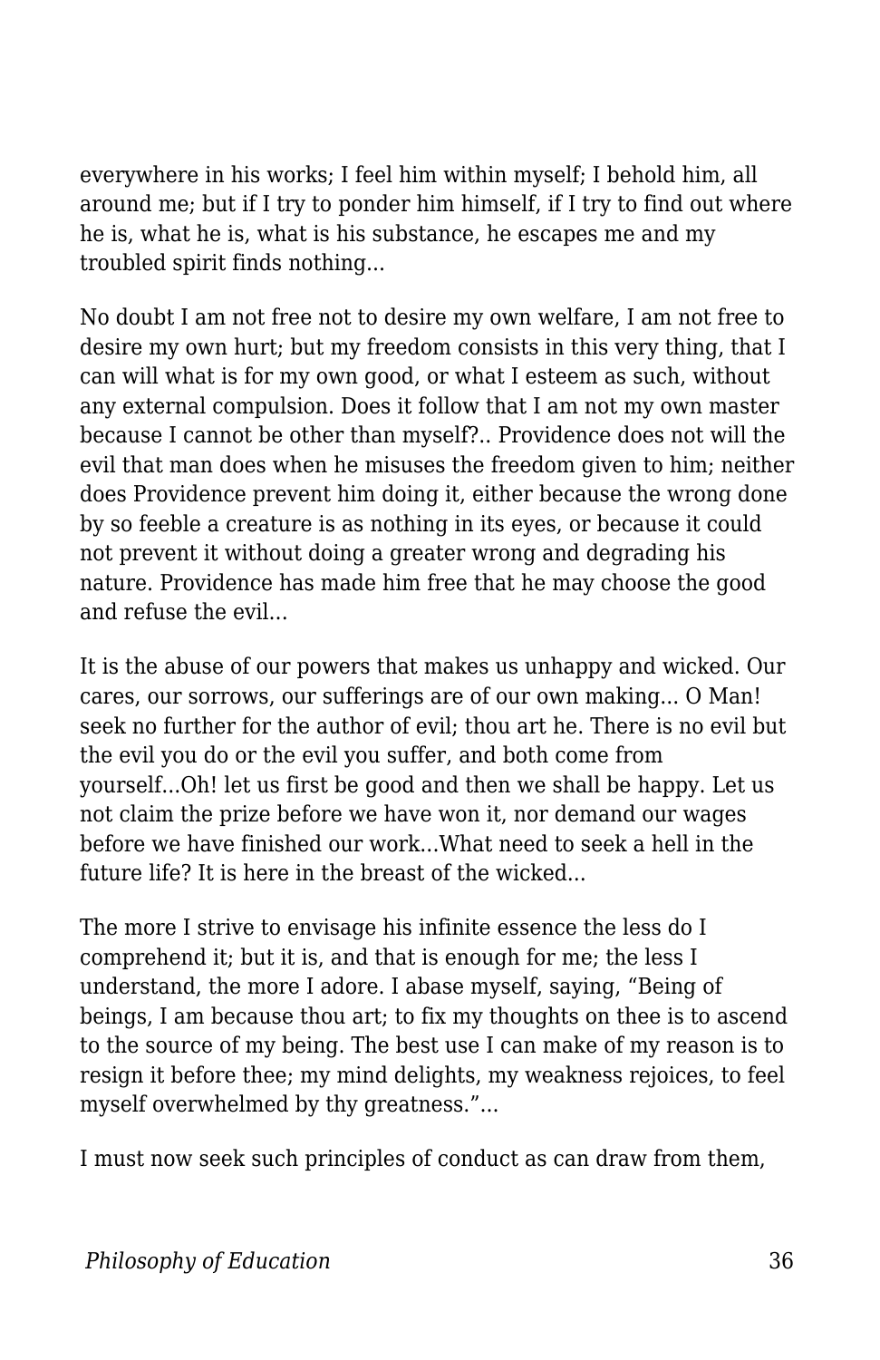everywhere in his works; I feel him within myself; I behold him, all around me; but if I try to ponder him himself, if I try to find out where he is, what he is, what is his substance, he escapes me and my troubled spirit finds nothing...

No doubt I am not free not to desire my own welfare, I am not free to desire my own hurt; but my freedom consists in this very thing, that I can will what is for my own good, or what I esteem as such, without any external compulsion. Does it follow that I am not my own master because I cannot be other than myself?.. Providence does not will the evil that man does when he misuses the freedom given to him; neither does Providence prevent him doing it, either because the wrong done by so feeble a creature is as nothing in its eyes, or because it could not prevent it without doing a greater wrong and degrading his nature. Providence has made him free that he may choose the good and refuse the evil...

It is the abuse of our powers that makes us unhappy and wicked. Our cares, our sorrows, our sufferings are of our own making... O Man! seek no further for the author of evil; thou art he. There is no evil but the evil you do or the evil you suffer, and both come from yourself...Oh! let us first be good and then we shall be happy. Let us not claim the prize before we have won it, nor demand our wages before we have finished our work...What need to seek a hell in the future life? It is here in the breast of the wicked...

The more I strive to envisage his infinite essence the less do I comprehend it; but it is, and that is enough for me; the less I understand, the more I adore. I abase myself, saying, “Being of beings, I am because thou art; to fix my thoughts on thee is to ascend to the source of my being. The best use I can make of my reason is to resign it before thee; my mind delights, my weakness rejoices, to feel myself overwhelmed by thy greatness.”...

I must now seek such principles of conduct as can draw from them,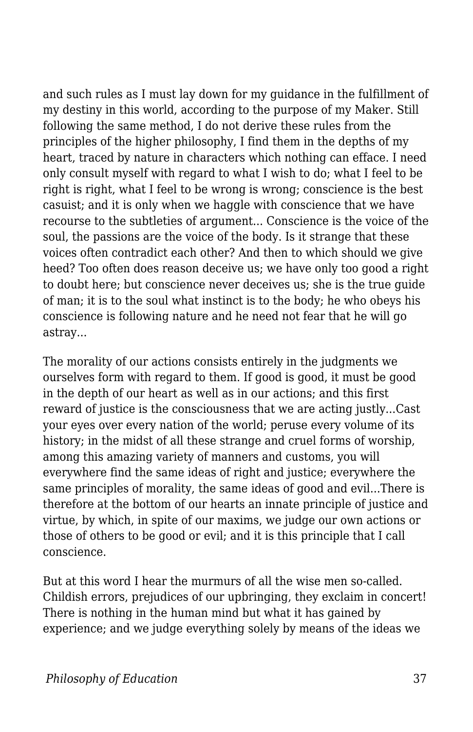and such rules as I must lay down for my guidance in the fulfillment of my destiny in this world, according to the purpose of my Maker. Still following the same method, I do not derive these rules from the principles of the higher philosophy, I find them in the depths of my heart, traced by nature in characters which nothing can efface. I need only consult myself with regard to what I wish to do; what I feel to be right is right, what I feel to be wrong is wrong; conscience is the best casuist; and it is only when we haggle with conscience that we have recourse to the subtleties of argument... Conscience is the voice of the soul, the passions are the voice of the body. Is it strange that these voices often contradict each other? And then to which should we give heed? Too often does reason deceive us; we have only too good a right to doubt here; but conscience never deceives us; she is the true guide of man; it is to the soul what instinct is to the body; he who obeys his conscience is following nature and he need not fear that he will go astray...

The morality of our actions consists entirely in the judgments we ourselves form with regard to them. If good is good, it must be good in the depth of our heart as well as in our actions; and this first reward of justice is the consciousness that we are acting justly...Cast your eyes over every nation of the world; peruse every volume of its history; in the midst of all these strange and cruel forms of worship, among this amazing variety of manners and customs, you will everywhere find the same ideas of right and justice; everywhere the same principles of morality, the same ideas of good and evil...There is therefore at the bottom of our hearts an innate principle of justice and virtue, by which, in spite of our maxims, we judge our own actions or those of others to be good or evil; and it is this principle that I call conscience.

But at this word I hear the murmurs of all the wise men so-called. Childish errors, prejudices of our upbringing, they exclaim in concert! There is nothing in the human mind but what it has gained by experience; and we judge everything solely by means of the ideas we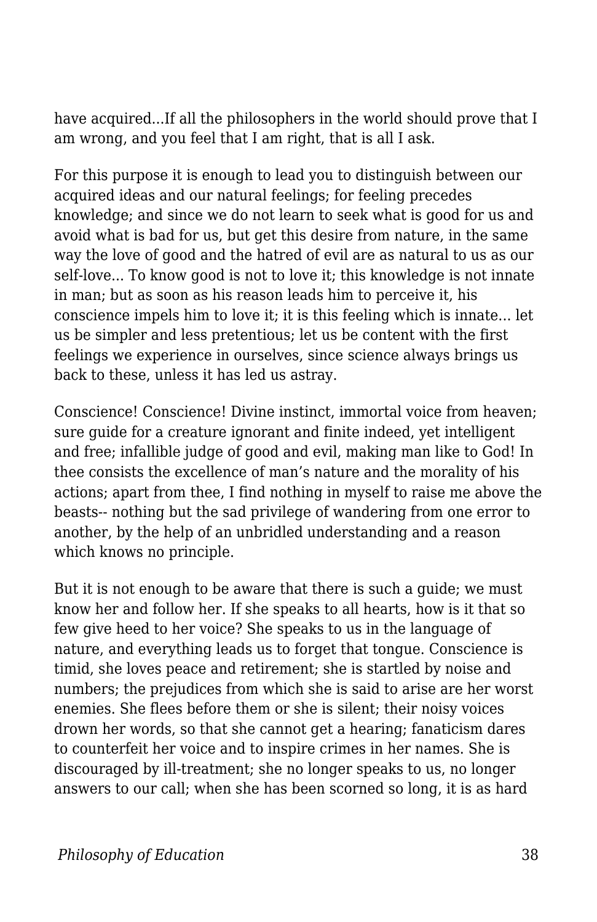have acquired...If all the philosophers in the world should prove that I am wrong, and you feel that I am right, that is all I ask.

For this purpose it is enough to lead you to distinguish between our acquired ideas and our natural feelings; for feeling precedes knowledge; and since we do not learn to seek what is good for us and avoid what is bad for us, but get this desire from nature, in the same way the love of good and the hatred of evil are as natural to us as our self-love... To know good is not to love it; this knowledge is not innate in man; but as soon as his reason leads him to perceive it, his conscience impels him to love it; it is this feeling which is innate... let us be simpler and less pretentious; let us be content with the first feelings we experience in ourselves, since science always brings us back to these, unless it has led us astray.

Conscience! Conscience! Divine instinct, immortal voice from heaven; sure guide for a creature ignorant and finite indeed, yet intelligent and free; infallible judge of good and evil, making man like to God! In thee consists the excellence of man's nature and the morality of his actions; apart from thee, I find nothing in myself to raise me above the beasts-- nothing but the sad privilege of wandering from one error to another, by the help of an unbridled understanding and a reason which knows no principle.

But it is not enough to be aware that there is such a guide; we must know her and follow her. If she speaks to all hearts, how is it that so few give heed to her voice? She speaks to us in the language of nature, and everything leads us to forget that tongue. Conscience is timid, she loves peace and retirement; she is startled by noise and numbers; the prejudices from which she is said to arise are her worst enemies. She flees before them or she is silent; their noisy voices drown her words, so that she cannot get a hearing; fanaticism dares to counterfeit her voice and to inspire crimes in her names. She is discouraged by ill-treatment; she no longer speaks to us, no longer answers to our call; when she has been scorned so long, it is as hard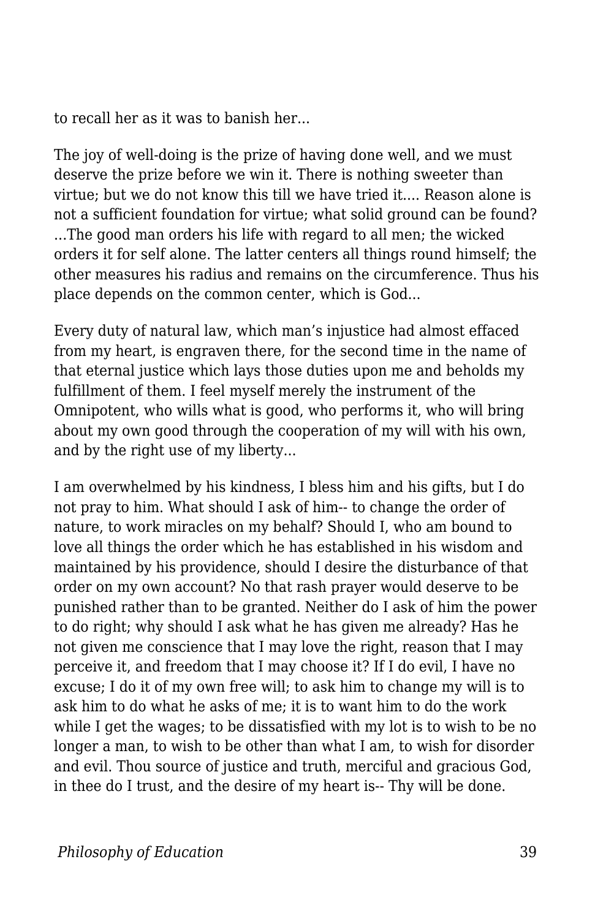to recall her as it was to banish her...

The joy of well-doing is the prize of having done well, and we must deserve the prize before we win it. There is nothing sweeter than virtue; but we do not know this till we have tried it.... Reason alone is not a sufficient foundation for virtue; what solid ground can be found? ...The good man orders his life with regard to all men; the wicked orders it for self alone. The latter centers all things round himself; the other measures his radius and remains on the circumference. Thus his place depends on the common center, which is God...

Every duty of natural law, which man's injustice had almost effaced from my heart, is engraven there, for the second time in the name of that eternal justice which lays those duties upon me and beholds my fulfillment of them. I feel myself merely the instrument of the Omnipotent, who wills what is good, who performs it, who will bring about my own good through the cooperation of my will with his own, and by the right use of my liberty...

I am overwhelmed by his kindness, I bless him and his gifts, but I do not pray to him. What should I ask of him-- to change the order of nature, to work miracles on my behalf? Should I, who am bound to love all things the order which he has established in his wisdom and maintained by his providence, should I desire the disturbance of that order on my own account? No that rash prayer would deserve to be punished rather than to be granted. Neither do I ask of him the power to do right; why should I ask what he has given me already? Has he not given me conscience that I may love the right, reason that I may perceive it, and freedom that I may choose it? If I do evil, I have no excuse; I do it of my own free will; to ask him to change my will is to ask him to do what he asks of me; it is to want him to do the work while I get the wages; to be dissatisfied with my lot is to wish to be no longer a man, to wish to be other than what I am, to wish for disorder and evil. Thou source of justice and truth, merciful and gracious God, in thee do I trust, and the desire of my heart is-- Thy will be done.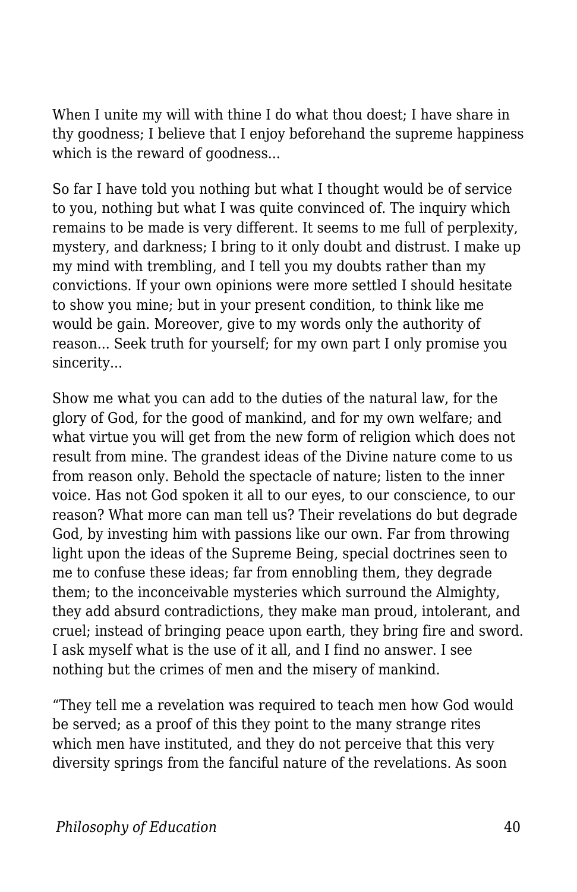When I unite my will with thine I do what thou doest; I have share in thy goodness; I believe that I enjoy beforehand the supreme happiness which is the reward of goodness...

So far I have told you nothing but what I thought would be of service to you, nothing but what I was quite convinced of. The inquiry which remains to be made is very different. It seems to me full of perplexity, mystery, and darkness; I bring to it only doubt and distrust. I make up my mind with trembling, and I tell you my doubts rather than my convictions. If your own opinions were more settled I should hesitate to show you mine; but in your present condition, to think like me would be gain. Moreover, give to my words only the authority of reason... Seek truth for yourself; for my own part I only promise you sincerity...

Show me what you can add to the duties of the natural law, for the glory of God, for the good of mankind, and for my own welfare; and what virtue you will get from the new form of religion which does not result from mine. The grandest ideas of the Divine nature come to us from reason only. Behold the spectacle of nature; listen to the inner voice. Has not God spoken it all to our eyes, to our conscience, to our reason? What more can man tell us? Their revelations do but degrade God, by investing him with passions like our own. Far from throwing light upon the ideas of the Supreme Being, special doctrines seen to me to confuse these ideas; far from ennobling them, they degrade them; to the inconceivable mysteries which surround the Almighty, they add absurd contradictions, they make man proud, intolerant, and cruel; instead of bringing peace upon earth, they bring fire and sword. I ask myself what is the use of it all, and I find no answer. I see nothing but the crimes of men and the misery of mankind.

“They tell me a revelation was required to teach men how God would be served; as a proof of this they point to the many strange rites which men have instituted, and they do not perceive that this very diversity springs from the fanciful nature of the revelations. As soon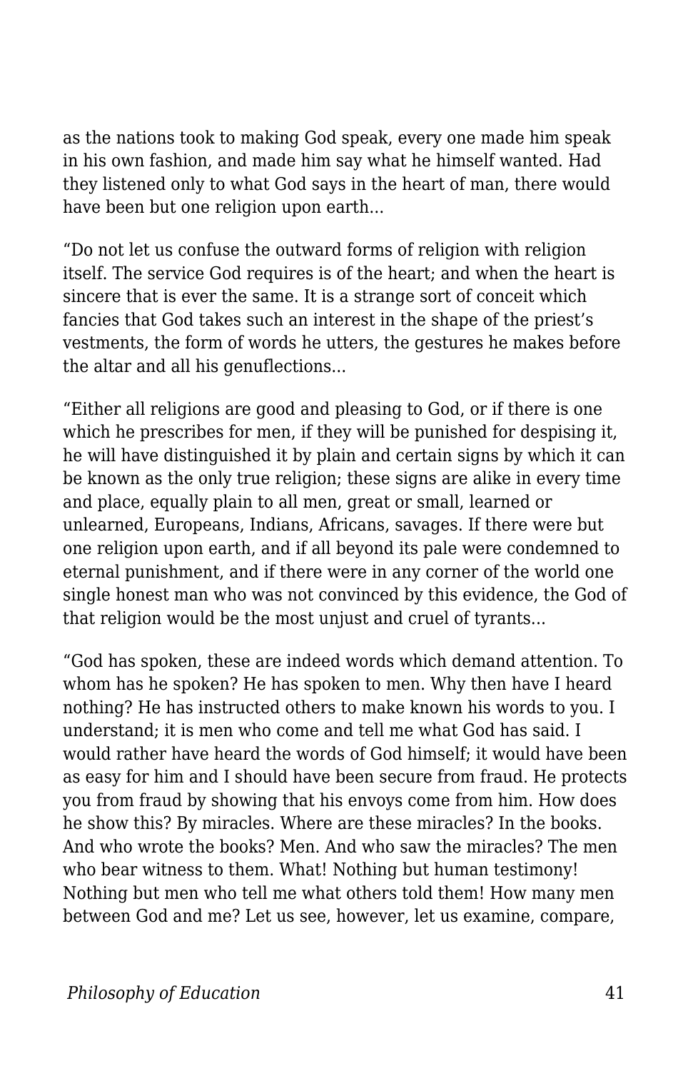as the nations took to making God speak, every one made him speak in his own fashion, and made him say what he himself wanted. Had they listened only to what God says in the heart of man, there would have been but one religion upon earth...

“Do not let us confuse the outward forms of religion with religion itself. The service God requires is of the heart; and when the heart is sincere that is ever the same. It is a strange sort of conceit which fancies that God takes such an interest in the shape of the priest’s vestments, the form of words he utters, the gestures he makes before the altar and all his genuflections...

“Either all religions are good and pleasing to God, or if there is one which he prescribes for men, if they will be punished for despising it, he will have distinguished it by plain and certain signs by which it can be known as the only true religion; these signs are alike in every time and place, equally plain to all men, great or small, learned or unlearned, Europeans, Indians, Africans, savages. If there were but one religion upon earth, and if all beyond its pale were condemned to eternal punishment, and if there were in any corner of the world one single honest man who was not convinced by this evidence, the God of that religion would be the most unjust and cruel of tyrants...

“God has spoken, these are indeed words which demand attention. To whom has he spoken? He has spoken to men. Why then have I heard nothing? He has instructed others to make known his words to you. I understand; it is men who come and tell me what God has said. I would rather have heard the words of God himself; it would have been as easy for him and I should have been secure from fraud. He protects you from fraud by showing that his envoys come from him. How does he show this? By miracles. Where are these miracles? In the books. And who wrote the books? Men. And who saw the miracles? The men who bear witness to them. What! Nothing but human testimony! Nothing but men who tell me what others told them! How many men between God and me? Let us see, however, let us examine, compare,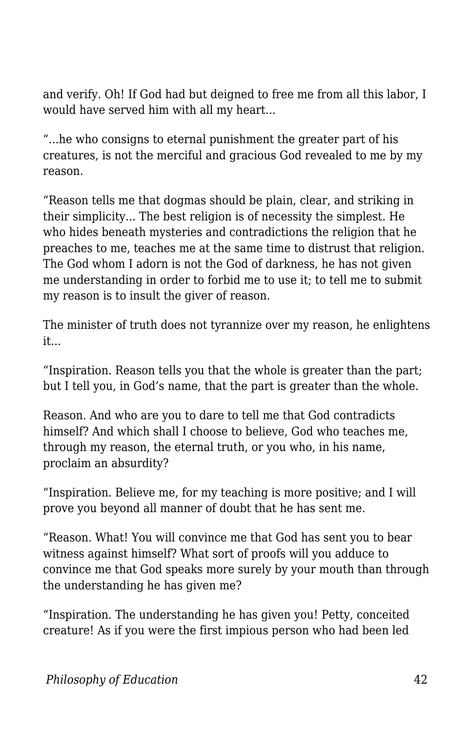and verify. Oh! If God had but deigned to free me from all this labor, I would have served him with all my heart…

“…he who consigns to eternal punishment the greater part of his creatures, is not the merciful and gracious God revealed to me by my reason.

“Reason tells me that dogmas should be plain, clear, and striking in their simplicity… The best religion is of necessity the simplest. He who hides beneath mysteries and contradictions the religion that he preaches to me, teaches me at the same time to distrust that religion. The God whom I adorn is not the God of darkness, he has not given me understanding in order to forbid me to use it; to tell me to submit my reason is to insult the giver of reason.

The minister of truth does not tyrannize over my reason, he enlightens it…

“Inspiration. Reason tells you that the whole is greater than the part; but I tell you, in God’s name, that the part is greater than the whole.

Reason. And who are you to dare to tell me that God contradicts himself? And which shall I choose to believe, God who teaches me, through my reason, the eternal truth, or you who, in his name, proclaim an absurdity?

“Inspiration. Believe me, for my teaching is more positive; and I will prove you beyond all manner of doubt that he has sent me.

“Reason. What! You will convince me that God has sent you to bear witness against himself? What sort of proofs will you adduce to convince me that God speaks more surely by your mouth than through the understanding he has given me?

“Inspiration. The understanding he has given you! Petty, conceited creature! As if you were the first impious person who had been led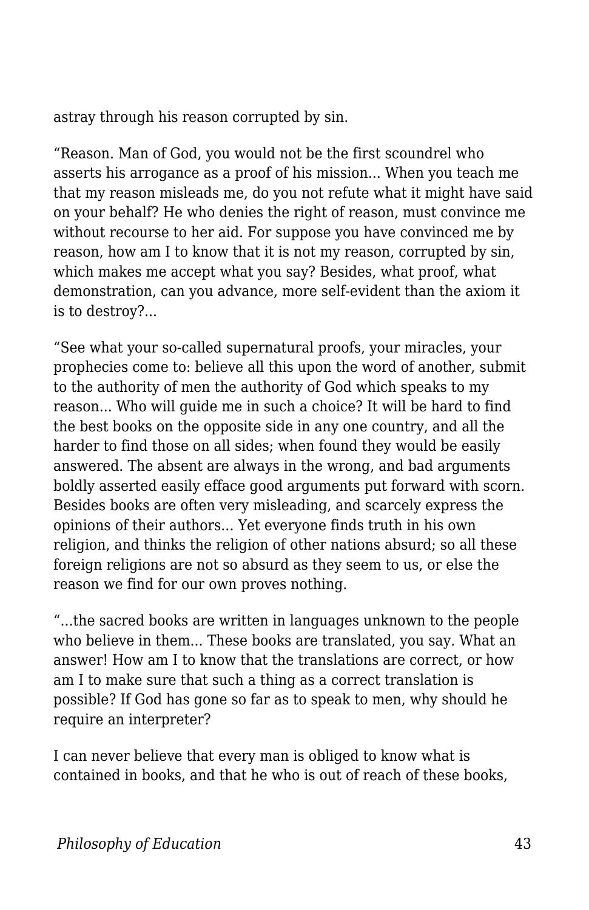astray through his reason corrupted by sin.

“Reason. Man of God, you would not be the first scoundrel who asserts his arrogance as a proof of his mission... When you teach me that my reason misleads me, do you not refute what it might have said on your behalf? He who denies the right of reason, must convince me without recourse to her aid. For suppose you have convinced me by reason, how am I to know that it is not my reason, corrupted by sin, which makes me accept what you say? Besides, what proof, what demonstration, can you advance, more self-evident than the axiom it is to destroy?...

“See what your so-called supernatural proofs, your miracles, your prophecies come to: believe all this upon the word of another, submit to the authority of men the authority of God which speaks to my reason... Who will guide me in such a choice? It will be hard to find the best books on the opposite side in any one country, and all the harder to find those on all sides; when found they would be easily answered. The absent are always in the wrong, and bad arguments boldly asserted easily efface good arguments put forward with scorn. Besides books are often very misleading, and scarcely express the opinions of their authors... Yet everyone finds truth in his own religion, and thinks the religion of other nations absurd; so all these foreign religions are not so absurd as they seem to us, or else the reason we find for our own proves nothing.

“...the sacred books are written in languages unknown to the people who believe in them... These books are translated, you say. What an answer! How am I to know that the translations are correct, or how am I to make sure that such a thing as a correct translation is possible? If God has gone so far as to speak to men, why should he require an interpreter?

I can never believe that every man is obliged to know what is contained in books, and that he who is out of reach of these books,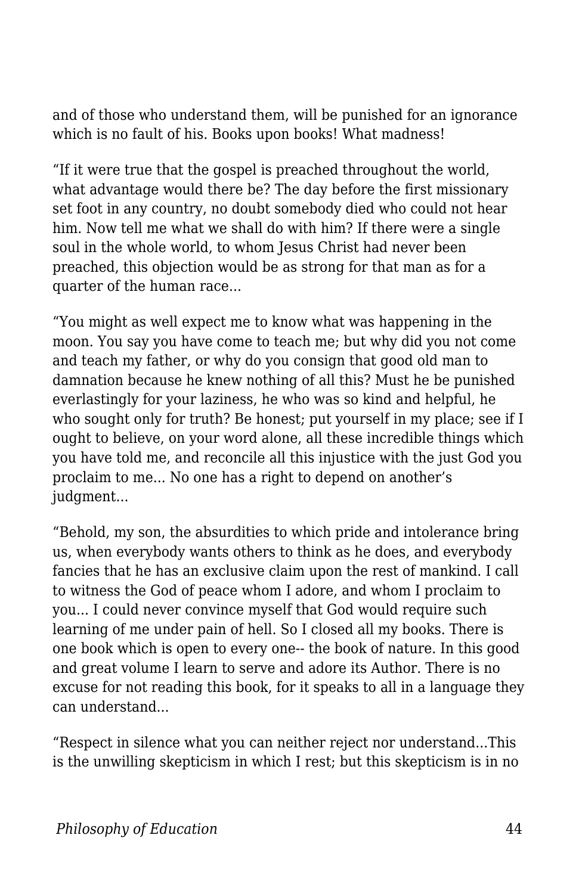and of those who understand them, will be punished for an ignorance which is no fault of his. Books upon books! What madness!

“If it were true that the gospel is preached throughout the world, what advantage would there be? The day before the first missionary set foot in any country, no doubt somebody died who could not hear him. Now tell me what we shall do with him? If there were a single soul in the whole world, to whom Jesus Christ had never been preached, this objection would be as strong for that man as for a quarter of the human race...

“You might as well expect me to know what was happening in the moon. You say you have come to teach me; but why did you not come and teach my father, or why do you consign that good old man to damnation because he knew nothing of all this? Must he be punished everlastingly for your laziness, he who was so kind and helpful, he who sought only for truth? Be honest; put yourself in my place; see if I ought to believe, on your word alone, all these incredible things which you have told me, and reconcile all this injustice with the just God you proclaim to me... No one has a right to depend on another’s judgment...

“Behold, my son, the absurdities to which pride and intolerance bring us, when everybody wants others to think as he does, and everybody fancies that he has an exclusive claim upon the rest of mankind. I call to witness the God of peace whom I adore, and whom I proclaim to you... I could never convince myself that God would require such learning of me under pain of hell. So I closed all my books. There is one book which is open to every one-- the book of nature. In this good and great volume I learn to serve and adore its Author. There is no excuse for not reading this book, for it speaks to all in a language they can understand...

“Respect in silence what you can neither reject nor understand...This is the unwilling skepticism in which I rest; but this skepticism is in no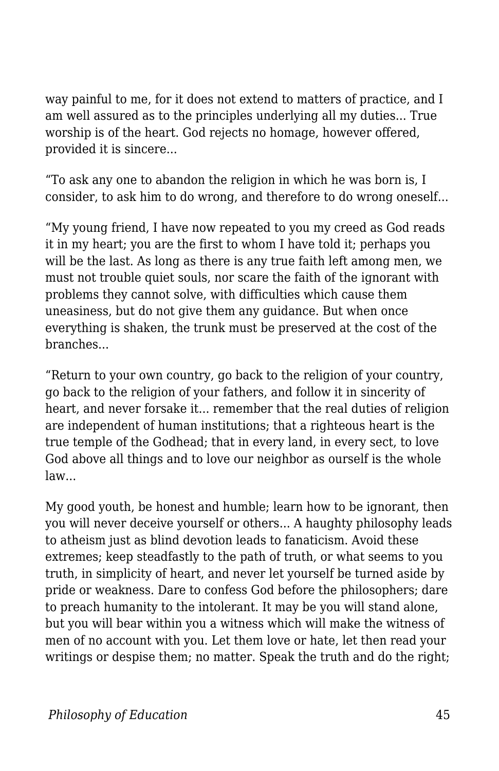way painful to me, for it does not extend to matters of practice, and I am well assured as to the principles underlying all my duties... True worship is of the heart. God rejects no homage, however offered, provided it is sincere...

“To ask any one to abandon the religion in which he was born is, I consider, to ask him to do wrong, and therefore to do wrong oneself...

“My young friend, I have now repeated to you my creed as God reads it in my heart; you are the first to whom I have told it; perhaps you will be the last. As long as there is any true faith left among men, we must not trouble quiet souls, nor scare the faith of the ignorant with problems they cannot solve, with difficulties which cause them uneasiness, but do not give them any guidance. But when once everything is shaken, the trunk must be preserved at the cost of the branches...

“Return to your own country, go back to the religion of your country, go back to the religion of your fathers, and follow it in sincerity of heart, and never forsake it... remember that the real duties of religion are independent of human institutions; that a righteous heart is the true temple of the Godhead; that in every land, in every sect, to love God above all things and to love our neighbor as ourself is the whole law...

My good youth, be honest and humble; learn how to be ignorant, then you will never deceive yourself or others... A haughty philosophy leads to atheism just as blind devotion leads to fanaticism. Avoid these extremes; keep steadfastly to the path of truth, or what seems to you truth, in simplicity of heart, and never let yourself be turned aside by pride or weakness. Dare to confess God before the philosophers; dare to preach humanity to the intolerant. It may be you will stand alone, but you will bear within you a witness which will make the witness of men of no account with you. Let them love or hate, let then read your writings or despise them; no matter. Speak the truth and do the right;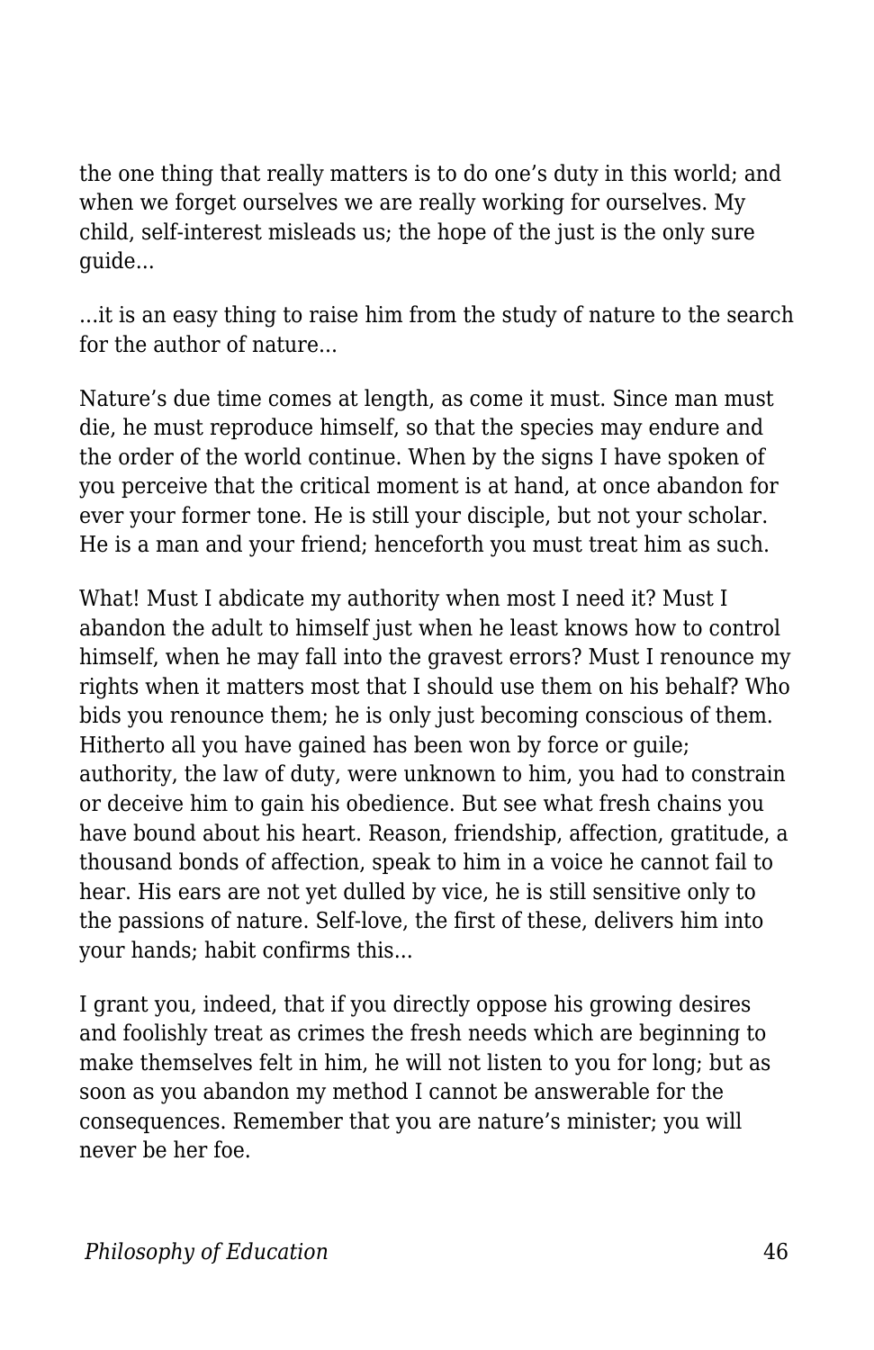the one thing that really matters is to do one’s duty in this world; and when we forget ourselves we are really working for ourselves. My child, self-interest misleads us; the hope of the just is the only sure guide...

...it is an easy thing to raise him from the study of nature to the search for the author of nature...

Nature’s due time comes at length, as come it must. Since man must die, he must reproduce himself, so that the species may endure and the order of the world continue. When by the signs I have spoken of you perceive that the critical moment is at hand, at once abandon for ever your former tone. He is still your disciple, but not your scholar. He is a man and your friend; henceforth you must treat him as such.

What! Must I abdicate my authority when most I need it? Must I abandon the adult to himself just when he least knows how to control himself, when he may fall into the gravest errors? Must I renounce my rights when it matters most that I should use them on his behalf? Who bids you renounce them; he is only just becoming conscious of them. Hitherto all you have gained has been won by force or guile; authority, the law of duty, were unknown to him, you had to constrain or deceive him to gain his obedience. But see what fresh chains you have bound about his heart. Reason, friendship, affection, gratitude, a thousand bonds of affection, speak to him in a voice he cannot fail to hear. His ears are not yet dulled by vice, he is still sensitive only to the passions of nature. Self-love, the first of these, delivers him into your hands; habit confirms this...

I grant you, indeed, that if you directly oppose his growing desires and foolishly treat as crimes the fresh needs which are beginning to make themselves felt in him, he will not listen to you for long; but as soon as you abandon my method I cannot be answerable for the consequences. Remember that you are nature’s minister; you will never be her foe.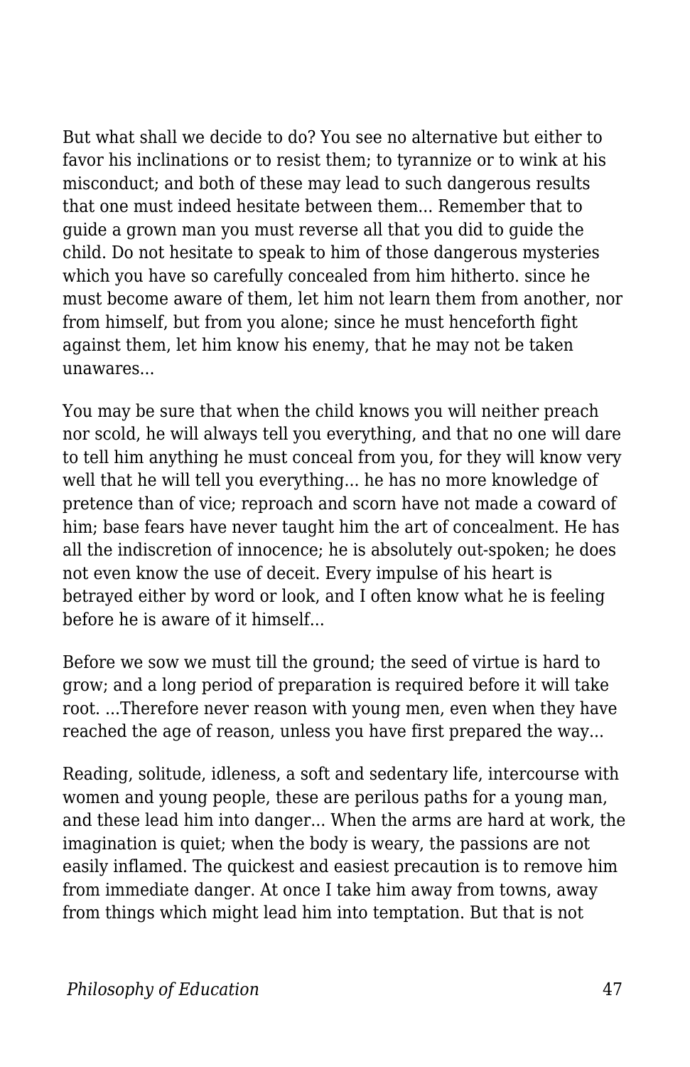But what shall we decide to do? You see no alternative but either to favor his inclinations or to resist them; to tyrannize or to wink at his misconduct; and both of these may lead to such dangerous results that one must indeed hesitate between them... Remember that to guide a grown man you must reverse all that you did to guide the child. Do not hesitate to speak to him of those dangerous mysteries which you have so carefully concealed from him hitherto. since he must become aware of them, let him not learn them from another, nor from himself, but from you alone; since he must henceforth fight against them, let him know his enemy, that he may not be taken unawares...

You may be sure that when the child knows you will neither preach nor scold, he will always tell you everything, and that no one will dare to tell him anything he must conceal from you, for they will know very well that he will tell you everything... he has no more knowledge of pretence than of vice; reproach and scorn have not made a coward of him; base fears have never taught him the art of concealment. He has all the indiscretion of innocence; he is absolutely out-spoken; he does not even know the use of deceit. Every impulse of his heart is betrayed either by word or look, and I often know what he is feeling before he is aware of it himself...

Before we sow we must till the ground; the seed of virtue is hard to grow; and a long period of preparation is required before it will take root. ...Therefore never reason with young men, even when they have reached the age of reason, unless you have first prepared the way...

Reading, solitude, idleness, a soft and sedentary life, intercourse with women and young people, these are perilous paths for a young man, and these lead him into danger... When the arms are hard at work, the imagination is quiet; when the body is weary, the passions are not easily inflamed. The quickest and easiest precaution is to remove him from immediate danger. At once I take him away from towns, away from things which might lead him into temptation. But that is not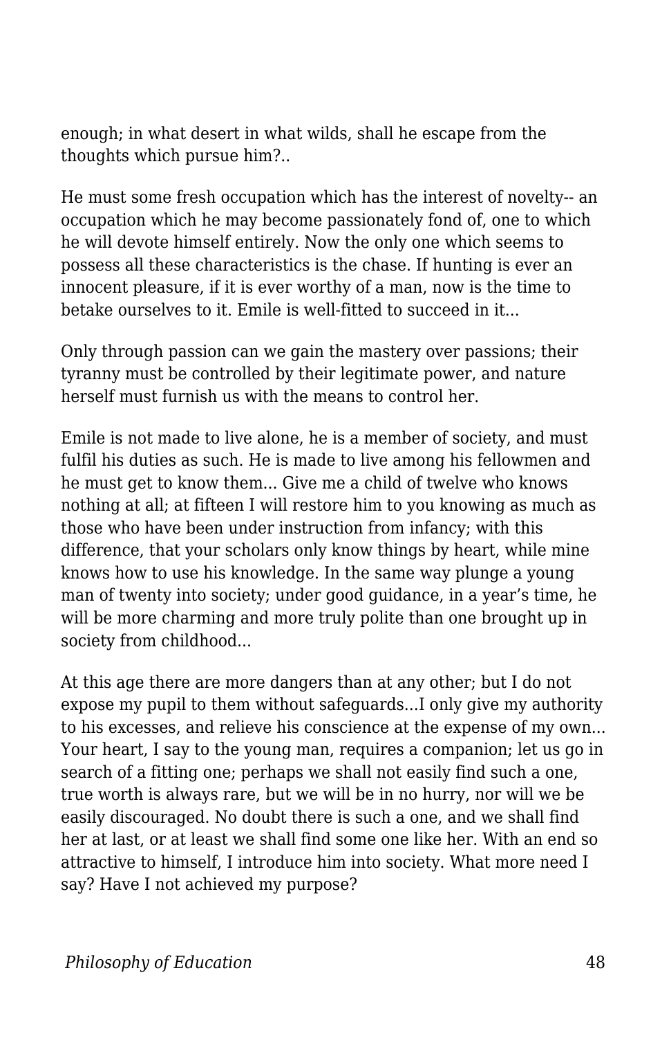enough; in what desert in what wilds, shall he escape from the thoughts which pursue him?..

He must some fresh occupation which has the interest of novelty-- an occupation which he may become passionately fond of, one to which he will devote himself entirely. Now the only one which seems to possess all these characteristics is the chase. If hunting is ever an innocent pleasure, if it is ever worthy of a man, now is the time to betake ourselves to it. Emile is well-fitted to succeed in it...

Only through passion can we gain the mastery over passions; their tyranny must be controlled by their legitimate power, and nature herself must furnish us with the means to control her.

Emile is not made to live alone, he is a member of society, and must fulfil his duties as such. He is made to live among his fellowmen and he must get to know them... Give me a child of twelve who knows nothing at all; at fifteen I will restore him to you knowing as much as those who have been under instruction from infancy; with this difference, that your scholars only know things by heart, while mine knows how to use his knowledge. In the same way plunge a young man of twenty into society; under good guidance, in a year's time, he will be more charming and more truly polite than one brought up in society from childhood...

At this age there are more dangers than at any other; but I do not expose my pupil to them without safeguards...I only give my authority to his excesses, and relieve his conscience at the expense of my own... Your heart, I say to the young man, requires a companion; let us go in search of a fitting one; perhaps we shall not easily find such a one, true worth is always rare, but we will be in no hurry, nor will we be easily discouraged. No doubt there is such a one, and we shall find her at last, or at least we shall find some one like her. With an end so attractive to himself, I introduce him into society. What more need I say? Have I not achieved my purpose?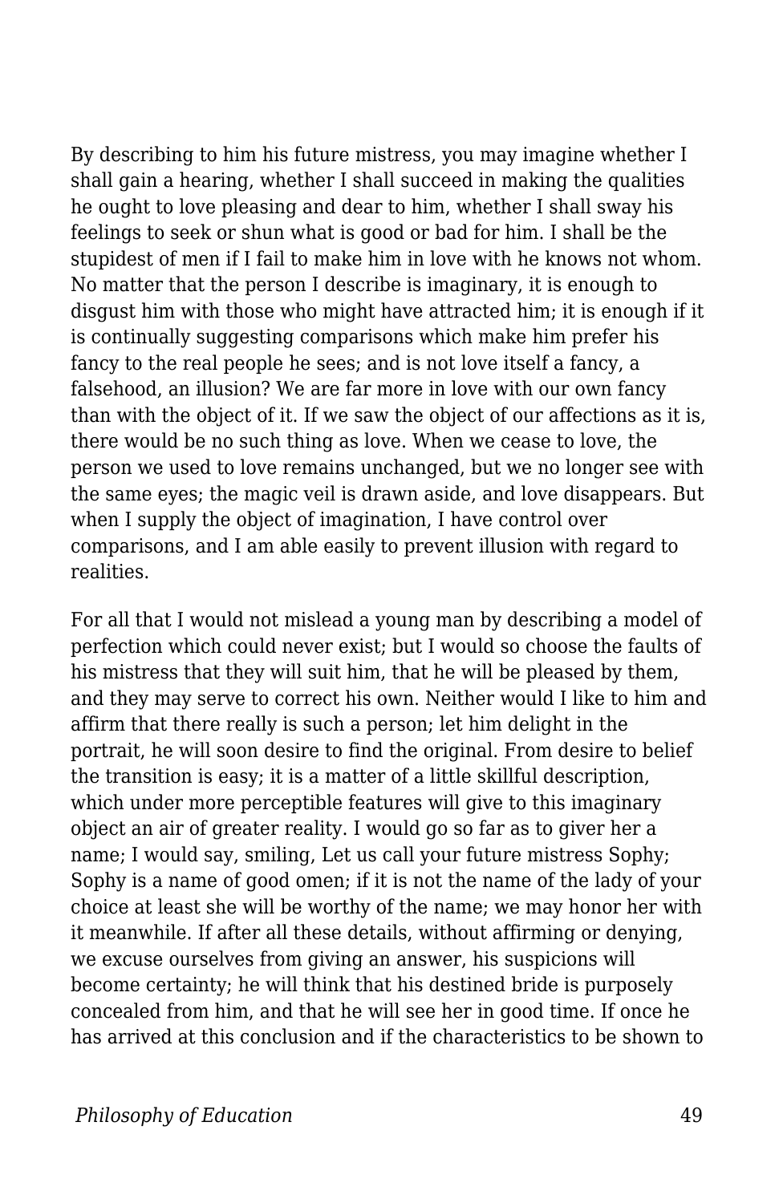By describing to him his future mistress, you may imagine whether I shall gain a hearing, whether I shall succeed in making the qualities he ought to love pleasing and dear to him, whether I shall sway his feelings to seek or shun what is good or bad for him. I shall be the stupidest of men if I fail to make him in love with he knows not whom. No matter that the person I describe is imaginary, it is enough to disgust him with those who might have attracted him; it is enough if it is continually suggesting comparisons which make him prefer his fancy to the real people he sees; and is not love itself a fancy, a falsehood, an illusion? We are far more in love with our own fancy than with the object of it. If we saw the object of our affections as it is, there would be no such thing as love. When we cease to love, the person we used to love remains unchanged, but we no longer see with the same eyes; the magic veil is drawn aside, and love disappears. But when I supply the object of imagination, I have control over comparisons, and I am able easily to prevent illusion with regard to realities.

For all that I would not mislead a young man by describing a model of perfection which could never exist; but I would so choose the faults of his mistress that they will suit him, that he will be pleased by them, and they may serve to correct his own. Neither would I like to him and affirm that there really is such a person; let him delight in the portrait, he will soon desire to find the original. From desire to belief the transition is easy; it is a matter of a little skillful description, which under more perceptible features will give to this imaginary object an air of greater reality. I would go so far as to giver her a name; I would say, smiling, Let us call your future mistress Sophy; Sophy is a name of good omen; if it is not the name of the lady of your choice at least she will be worthy of the name; we may honor her with it meanwhile. If after all these details, without affirming or denying, we excuse ourselves from giving an answer, his suspicions will become certainty; he will think that his destined bride is purposely concealed from him, and that he will see her in good time. If once he has arrived at this conclusion and if the characteristics to be shown to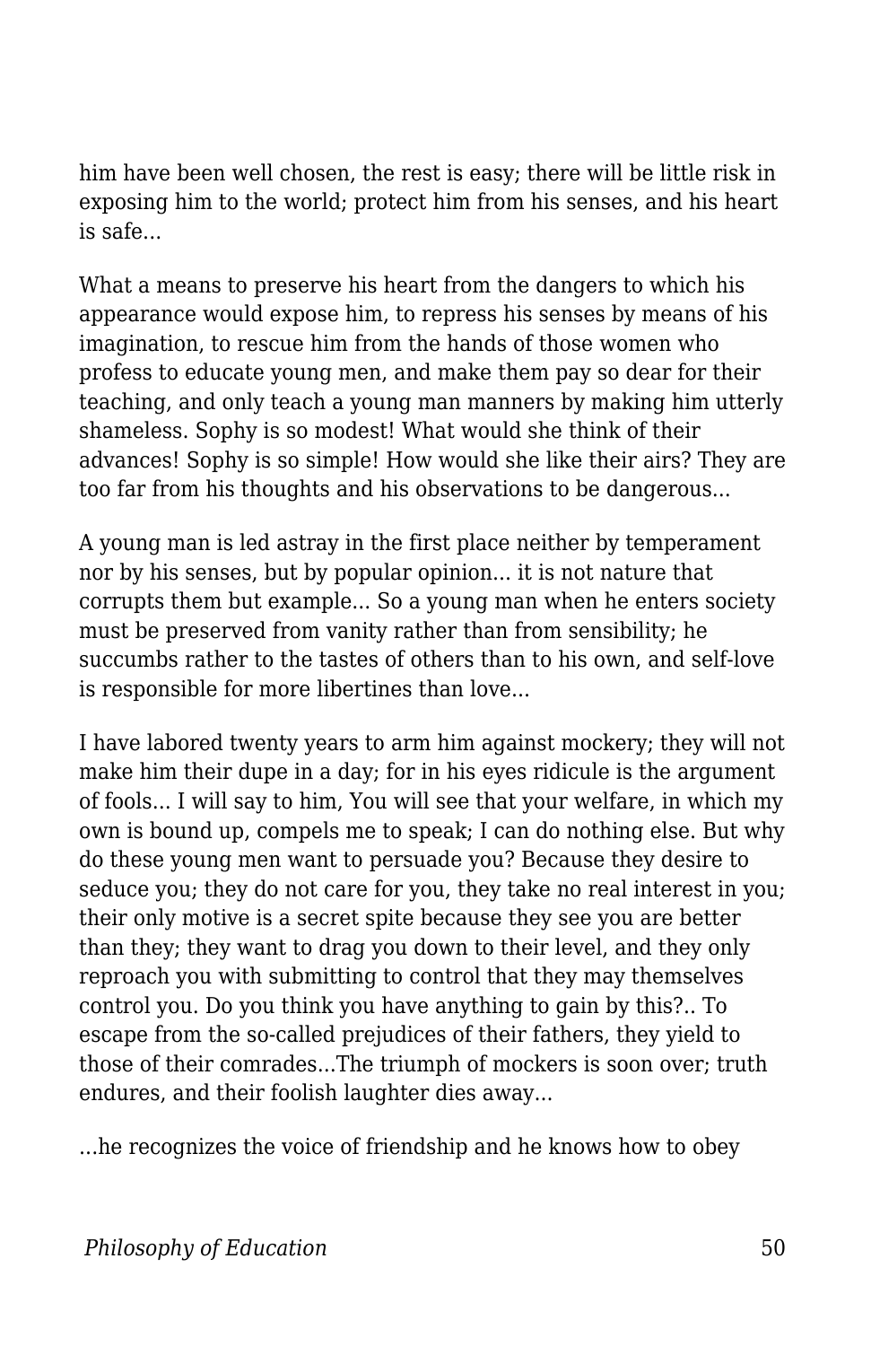him have been well chosen, the rest is easy; there will be little risk in exposing him to the world; protect him from his senses, and his heart is safe...

What a means to preserve his heart from the dangers to which his appearance would expose him, to repress his senses by means of his imagination, to rescue him from the hands of those women who profess to educate young men, and make them pay so dear for their teaching, and only teach a young man manners by making him utterly shameless. Sophy is so modest! What would she think of their advances! Sophy is so simple! How would she like their airs? They are too far from his thoughts and his observations to be dangerous...

A young man is led astray in the first place neither by temperament nor by his senses, but by popular opinion... it is not nature that corrupts them but example... So a young man when he enters society must be preserved from vanity rather than from sensibility; he succumbs rather to the tastes of others than to his own, and self-love is responsible for more libertines than love...

I have labored twenty years to arm him against mockery; they will not make him their dupe in a day; for in his eyes ridicule is the argument of fools... I will say to him, You will see that your welfare, in which my own is bound up, compels me to speak; I can do nothing else. But why do these young men want to persuade you? Because they desire to seduce you; they do not care for you, they take no real interest in you; their only motive is a secret spite because they see you are better than they; they want to drag you down to their level, and they only reproach you with submitting to control that they may themselves control you. Do you think you have anything to gain by this?.. To escape from the so-called prejudices of their fathers, they yield to those of their comrades...The triumph of mockers is soon over; truth endures, and their foolish laughter dies away...

...he recognizes the voice of friendship and he knows how to obey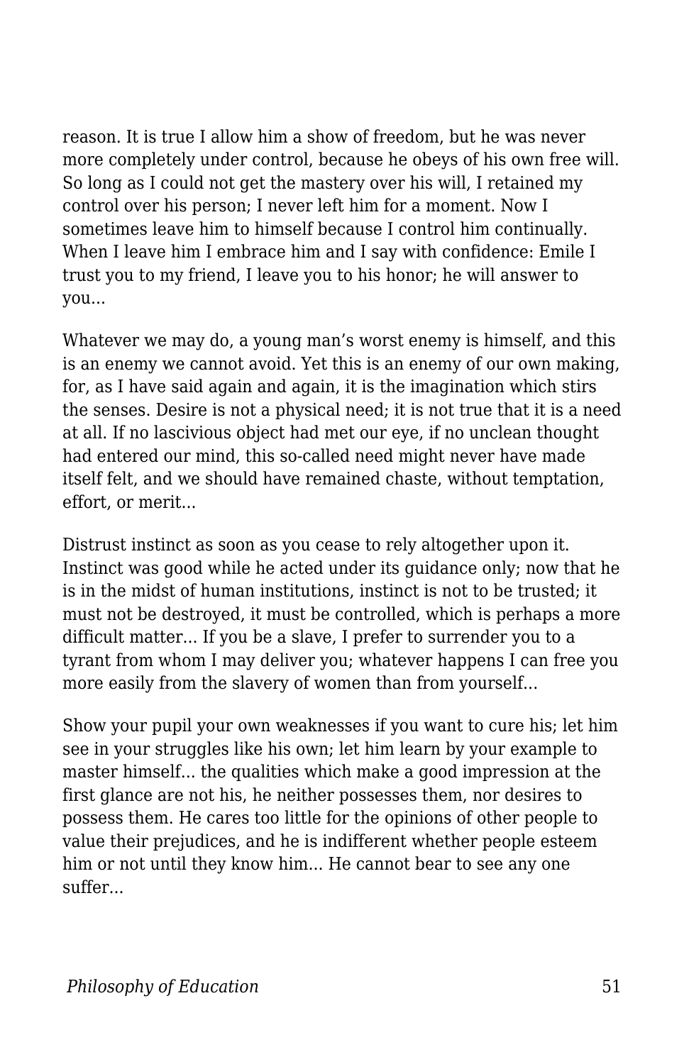reason. It is true I allow him a show of freedom, but he was never more completely under control, because he obeys of his own free will. So long as I could not get the mastery over his will, I retained my control over his person; I never left him for a moment. Now I sometimes leave him to himself because I control him continually. When I leave him I embrace him and I say with confidence: Emile I trust you to my friend, I leave you to his honor; he will answer to you...

Whatever we may do, a young man's worst enemy is himself, and this is an enemy we cannot avoid. Yet this is an enemy of our own making, for, as I have said again and again, it is the imagination which stirs the senses. Desire is not a physical need; it is not true that it is a need at all. If no lascivious object had met our eye, if no unclean thought had entered our mind, this so-called need might never have made itself felt, and we should have remained chaste, without temptation, effort, or merit...

Distrust instinct as soon as you cease to rely altogether upon it. Instinct was good while he acted under its guidance only; now that he is in the midst of human institutions, instinct is not to be trusted; it must not be destroyed, it must be controlled, which is perhaps a more difficult matter... If you be a slave, I prefer to surrender you to a tyrant from whom I may deliver you; whatever happens I can free you more easily from the slavery of women than from yourself...

Show your pupil your own weaknesses if you want to cure his; let him see in your struggles like his own; let him learn by your example to master himself... the qualities which make a good impression at the first glance are not his, he neither possesses them, nor desires to possess them. He cares too little for the opinions of other people to value their prejudices, and he is indifferent whether people esteem him or not until they know him... He cannot bear to see any one suffer...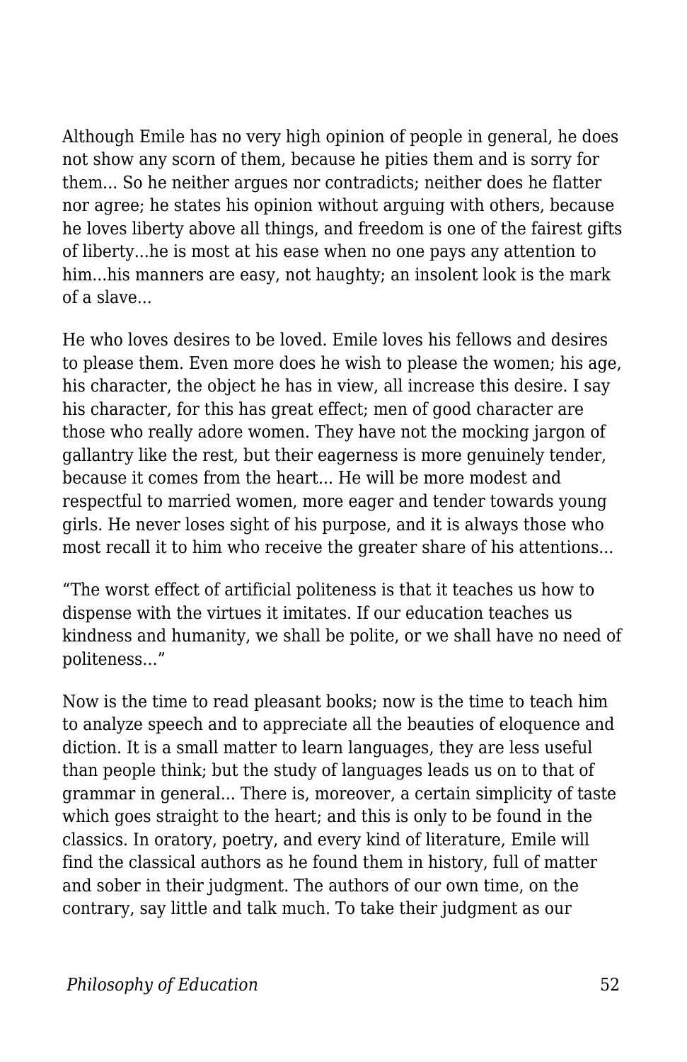Although Emile has no very high opinion of people in general, he does not show any scorn of them, because he pities them and is sorry for them... So he neither argues nor contradicts; neither does he flatter nor agree; he states his opinion without arguing with others, because he loves liberty above all things, and freedom is one of the fairest gifts of liberty...he is most at his ease when no one pays any attention to him...his manners are easy, not haughty; an insolent look is the mark of a slave...

He who loves desires to be loved. Emile loves his fellows and desires to please them. Even more does he wish to please the women; his age, his character, the object he has in view, all increase this desire. I say his character, for this has great effect; men of good character are those who really adore women. They have not the mocking jargon of gallantry like the rest, but their eagerness is more genuinely tender, because it comes from the heart... He will be more modest and respectful to married women, more eager and tender towards young girls. He never loses sight of his purpose, and it is always those who most recall it to him who receive the greater share of his attentions...

“The worst effect of artificial politeness is that it teaches us how to dispense with the virtues it imitates. If our education teaches us kindness and humanity, we shall be polite, or we shall have no need of politeness...”

Now is the time to read pleasant books; now is the time to teach him to analyze speech and to appreciate all the beauties of eloquence and diction. It is a small matter to learn languages, they are less useful than people think; but the study of languages leads us on to that of grammar in general... There is, moreover, a certain simplicity of taste which goes straight to the heart; and this is only to be found in the classics. In oratory, poetry, and every kind of literature, Emile will find the classical authors as he found them in history, full of matter and sober in their judgment. The authors of our own time, on the contrary, say little and talk much. To take their judgment as our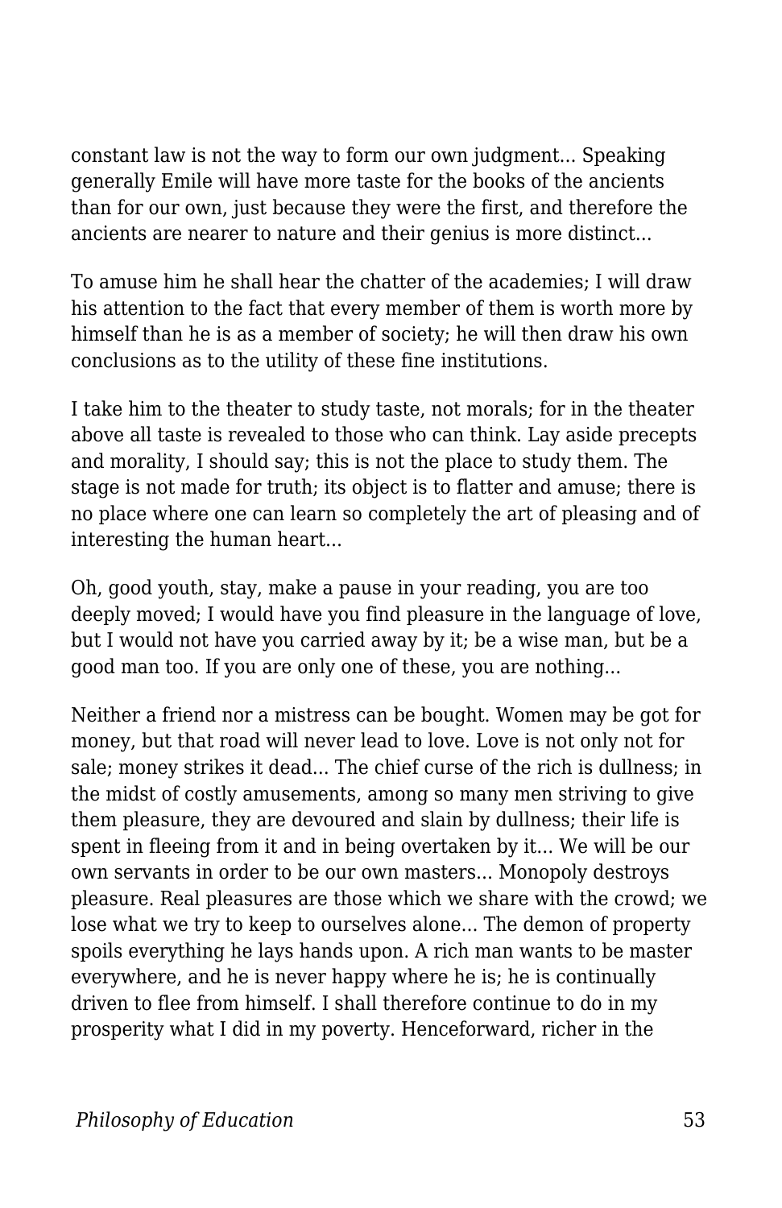constant law is not the way to form our own judgment... Speaking generally Emile will have more taste for the books of the ancients than for our own, just because they were the first, and therefore the ancients are nearer to nature and their genius is more distinct...

To amuse him he shall hear the chatter of the academies; I will draw his attention to the fact that every member of them is worth more by himself than he is as a member of society; he will then draw his own conclusions as to the utility of these fine institutions.

I take him to the theater to study taste, not morals; for in the theater above all taste is revealed to those who can think. Lay aside precepts and morality, I should say; this is not the place to study them. The stage is not made for truth; its object is to flatter and amuse; there is no place where one can learn so completely the art of pleasing and of interesting the human heart...

Oh, good youth, stay, make a pause in your reading, you are too deeply moved; I would have you find pleasure in the language of love, but I would not have you carried away by it; be a wise man, but be a good man too. If you are only one of these, you are nothing...

Neither a friend nor a mistress can be bought. Women may be got for money, but that road will never lead to love. Love is not only not for sale; money strikes it dead... The chief curse of the rich is dullness; in the midst of costly amusements, among so many men striving to give them pleasure, they are devoured and slain by dullness; their life is spent in fleeing from it and in being overtaken by it... We will be our own servants in order to be our own masters... Monopoly destroys pleasure. Real pleasures are those which we share with the crowd; we lose what we try to keep to ourselves alone... The demon of property spoils everything he lays hands upon. A rich man wants to be master everywhere, and he is never happy where he is; he is continually driven to flee from himself. I shall therefore continue to do in my prosperity what I did in my poverty. Henceforward, richer in the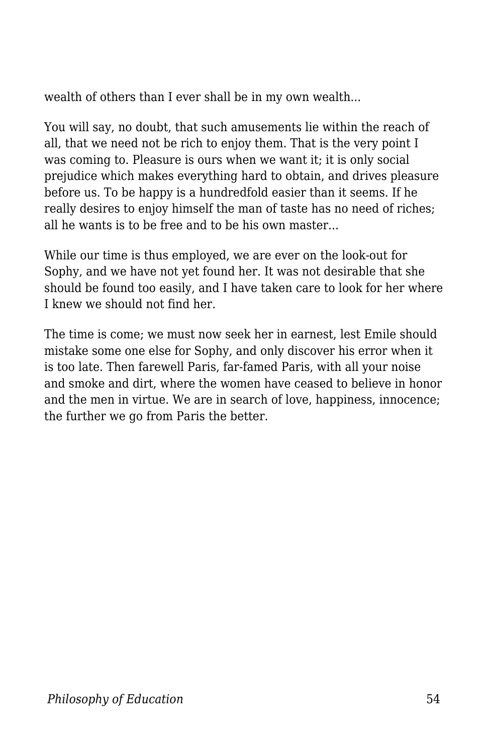wealth of others than I ever shall be in my own wealth...

You will say, no doubt, that such amusements lie within the reach of all, that we need not be rich to enjoy them. That is the very point I was coming to. Pleasure is ours when we want it; it is only social prejudice which makes everything hard to obtain, and drives pleasure before us. To be happy is a hundredfold easier than it seems. If he really desires to enjoy himself the man of taste has no need of riches; all he wants is to be free and to be his own master...

While our time is thus employed, we are ever on the look-out for Sophy, and we have not yet found her. It was not desirable that she should be found too easily, and I have taken care to look for her where I knew we should not find her.

The time is come; we must now seek her in earnest, lest Emile should mistake some one else for Sophy, and only discover his error when it is too late. Then farewell Paris, far-famed Paris, with all your noise and smoke and dirt, where the women have ceased to believe in honor and the men in virtue. We are in search of love, happiness, innocence; the further we go from Paris the better.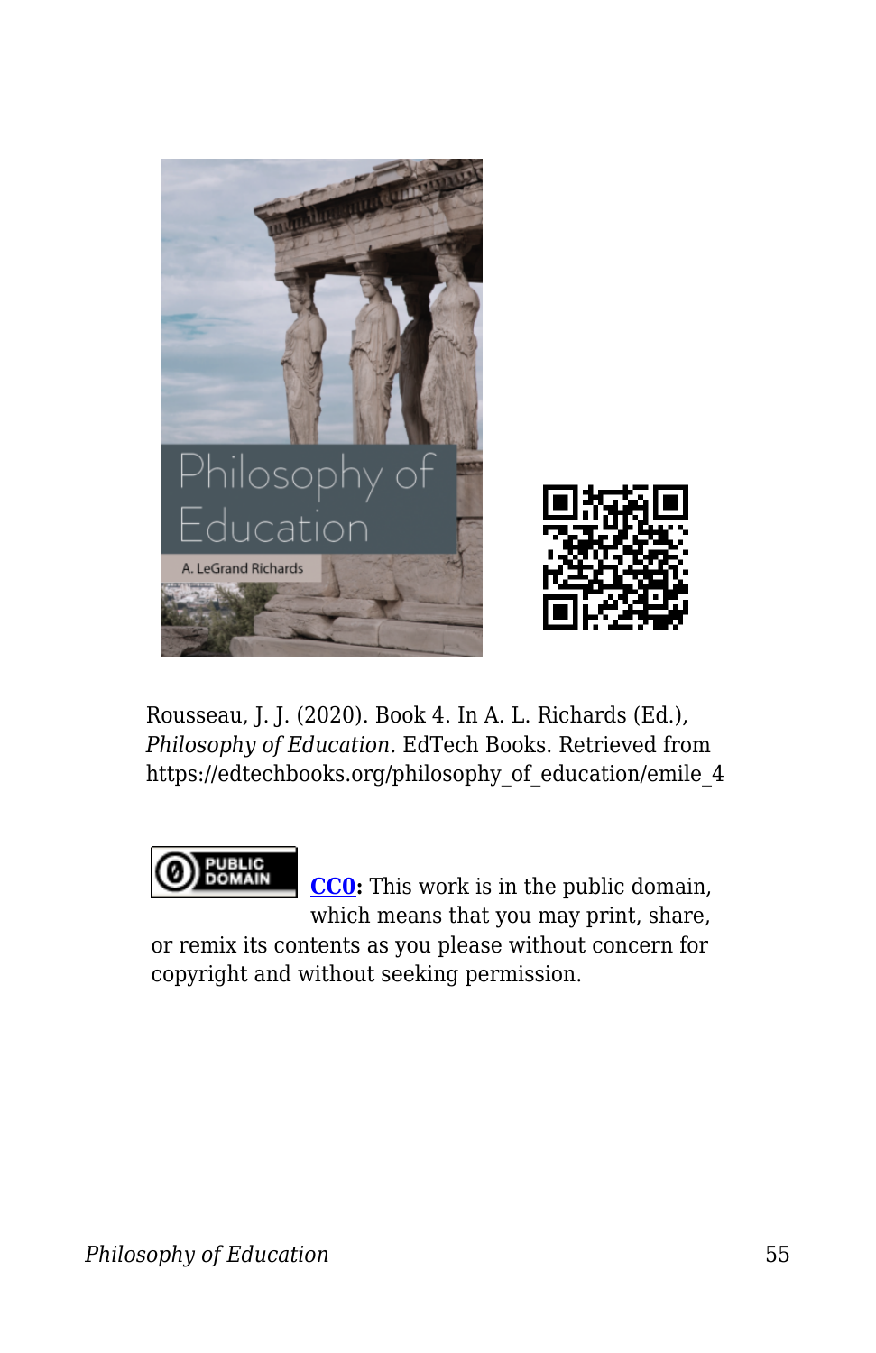Rousseau, J. J. (2020). Book 4. In A. L. Richards (Ed.), *Philosophy of Education*. EdTech Books. Retrieved from https://edtechbooks.org/philosophy_of_education/emile_4

**CC0:** This work is in the public domain, which means that you may print, share, or remix its contents as you please without concern for copyright and without seeking permission.